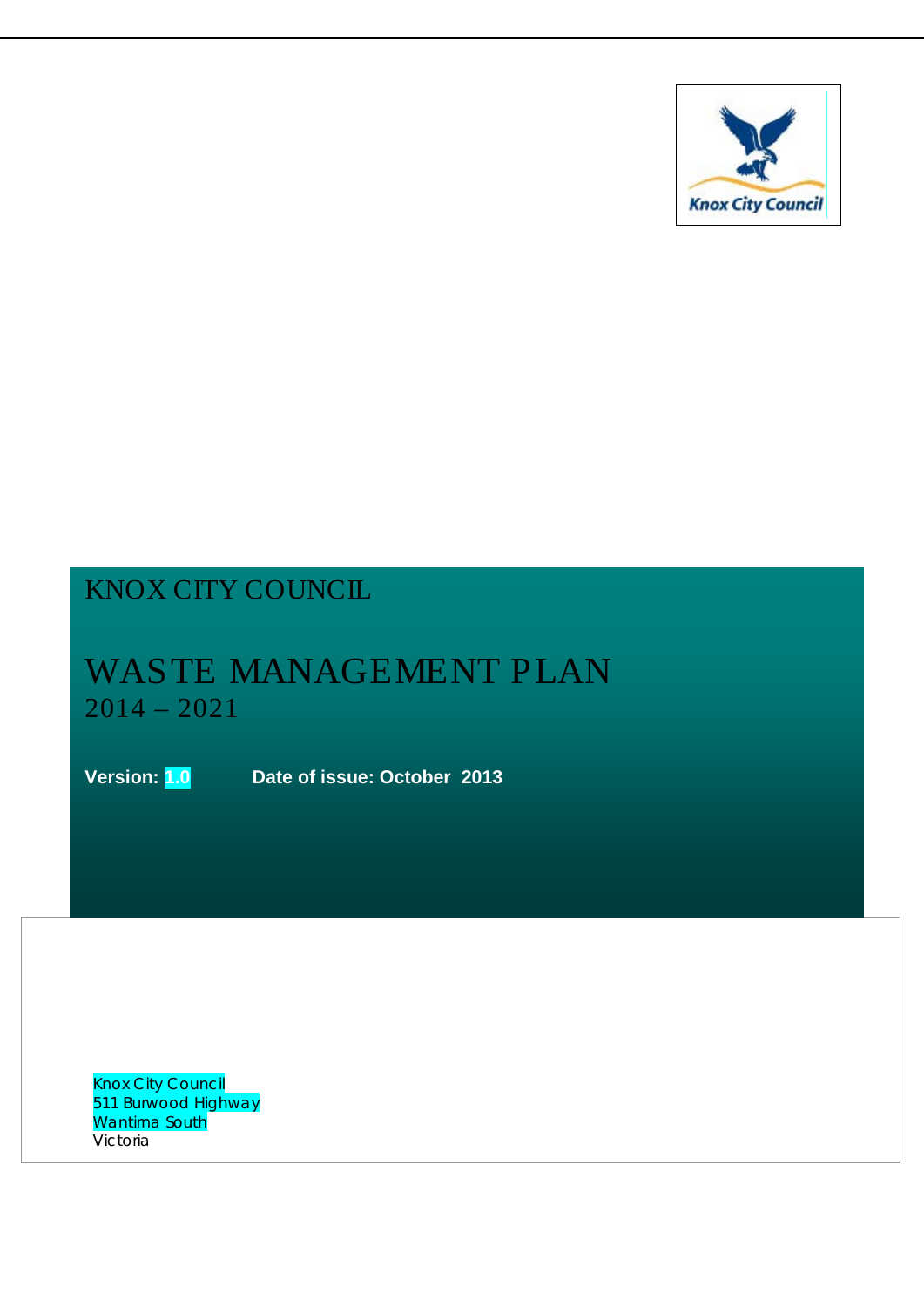Knox City Council

KNOX CITY COUNCIL

# WASTE MANAGEMENT PLAN

## 2014 – 2021

**Version: 1.0** **Date of issue: October 2013**

Knox City Council
511 Burwood Highway
Wantirna South
Victoria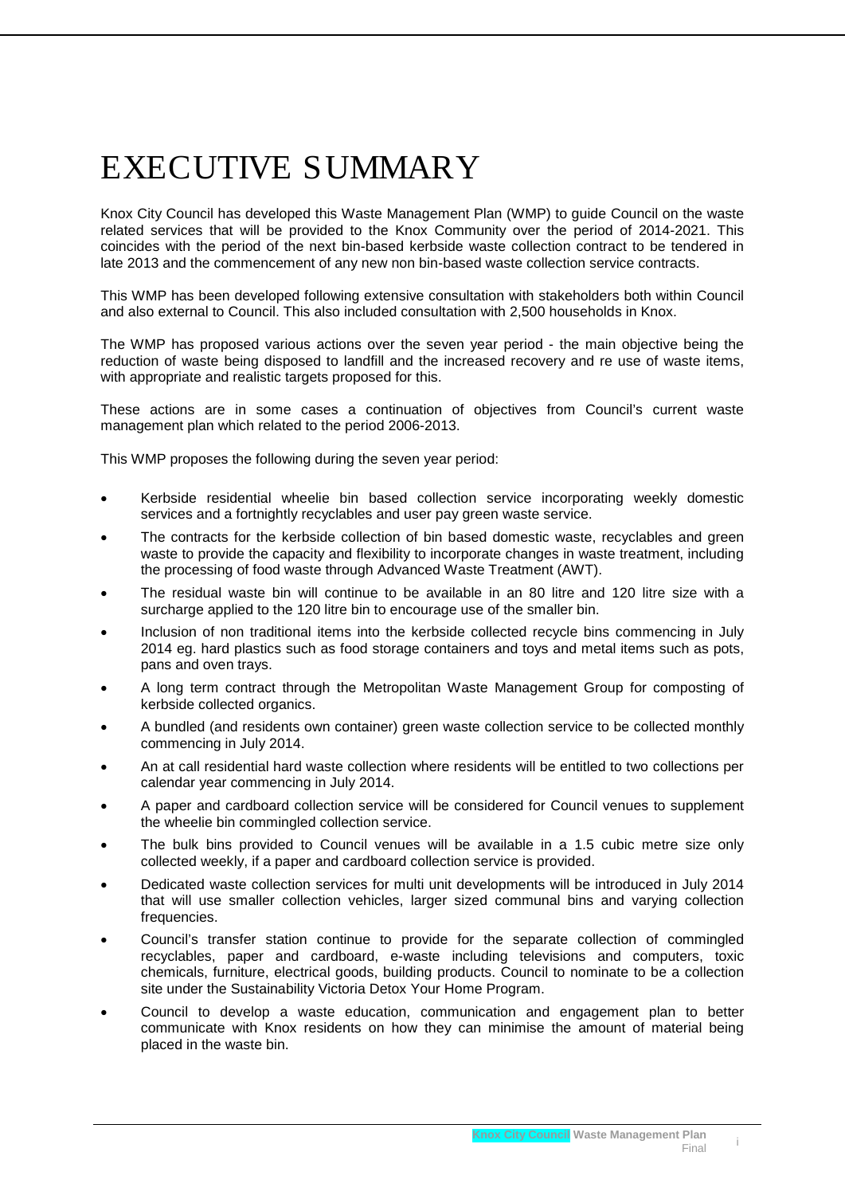# EXECUTIVE SUMMARY

Knox City Council has developed this Waste Management Plan (WMP) to guide Council on the waste related services that will be provided to the Knox Community over the period of 2014-2021. This coincides with the period of the next bin-based kerbside waste collection contract to be tendered in late 2013 and the commencement of any new non bin-based waste collection service contracts.

This WMP has been developed following extensive consultation with stakeholders both within Council and also external to Council. This also included consultation with 2,500 households in Knox.

The WMP has proposed various actions over the seven year period - the main objective being the reduction of waste being disposed to landfill and the increased recovery and re use of waste items, with appropriate and realistic targets proposed for this.

These actions are in some cases a continuation of objectives from Council's current waste management plan which related to the period 2006-2013.

This WMP proposes the following during the seven year period:

- Kerbside residential wheelie bin based collection service incorporating weekly domestic services and a fortnightly recyclables and user pay green waste service.
- The contracts for the kerbside collection of bin based domestic waste, recyclables and green waste to provide the capacity and flexibility to incorporate changes in waste treatment, including the processing of food waste through Advanced Waste Treatment (AWT).
- The residual waste bin will continue to be available in an 80 litre and 120 litre size with a surcharge applied to the 120 litre bin to encourage use of the smaller bin.
- Inclusion of non traditional items into the kerbside collected recycle bins commencing in July 2014 eg. hard plastics such as food storage containers and toys and metal items such as pots, pans and oven trays.
- A long term contract through the Metropolitan Waste Management Group for composting of kerbside collected organics.
- A bundled (and residents own container) green waste collection service to be collected monthly commencing in July 2014.
- An at call residential hard waste collection where residents will be entitled to two collections per calendar year commencing in July 2014.
- A paper and cardboard collection service will be considered for Council venues to supplement the wheelie bin commingled collection service.
- The bulk bins provided to Council venues will be available in a 1.5 cubic metre size only collected weekly, if a paper and cardboard collection service is provided.
- Dedicated waste collection services for multi unit developments will be introduced in July 2014 that will use smaller collection vehicles, larger sized communal bins and varying collection frequencies.
- Council's transfer station continue to provide for the separate collection of commingled recyclables, paper and cardboard, e-waste including televisions and computers, toxic chemicals, furniture, electrical goods, building products. Council to nominate to be a collection site under the Sustainability Victoria Detox Your Home Program.
- Council to develop a waste education, communication and engagement plan to better communicate with Knox residents on how they can minimise the amount of material being placed in the waste bin.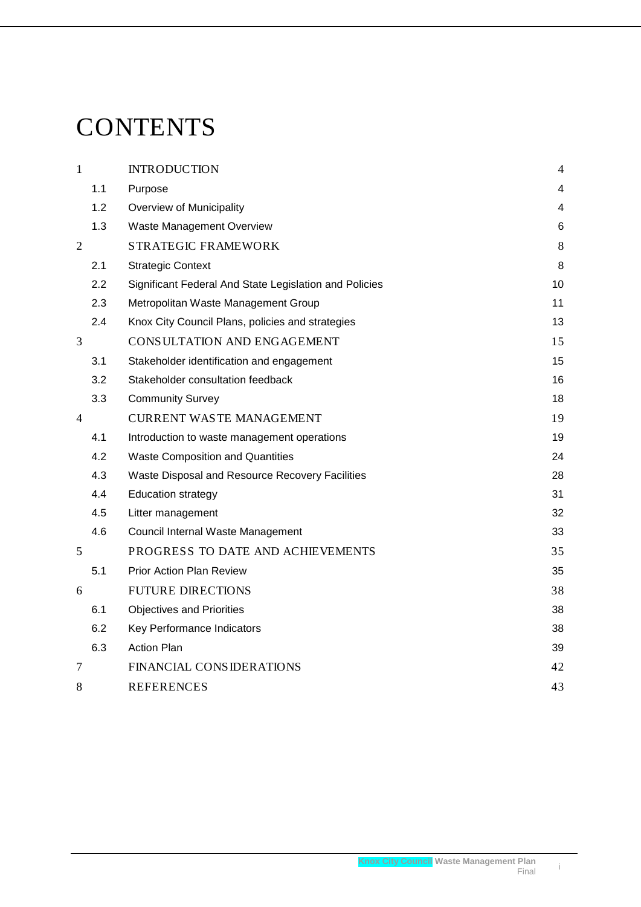# CONTENTS

| | | | |
|---|---|---|---|
| 1 | | INTRODUCTION | 4 |
| | 1.1 | Purpose | 4 |
| | 1.2 | Overview of Municipality | 4 |
| | 1.3 | Waste Management Overview | 6 |
| 2 | | STRATEGIC FRAMEWORK | 8 |
| | 2.1 | Strategic Context | 8 |
| | 2.2 | Significant Federal And State Legislation and Policies | 10 |
| | 2.3 | Metropolitan Waste Management Group | 11 |
| | 2.4 | Knox City Council Plans, policies and strategies | 13 |
| 3 | | CONSULTATION AND ENGAGEMENT | 15 |
| | 3.1 | Stakeholder identification and engagement | 15 |
| | 3.2 | Stakeholder consultation feedback | 16 |
| | 3.3 | Community Survey | 18 |
| 4 | | CURRENT WASTE MANAGEMENT | 19 |
| | 4.1 | Introduction to waste management operations | 19 |
| | 4.2 | Waste Composition and Quantities | 24 |
| | 4.3 | Waste Disposal and Resource Recovery Facilities | 28 |
| | 4.4 | Education strategy | 31 |
| | 4.5 | Litter management | 32 |
| | 4.6 | Council Internal Waste Management | 33 |
| 5 | | PROGRESS TO DATE AND ACHIEVEMENTS | 35 |
| | 5.1 | Prior Action Plan Review | 35 |
| 6 | | FUTURE DIRECTIONS | 38 |
| | 6.1 | Objectives and Priorities | 38 |
| | 6.2 | Key Performance Indicators | 38 |
| | 6.3 | Action Plan | 39 |
| 7 | | FINANCIAL CONSIDERATIONS | 42 |
| 8 | | REFERENCES | 43 |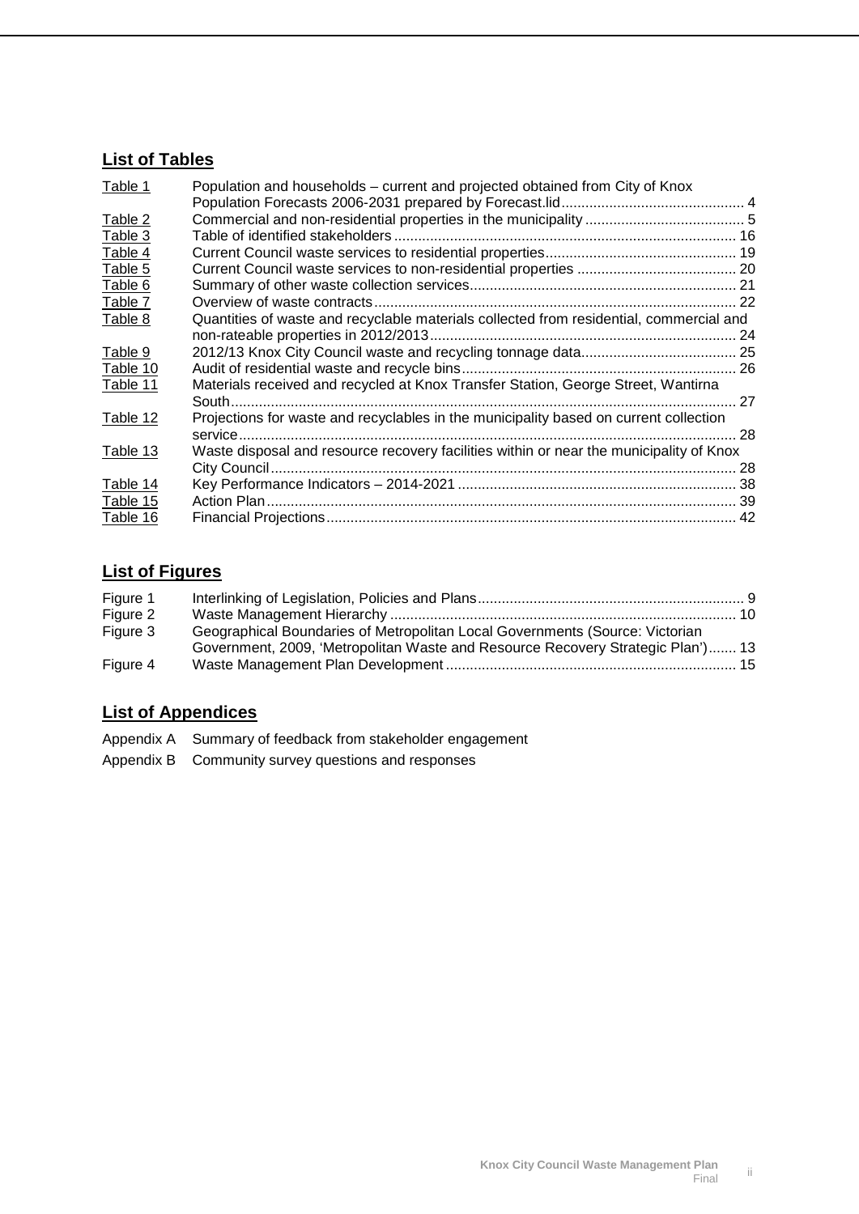## List of Tables

| | | |
|---|---|---|
| Table 1 | Population and households – current and projected obtained from City of Knox Population Forecasts 2006-2031 prepared by Forecast.lid | 4 |
| Table 2 | Commercial and non-residential properties in the municipality | 5 |
| Table 3 | Table of identified stakeholders | 16 |
| Table 4 | Current Council waste services to residential properties | 19 |
| Table 5 | Current Council waste services to non-residential properties | 20 |
| Table 6 | Summary of other waste collection services | 21 |
| Table 7 | Overview of waste contracts | 22 |
| Table 8 | Quantities of waste and recyclable materials collected from residential, commercial and non-rateable properties in 2012/2013 | 24 |
| Table 9 | 2012/13 Knox City Council waste and recycling tonnage data | 25 |
| Table 10 | Audit of residential waste and recycle bins | 26 |
| Table 11 | Materials received and recycled at Knox Transfer Station, George Street, Wantirna South | 27 |
| Table 12 | Projections for waste and recyclables in the municipality based on current collection service | 28 |
| Table 13 | Waste disposal and resource recovery facilities within or near the municipality of Knox City Council | 28 |
| Table 14 | Key Performance Indicators – 2014-2021 | 38 |
| Table 15 | Action Plan | 39 |
| Table 16 | Financial Projections | 42 |

## List of Figures

| | | |
|---|---|---|
| Figure 1 | Interlinking of Legislation, Policies and Plans | 9 |
| Figure 2 | Waste Management Hierarchy | 10 |
| Figure 3 | Geographical Boundaries of Metropolitan Local Governments (Source: Victorian Government, 2009, 'Metropolitan Waste and Resource Recovery Strategic Plan') | 13 |
| Figure 4 | Waste Management Plan Development | 15 |

## List of Appendices

Appendix A Summary of feedback from stakeholder engagement

Appendix B Community survey questions and responses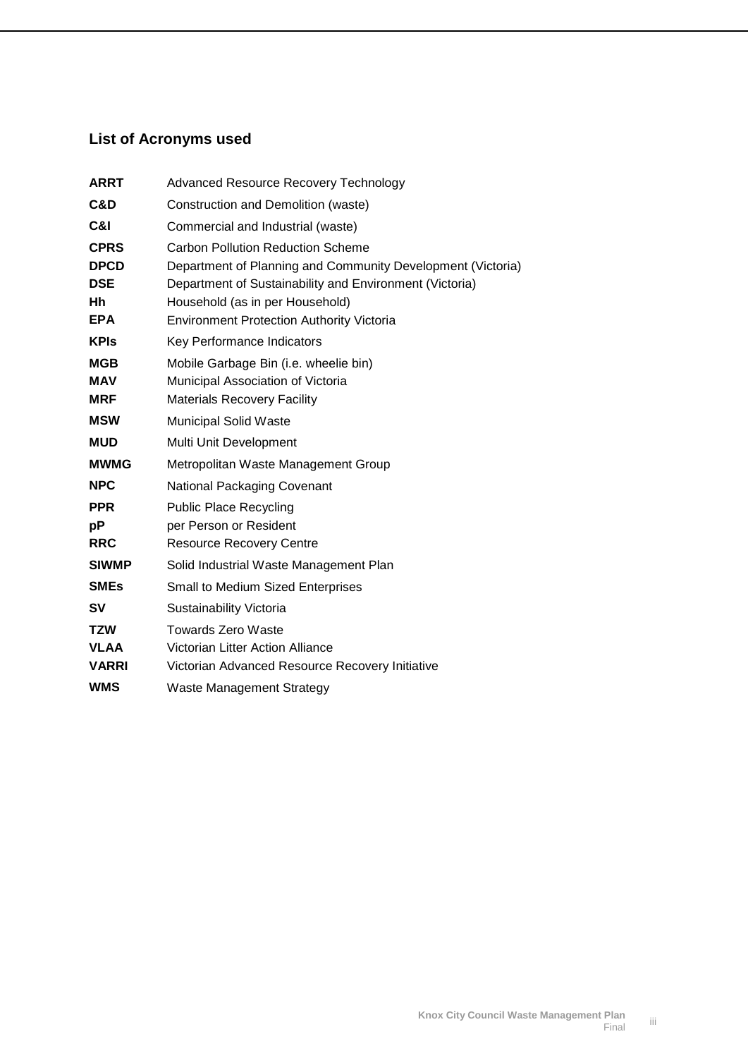## List of Acronyms used

| | |
|---|---|
| **ARRT** | Advanced Resource Recovery Technology |
| **C&D** | Construction and Demolition (waste) |
| **C&I** | Commercial and Industrial (waste) |
| **CPRS** | Carbon Pollution Reduction Scheme |
| **DPCD** | Department of Planning and Community Development (Victoria) |
| **DSE** | Department of Sustainability and Environment (Victoria) |
| **Hh** | Household (as in per Household) |
| **EPA** | Environment Protection Authority Victoria |
| **KPIs** | Key Performance Indicators |
| **MGB** | Mobile Garbage Bin (i.e. wheelie bin) |
| **MAV** | Municipal Association of Victoria |
| **MRF** | Materials Recovery Facility |
| **MSW** | Municipal Solid Waste |
| **MUD** | Multi Unit Development |
| **MWMG** | Metropolitan Waste Management Group |
| **NPC** | National Packaging Covenant |
| **PPR** | Public Place Recycling |
| **pP** | per Person or Resident |
| **RRC** | Resource Recovery Centre |
| **SIWMP** | Solid Industrial Waste Management Plan |
| **SMEs** | Small to Medium Sized Enterprises |
| **SV** | Sustainability Victoria |
| **TZW** | Towards Zero Waste |
| **VLAA** | Victorian Litter Action Alliance |
| **VARRI** | Victorian Advanced Resource Recovery Initiative |
| **WMS** | Waste Management Strategy |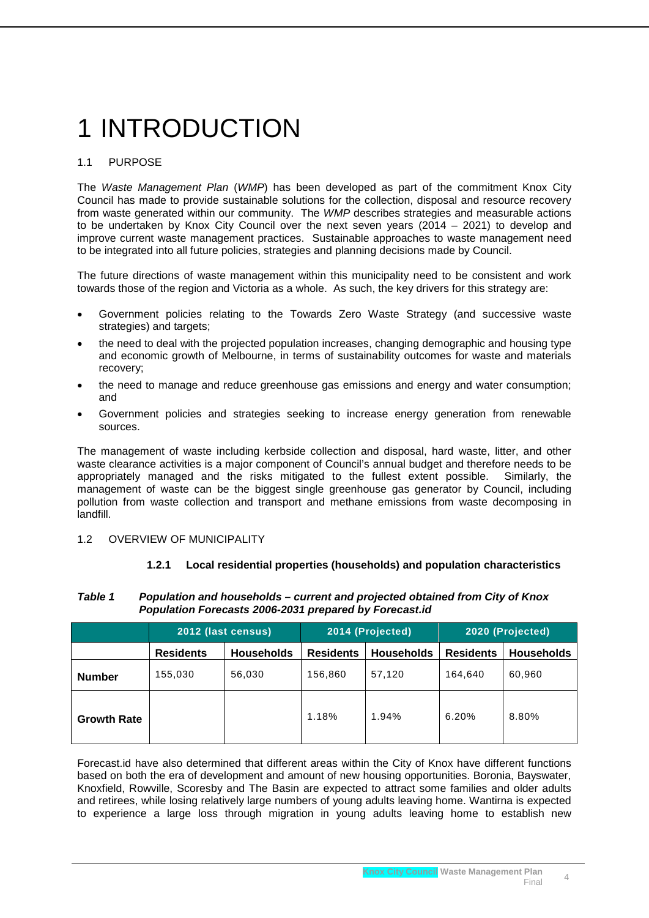# 1 INTRODUCTION

## 1.1 PURPOSE

The *Waste Management Plan* (*WMP*) has been developed as part of the commitment Knox City Council has made to provide sustainable solutions for the collection, disposal and resource recovery from waste generated within our community. The *WMP* describes strategies and measurable actions to be undertaken by Knox City Council over the next seven years (2014 – 2021) to develop and improve current waste management practices. Sustainable approaches to waste management need to be integrated into all future policies, strategies and planning decisions made by Council.

The future directions of waste management within this municipality need to be consistent and work towards those of the region and Victoria as a whole. As such, the key drivers for this strategy are:

- Government policies relating to the Towards Zero Waste Strategy (and successive waste strategies) and targets;
- the need to deal with the projected population increases, changing demographic and housing type and economic growth of Melbourne, in terms of sustainability outcomes for waste and materials recovery;
- the need to manage and reduce greenhouse gas emissions and energy and water consumption; and
- Government policies and strategies seeking to increase energy generation from renewable sources.

The management of waste including kerbside collection and disposal, hard waste, litter, and other waste clearance activities is a major component of Council's annual budget and therefore needs to be appropriately managed and the risks mitigated to the fullest extent possible. Similarly, the management of waste can be the biggest single greenhouse gas generator by Council, including pollution from waste collection and transport and methane emissions from waste decomposing in landfill.

## 1.2 OVERVIEW OF MUNICIPALITY

### 1.2.1 Local residential properties (households) and population characteristics

***Table 1 Population and households – current and projected obtained from City of Knox Population Forecasts 2006-2031 prepared by Forecast.id***

| | 2012 (last census) | | 2014 (Projected) | | 2020 (Projected) | |
|---|---|---|---|---|---|---|
| | **Residents** | **Households** | **Residents** | **Households** | **Residents** | **Households** |
| **Number** | 155,030 | 56,030 | 156,860 | 57,120 | 164,640 | 60,960 |
| **Growth Rate** | | | 1.18% | 1.94% | 6.20% | 8.80% |

Forecast.id have also determined that different areas within the City of Knox have different functions based on both the era of development and amount of new housing opportunities. Boronia, Bayswater, Knoxfield, Rowville, Scoresby and The Basin are expected to attract some families and older adults and retirees, while losing relatively large numbers of young adults leaving home. Wantirna is expected to experience a large loss through migration in young adults leaving home to establish new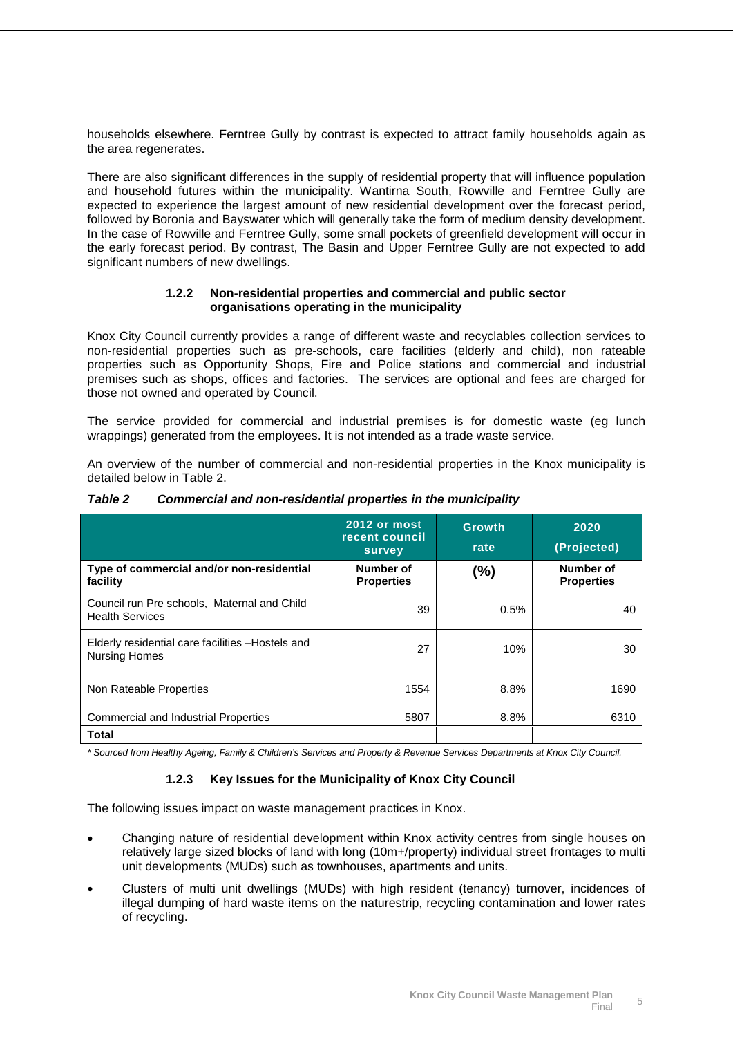households elsewhere. Ferntree Gully by contrast is expected to attract family households again as the area regenerates.

There are also significant differences in the supply of residential property that will influence population and household futures within the municipality. Wantirna South, Rowville and Ferntree Gully are expected to experience the largest amount of new residential development over the forecast period, followed by Boronia and Bayswater which will generally take the form of medium density development. In the case of Rowville and Ferntree Gully, some small pockets of greenfield development will occur in the early forecast period. By contrast, The Basin and Upper Ferntree Gully are not expected to add significant numbers of new dwellings.

#### 1.2.2 Non-residential properties and commercial and public sector organisations operating in the municipality

Knox City Council currently provides a range of different waste and recyclables collection services to non-residential properties such as pre-schools, care facilities (elderly and child), non rateable properties such as Opportunity Shops, Fire and Police stations and commercial and industrial premises such as shops, offices and factories. The services are optional and fees are charged for those not owned and operated by Council.

The service provided for commercial and industrial premises is for domestic waste (eg lunch wrappings) generated from the employees. It is not intended as a trade waste service.

An overview of the number of commercial and non-residential properties in the Knox municipality is detailed below in Table 2.

***Table 2 Commercial and non-residential properties in the municipality***

| | 2012 or most recent council survey | Growth rate | 2020 (Projected) |
|---|---|---|---|
| **Type of commercial and/or non-residential facility** | **Number of Properties** | **(%)** | **Number of Properties** |
| Council run Pre schools, Maternal and Child Health Services | 39 | 0.5% | 40 |
| Elderly residential care facilities –Hostels and Nursing Homes | 27 | 10% | 30 |
| Non Rateable Properties | 1554 | 8.8% | 1690 |
| Commercial and Industrial Properties | 5807 | 8.8% | 6310 |
| **Total** | | | |

*\* Sourced from Healthy Ageing, Family & Children's Services and Property & Revenue Services Departments at Knox City Council.*

#### 1.2.3 Key Issues for the Municipality of Knox City Council

The following issues impact on waste management practices in Knox.

- Changing nature of residential development within Knox activity centres from single houses on relatively large sized blocks of land with long (10m+/property) individual street frontages to multi unit developments (MUDs) such as townhouses, apartments and units.
- Clusters of multi unit dwellings (MUDs) with high resident (tenancy) turnover, incidences of illegal dumping of hard waste items on the naturestrip, recycling contamination and lower rates of recycling.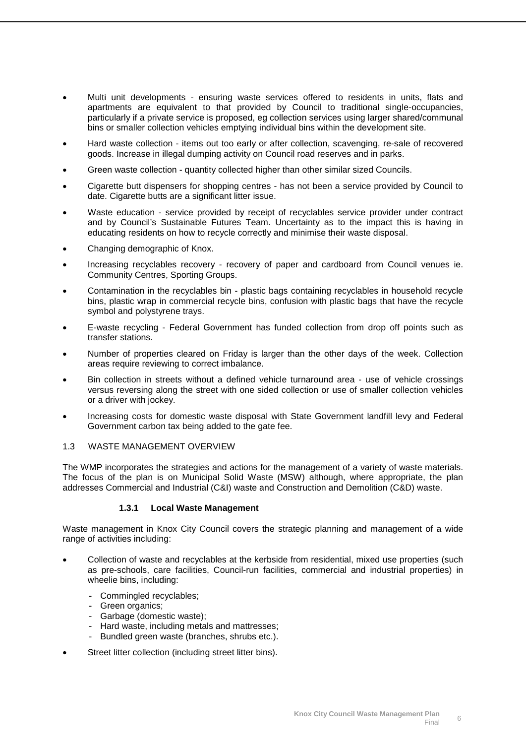- Multi unit developments - ensuring waste services offered to residents in units, flats and apartments are equivalent to that provided by Council to traditional single-occupancies, particularly if a private service is proposed, eg collection services using larger shared/communal bins or smaller collection vehicles emptying individual bins within the development site.
- Hard waste collection - items out too early or after collection, scavenging, re-sale of recovered goods. Increase in illegal dumping activity on Council road reserves and in parks.
- Green waste collection - quantity collected higher than other similar sized Councils.
- Cigarette butt dispensers for shopping centres - has not been a service provided by Council to date. Cigarette butts are a significant litter issue.
- Waste education - service provided by receipt of recyclables service provider under contract and by Council's Sustainable Futures Team. Uncertainty as to the impact this is having in educating residents on how to recycle correctly and minimise their waste disposal.
- Changing demographic of Knox.
- Increasing recyclables recovery - recovery of paper and cardboard from Council venues ie. Community Centres, Sporting Groups.
- Contamination in the recyclables bin - plastic bags containing recyclables in household recycle bins, plastic wrap in commercial recycle bins, confusion with plastic bags that have the recycle symbol and polystyrene trays.
- E-waste recycling - Federal Government has funded collection from drop off points such as transfer stations.
- Number of properties cleared on Friday is larger than the other days of the week. Collection areas require reviewing to correct imbalance.
- Bin collection in streets without a defined vehicle turnaround area - use of vehicle crossings versus reversing along the street with one sided collection or use of smaller collection vehicles or a driver with jockey.
- Increasing costs for domestic waste disposal with State Government landfill levy and Federal Government carbon tax being added to the gate fee.

## 1.3 WASTE MANAGEMENT OVERVIEW

The WMP incorporates the strategies and actions for the management of a variety of waste materials. The focus of the plan is on Municipal Solid Waste (MSW) although, where appropriate, the plan addresses Commercial and Industrial (C&I) waste and Construction and Demolition (C&D) waste.

### 1.3.1 Local Waste Management

Waste management in Knox City Council covers the strategic planning and management of a wide range of activities including:

- Collection of waste and recyclables at the kerbside from residential, mixed use properties (such as pre-schools, care facilities, Council-run facilities, commercial and industrial properties) in wheelie bins, including:
  - Commingled recyclables;
  - Green organics;
  - Garbage (domestic waste);
  - Hard waste, including metals and mattresses;
  - Bundled green waste (branches, shrubs etc.).
- Street litter collection (including street litter bins).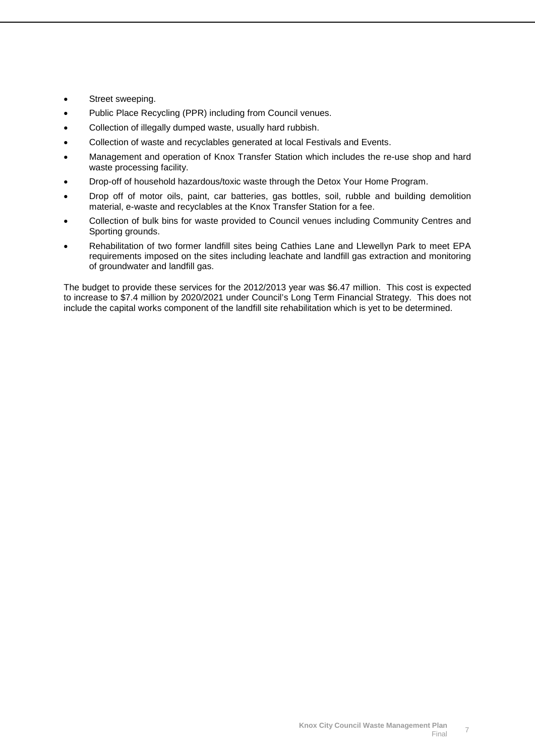- Street sweeping.
- Public Place Recycling (PPR) including from Council venues.
- Collection of illegally dumped waste, usually hard rubbish.
- Collection of waste and recyclables generated at local Festivals and Events.
- Management and operation of Knox Transfer Station which includes the re-use shop and hard waste processing facility.
- Drop-off of household hazardous/toxic waste through the Detox Your Home Program.
- Drop off of motor oils, paint, car batteries, gas bottles, soil, rubble and building demolition material, e-waste and recyclables at the Knox Transfer Station for a fee.
- Collection of bulk bins for waste provided to Council venues including Community Centres and Sporting grounds.
- Rehabilitation of two former landfill sites being Cathies Lane and Llewellyn Park to meet EPA requirements imposed on the sites including leachate and landfill gas extraction and monitoring of groundwater and landfill gas.

The budget to provide these services for the 2012/2013 year was $6.47 million. This cost is expected to increase to $7.4 million by 2020/2021 under Council's Long Term Financial Strategy. This does not include the capital works component of the landfill site rehabilitation which is yet to be determined.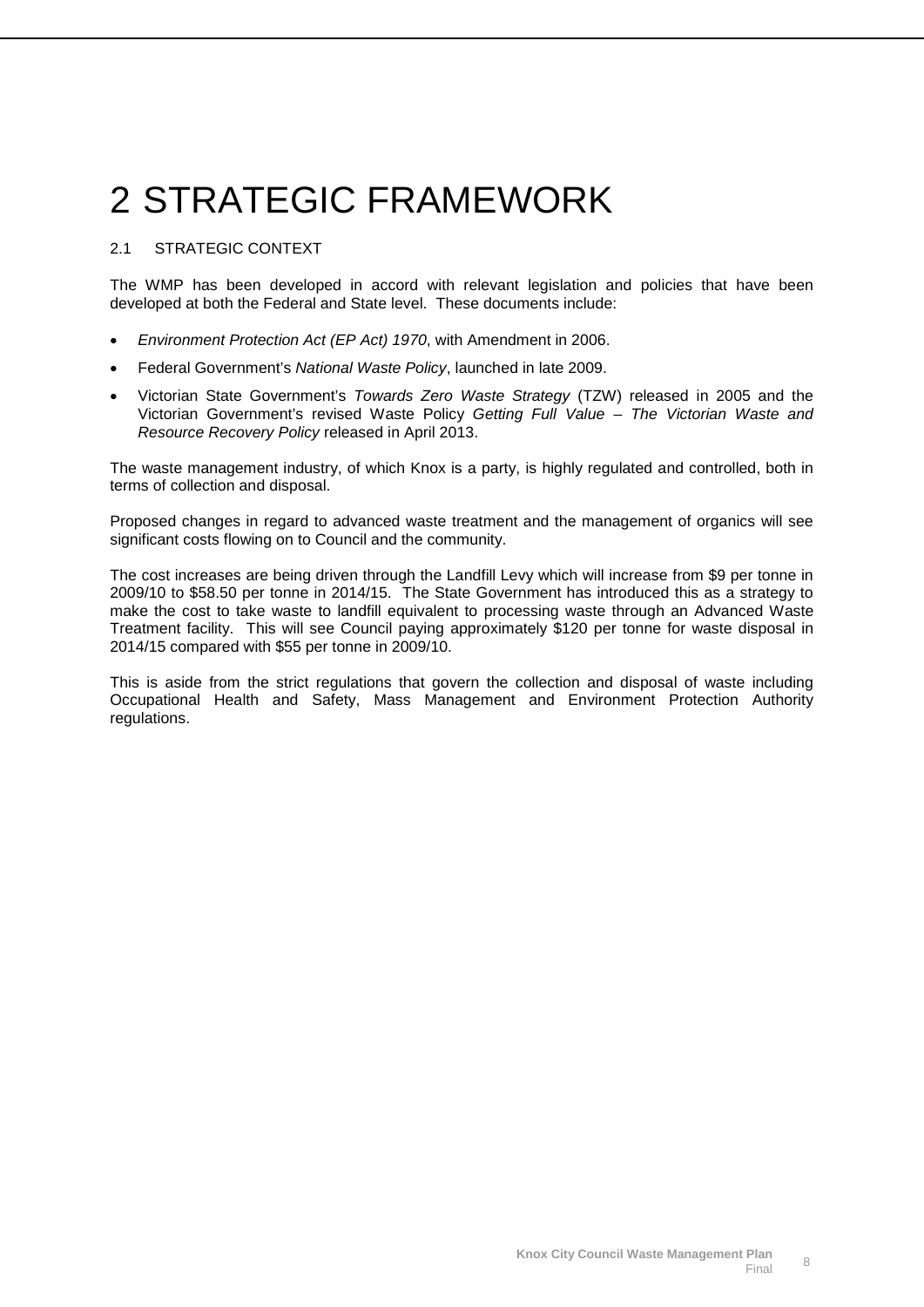# 2 STRATEGIC FRAMEWORK

## 2.1 STRATEGIC CONTEXT

The WMP has been developed in accord with relevant legislation and policies that have been developed at both the Federal and State level. These documents include:

- *Environment Protection Act (EP Act) 1970*, with Amendment in 2006.
- Federal Government's *National Waste Policy*, launched in late 2009.
- Victorian State Government's *Towards Zero Waste Strategy* (TZW) released in 2005 and the Victorian Government's revised Waste Policy *Getting Full Value – The Victorian Waste and Resource Recovery Policy* released in April 2013.

The waste management industry, of which Knox is a party, is highly regulated and controlled, both in terms of collection and disposal.

Proposed changes in regard to advanced waste treatment and the management of organics will see significant costs flowing on to Council and the community.

The cost increases are being driven through the Landfill Levy which will increase from $9 per tonne in 2009/10 to $58.50 per tonne in 2014/15. The State Government has introduced this as a strategy to make the cost to take waste to landfill equivalent to processing waste through an Advanced Waste Treatment facility. This will see Council paying approximately $120 per tonne for waste disposal in 2014/15 compared with $55 per tonne in 2009/10.

This is aside from the strict regulations that govern the collection and disposal of waste including Occupational Health and Safety, Mass Management and Environment Protection Authority regulations.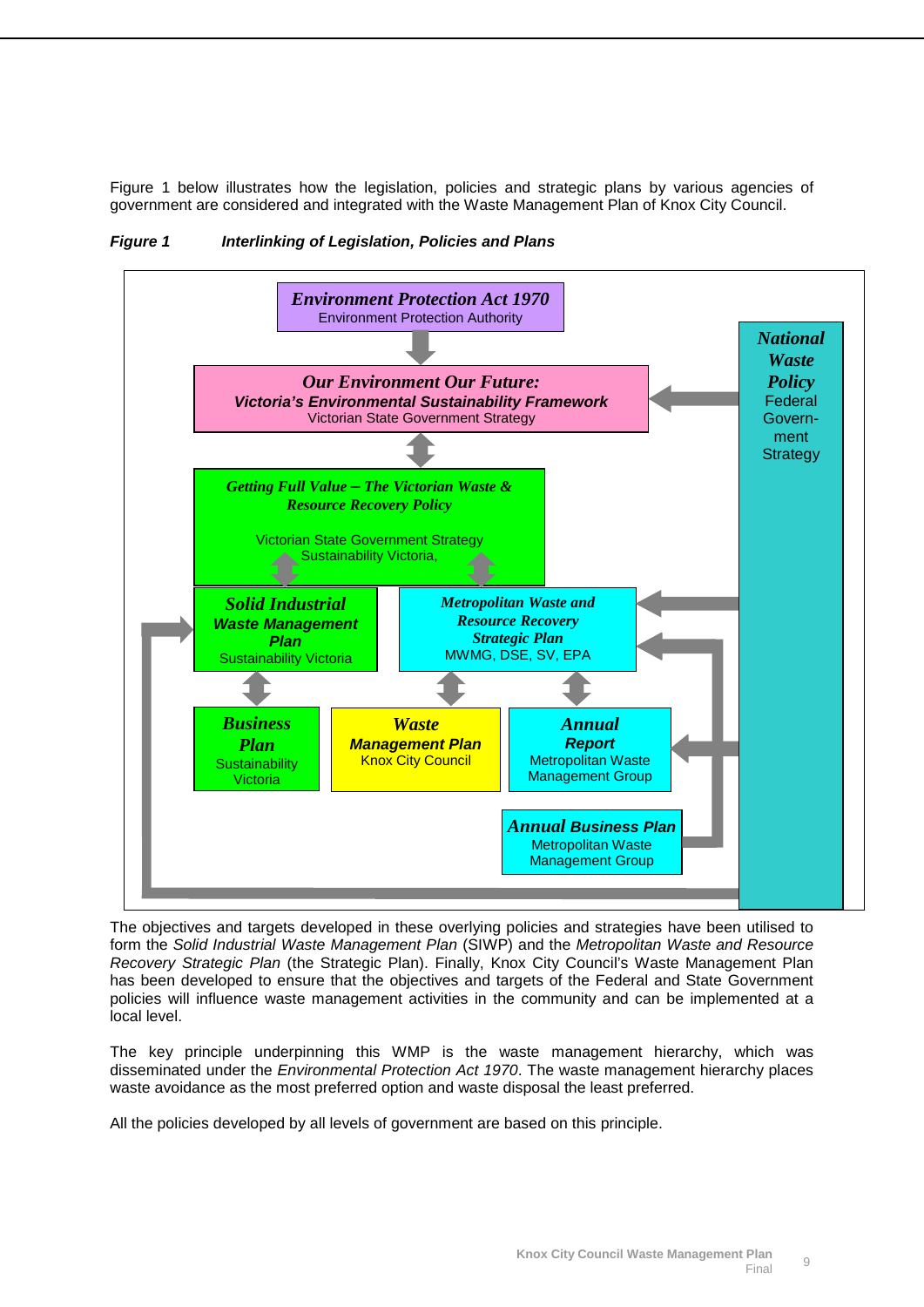Figure 1 below illustrates how the legislation, policies and strategic plans by various agencies of government are considered and integrated with the Waste Management Plan of Knox City Council.

***Figure 1 Interlinking of Legislation, Policies and Plans***

***Environment Protection Act 1970***
Environment Protection Authority

***Our Environment Our Future:***
***Victoria's Environmental Sustainability Framework***
Victorian State Government Strategy

***National Waste Policy***
Federal Government Strategy

***Getting Full Value – The Victorian Waste & Resource Recovery Policy***
Victorian State Government Strategy
Sustainability Victoria,

***Solid Industrial Waste Management Plan***
Sustainability Victoria

***Metropolitan Waste and Resource Recovery Strategic Plan***
MWMG, DSE, SV, EPA

***Business Plan***
Sustainability Victoria

***Waste Management Plan***
Knox City Council

***Annual Report***
Metropolitan Waste Management Group

***Annual Business Plan***
Metropolitan Waste Management Group

The objectives and targets developed in these overlying policies and strategies have been utilised to form the *Solid Industrial Waste Management Plan* (SIWP) and the *Metropolitan Waste and Resource Recovery Strategic Plan* (the Strategic Plan). Finally, Knox City Council's Waste Management Plan has been developed to ensure that the objectives and targets of the Federal and State Government policies will influence waste management activities in the community and can be implemented at a local level.

The key principle underpinning this WMP is the waste management hierarchy, which was disseminated under the *Environmental Protection Act 1970*. The waste management hierarchy places waste avoidance as the most preferred option and waste disposal the least preferred.

All the policies developed by all levels of government are based on this principle.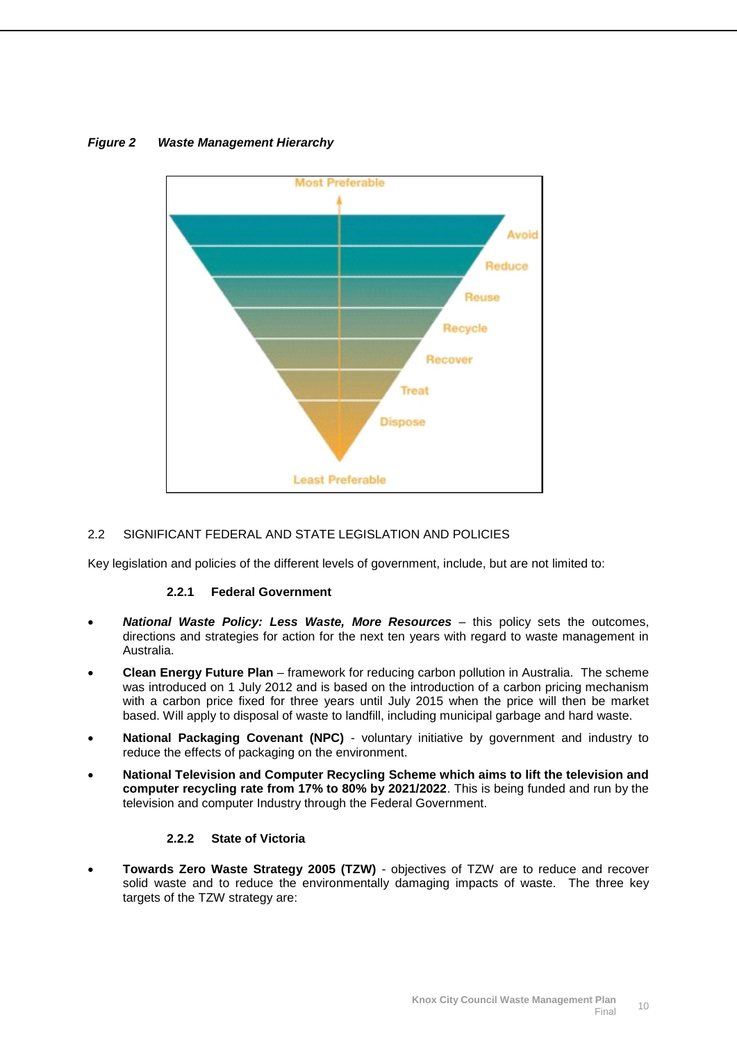*Figure 2 Waste Management Hierarchy*

Most Preferable

Avoid

Reduce

Reuse

Recycle

Recover

Treat

Dispose

Least Preferable

## 2.2 SIGNIFICANT FEDERAL AND STATE LEGISLATION AND POLICIES

Key legislation and policies of the different levels of government, include, but are not limited to:

### 2.2.1 Federal Government

- ***National Waste Policy: Less Waste, More Resources*** – this policy sets the outcomes, directions and strategies for action for the next ten years with regard to waste management in Australia.
- **Clean Energy Future Plan** – framework for reducing carbon pollution in Australia. The scheme was introduced on 1 July 2012 and is based on the introduction of a carbon pricing mechanism with a carbon price fixed for three years until July 2015 when the price will then be market based. Will apply to disposal of waste to landfill, including municipal garbage and hard waste.
- **National Packaging Covenant (NPC)** - voluntary initiative by government and industry to reduce the effects of packaging on the environment.
- **National Television and Computer Recycling Scheme which aims to lift the television and computer recycling rate from 17% to 80% by 2021/2022**. This is being funded and run by the television and computer Industry through the Federal Government.

### 2.2.2 State of Victoria

- **Towards Zero Waste Strategy 2005 (TZW)** - objectives of TZW are to reduce and recover solid waste and to reduce the environmentally damaging impacts of waste. The three key targets of the TZW strategy are: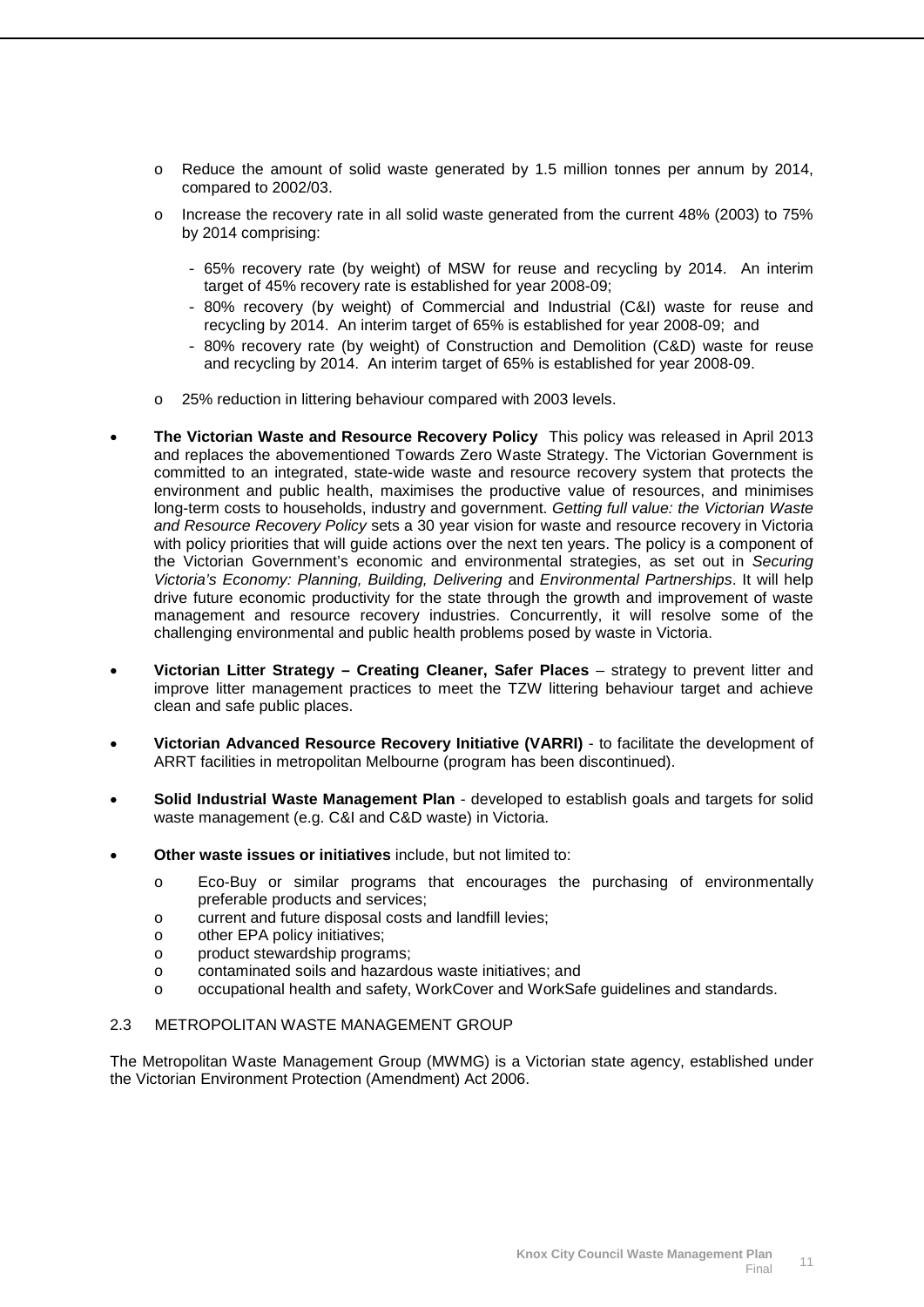- Reduce the amount of solid waste generated by 1.5 million tonnes per annum by 2014, compared to 2002/03.
  - Increase the recovery rate in all solid waste generated from the current 48% (2003) to 75% by 2014 comprising:
    - 65% recovery rate (by weight) of MSW for reuse and recycling by 2014. An interim target of 45% recovery rate is established for year 2008-09;
    - 80% recovery (by weight) of Commercial and Industrial (C&I) waste for reuse and recycling by 2014. An interim target of 65% is established for year 2008-09; and
    - 80% recovery rate (by weight) of Construction and Demolition (C&D) waste for reuse and recycling by 2014. An interim target of 65% is established for year 2008-09.
  - 25% reduction in littering behaviour compared with 2003 levels.

- **The Victorian Waste and Resource Recovery Policy** This policy was released in April 2013 and replaces the abovementioned Towards Zero Waste Strategy. The Victorian Government is committed to an integrated, state-wide waste and resource recovery system that protects the environment and public health, maximises the productive value of resources, and minimises long-term costs to households, industry and government. *Getting full value: the Victorian Waste and Resource Recovery Policy* sets a 30 year vision for waste and resource recovery in Victoria with policy priorities that will guide actions over the next ten years. The policy is a component of the Victorian Government's economic and environmental strategies, as set out in *Securing Victoria's Economy: Planning, Building, Delivering* and *Environmental Partnerships*. It will help drive future economic productivity for the state through the growth and improvement of waste management and resource recovery industries. Concurrently, it will resolve some of the challenging environmental and public health problems posed by waste in Victoria.

- **Victorian Litter Strategy – Creating Cleaner, Safer Places** – strategy to prevent litter and improve litter management practices to meet the TZW littering behaviour target and achieve clean and safe public places.

- **Victorian Advanced Resource Recovery Initiative (VARRI)** - to facilitate the development of ARRT facilities in metropolitan Melbourne (program has been discontinued).

- **Solid Industrial Waste Management Plan** - developed to establish goals and targets for solid waste management (e.g. C&I and C&D waste) in Victoria.

- **Other waste issues or initiatives** include, but not limited to:
  - Eco-Buy or similar programs that encourages the purchasing of environmentally preferable products and services;
  - current and future disposal costs and landfill levies;
  - other EPA policy initiatives;
  - product stewardship programs;
  - contaminated soils and hazardous waste initiatives; and
  - occupational health and safety, WorkCover and WorkSafe guidelines and standards.

## 2.3 METROPOLITAN WASTE MANAGEMENT GROUP

The Metropolitan Waste Management Group (MWMG) is a Victorian state agency, established under the Victorian Environment Protection (Amendment) Act 2006.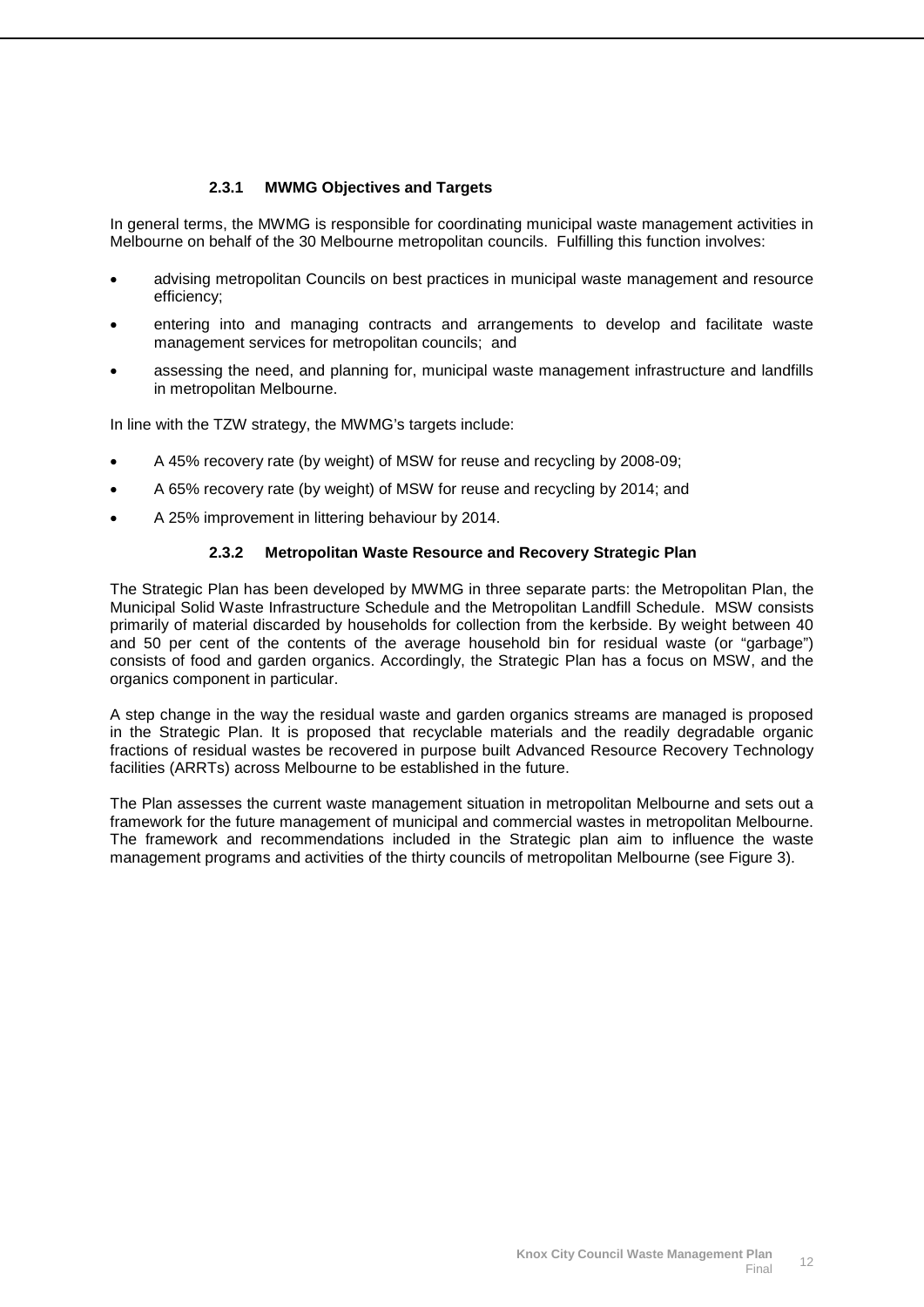### 2.3.1 MWMG Objectives and Targets

In general terms, the MWMG is responsible for coordinating municipal waste management activities in Melbourne on behalf of the 30 Melbourne metropolitan councils. Fulfilling this function involves:

- advising metropolitan Councils on best practices in municipal waste management and resource efficiency;
- entering into and managing contracts and arrangements to develop and facilitate waste management services for metropolitan councils; and
- assessing the need, and planning for, municipal waste management infrastructure and landfills in metropolitan Melbourne.

In line with the TZW strategy, the MWMG's targets include:

- A 45% recovery rate (by weight) of MSW for reuse and recycling by 2008-09;
- A 65% recovery rate (by weight) of MSW for reuse and recycling by 2014; and
- A 25% improvement in littering behaviour by 2014.

### 2.3.2 Metropolitan Waste Resource and Recovery Strategic Plan

The Strategic Plan has been developed by MWMG in three separate parts: the Metropolitan Plan, the Municipal Solid Waste Infrastructure Schedule and the Metropolitan Landfill Schedule. MSW consists primarily of material discarded by households for collection from the kerbside. By weight between 40 and 50 per cent of the contents of the average household bin for residual waste (or "garbage") consists of food and garden organics. Accordingly, the Strategic Plan has a focus on MSW, and the organics component in particular.

A step change in the way the residual waste and garden organics streams are managed is proposed in the Strategic Plan. It is proposed that recyclable materials and the readily degradable organic fractions of residual wastes be recovered in purpose built Advanced Resource Recovery Technology facilities (ARRTs) across Melbourne to be established in the future.

The Plan assesses the current waste management situation in metropolitan Melbourne and sets out a framework for the future management of municipal and commercial wastes in metropolitan Melbourne. The framework and recommendations included in the Strategic plan aim to influence the waste management programs and activities of the thirty councils of metropolitan Melbourne (see Figure 3).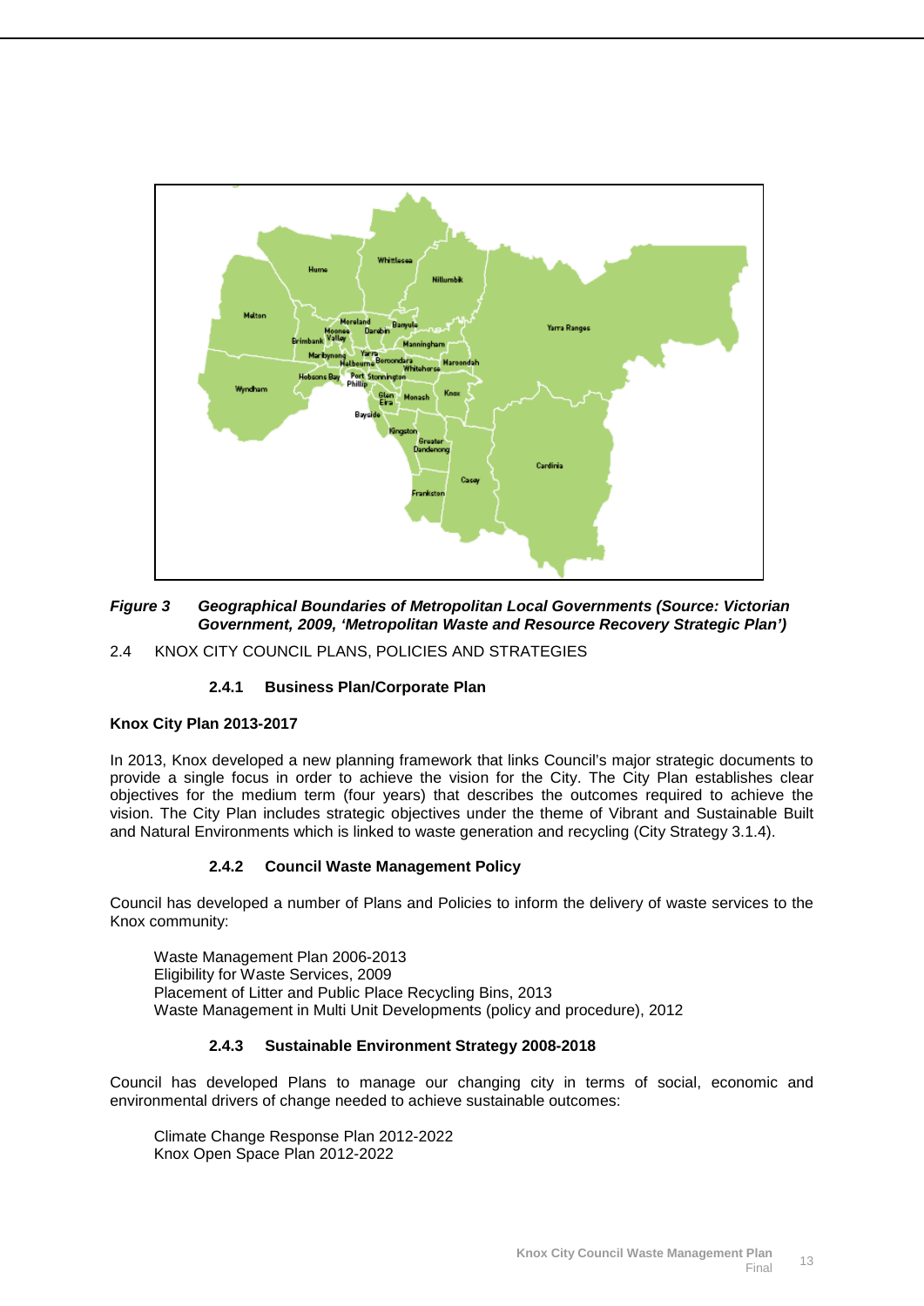*Figure 3 Geographical Boundaries of Metropolitan Local Governments (Source: Victorian Government, 2009, 'Metropolitan Waste and Resource Recovery Strategic Plan')*

## 2.4 KNOX CITY COUNCIL PLANS, POLICIES AND STRATEGIES

### 2.4.1 Business Plan/Corporate Plan

**Knox City Plan 2013-2017**

In 2013, Knox developed a new planning framework that links Council's major strategic documents to provide a single focus in order to achieve the vision for the City. The City Plan establishes clear objectives for the medium term (four years) that describes the outcomes required to achieve the vision. The City Plan includes strategic objectives under the theme of Vibrant and Sustainable Built and Natural Environments which is linked to waste generation and recycling (City Strategy 3.1.4).

### 2.4.2 Council Waste Management Policy

Council has developed a number of Plans and Policies to inform the delivery of waste services to the Knox community:

- Waste Management Plan 2006-2013
- Eligibility for Waste Services, 2009
- Placement of Litter and Public Place Recycling Bins, 2013
- Waste Management in Multi Unit Developments (policy and procedure), 2012

### 2.4.3 Sustainable Environment Strategy 2008-2018

Council has developed Plans to manage our changing city in terms of social, economic and environmental drivers of change needed to achieve sustainable outcomes:

- Climate Change Response Plan 2012-2022
- Knox Open Space Plan 2012-2022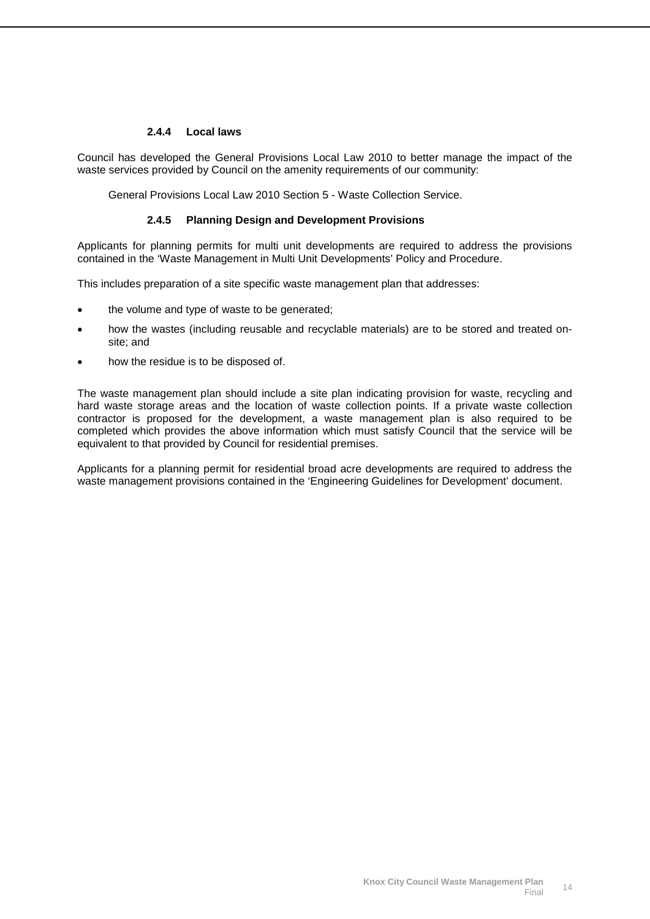#### 2.4.4 Local laws

Council has developed the General Provisions Local Law 2010 to better manage the impact of the waste services provided by Council on the amenity requirements of our community:

General Provisions Local Law 2010 Section 5 - Waste Collection Service.

#### 2.4.5 Planning Design and Development Provisions

Applicants for planning permits for multi unit developments are required to address the provisions contained in the 'Waste Management in Multi Unit Developments' Policy and Procedure.

This includes preparation of a site specific waste management plan that addresses:

- the volume and type of waste to be generated;
- how the wastes (including reusable and recyclable materials) are to be stored and treated on-site; and
- how the residue is to be disposed of.

The waste management plan should include a site plan indicating provision for waste, recycling and hard waste storage areas and the location of waste collection points. If a private waste collection contractor is proposed for the development, a waste management plan is also required to be completed which provides the above information which must satisfy Council that the service will be equivalent to that provided by Council for residential premises.

Applicants for a planning permit for residential broad acre developments are required to address the waste management provisions contained in the 'Engineering Guidelines for Development' document.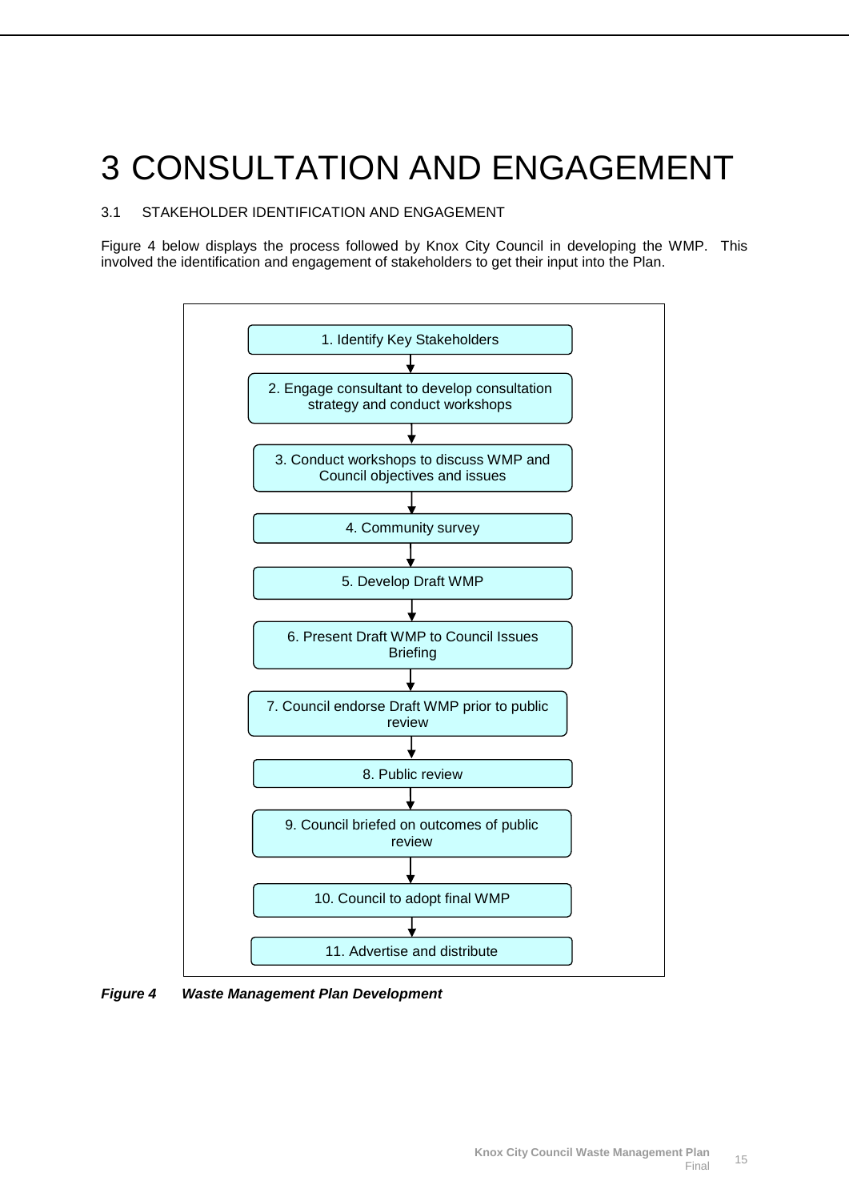# 3 CONSULTATION AND ENGAGEMENT

## 3.1 STAKEHOLDER IDENTIFICATION AND ENGAGEMENT

Figure 4 below displays the process followed by Knox City Council in developing the WMP. This involved the identification and engagement of stakeholders to get their input into the Plan.

1. Identify Key Stakeholders
2. Engage consultant to develop consultation strategy and conduct workshops
3. Conduct workshops to discuss WMP and Council objectives and issues
4. Community survey
5. Develop Draft WMP
6. Present Draft WMP to Council Issues Briefing
7. Council endorse Draft WMP prior to public review
8. Public review
9. Council briefed on outcomes of public review
10. Council to adopt final WMP
11. Advertise and distribute

***Figure 4 Waste Management Plan Development***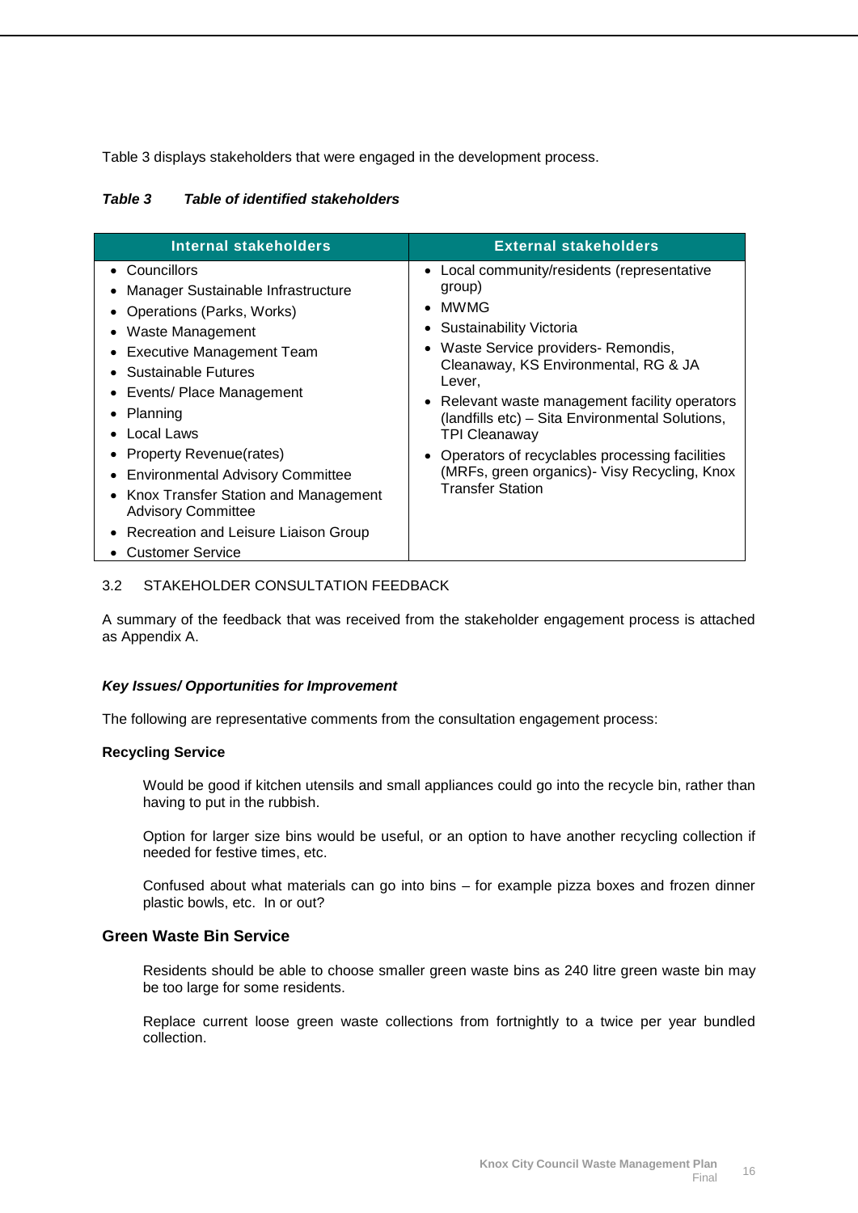Table 3 displays stakeholders that were engaged in the development process.

***Table 3 Table of identified stakeholders***

| Internal stakeholders | External stakeholders |
|---|---|
| • Councillors<br>• Manager Sustainable Infrastructure<br>• Operations (Parks, Works)<br>• Waste Management<br>• Executive Management Team<br>• Sustainable Futures<br>• Events/ Place Management<br>• Planning<br>• Local Laws<br>• Property Revenue(rates)<br>• Environmental Advisory Committee<br>• Knox Transfer Station and Management Advisory Committee<br>• Recreation and Leisure Liaison Group<br>• Customer Service | • Local community/residents (representative group)<br>• MWMG<br>• Sustainability Victoria<br>• Waste Service providers- Remondis, Cleanaway, KS Environmental, RG & JA Lever,<br>• Relevant waste management facility operators (landfills etc) – Sita Environmental Solutions, TPI Cleanaway<br>• Operators of recyclables processing facilities (MRFs, green organics)- Visy Recycling, Knox Transfer Station |

## 3.2 STAKEHOLDER CONSULTATION FEEDBACK

A summary of the feedback that was received from the stakeholder engagement process is attached as Appendix A.

***Key Issues/ Opportunities for Improvement***

The following are representative comments from the consultation engagement process:

**Recycling Service**

> Would be good if kitchen utensils and small appliances could go into the recycle bin, rather than having to put in the rubbish.
>
> Option for larger size bins would be useful, or an option to have another recycling collection if needed for festive times, etc.
>
> Confused about what materials can go into bins – for example pizza boxes and frozen dinner plastic bowls, etc. In or out?

### Green Waste Bin Service

> Residents should be able to choose smaller green waste bins as 240 litre green waste bin may be too large for some residents.
>
> Replace current loose green waste collections from fortnightly to a twice per year bundled collection.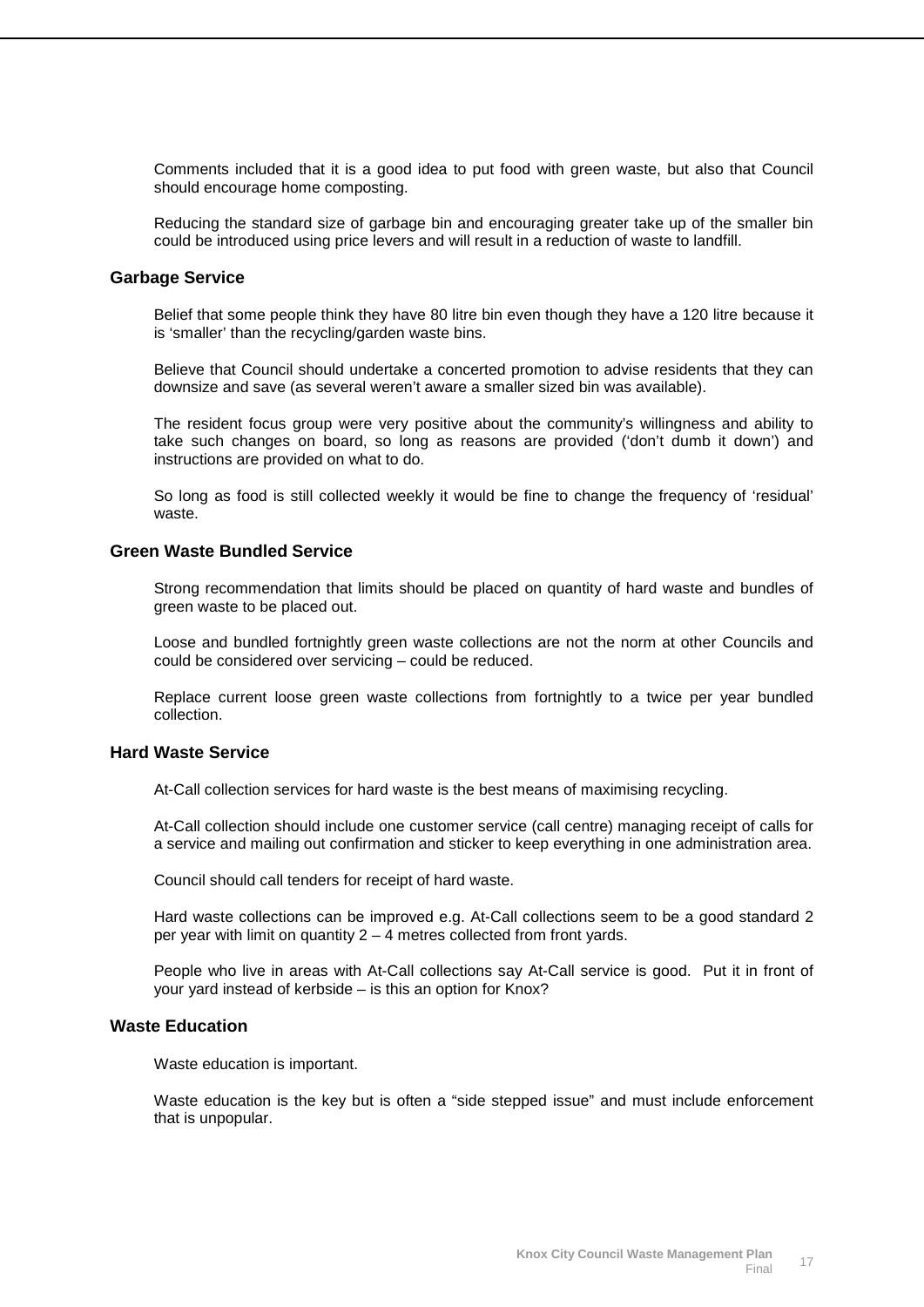Comments included that it is a good idea to put food with green waste, but also that Council should encourage home composting.

Reducing the standard size of garbage bin and encouraging greater take up of the smaller bin could be introduced using price levers and will result in a reduction of waste to landfill.

### Garbage Service

Belief that some people think they have 80 litre bin even though they have a 120 litre because it is 'smaller' than the recycling/garden waste bins.

Believe that Council should undertake a concerted promotion to advise residents that they can downsize and save (as several weren't aware a smaller sized bin was available).

The resident focus group were very positive about the community's willingness and ability to take such changes on board, so long as reasons are provided ('don't dumb it down') and instructions are provided on what to do.

So long as food is still collected weekly it would be fine to change the frequency of 'residual' waste.

### Green Waste Bundled Service

Strong recommendation that limits should be placed on quantity of hard waste and bundles of green waste to be placed out.

Loose and bundled fortnightly green waste collections are not the norm at other Councils and could be considered over servicing – could be reduced.

Replace current loose green waste collections from fortnightly to a twice per year bundled collection.

### Hard Waste Service

At-Call collection services for hard waste is the best means of maximising recycling.

At-Call collection should include one customer service (call centre) managing receipt of calls for a service and mailing out confirmation and sticker to keep everything in one administration area.

Council should call tenders for receipt of hard waste.

Hard waste collections can be improved e.g. At-Call collections seem to be a good standard 2 per year with limit on quantity 2 – 4 metres collected from front yards.

People who live in areas with At-Call collections say At-Call service is good. Put it in front of your yard instead of kerbside – is this an option for Knox?

### Waste Education

Waste education is important.

Waste education is the key but is often a "side stepped issue" and must include enforcement that is unpopular.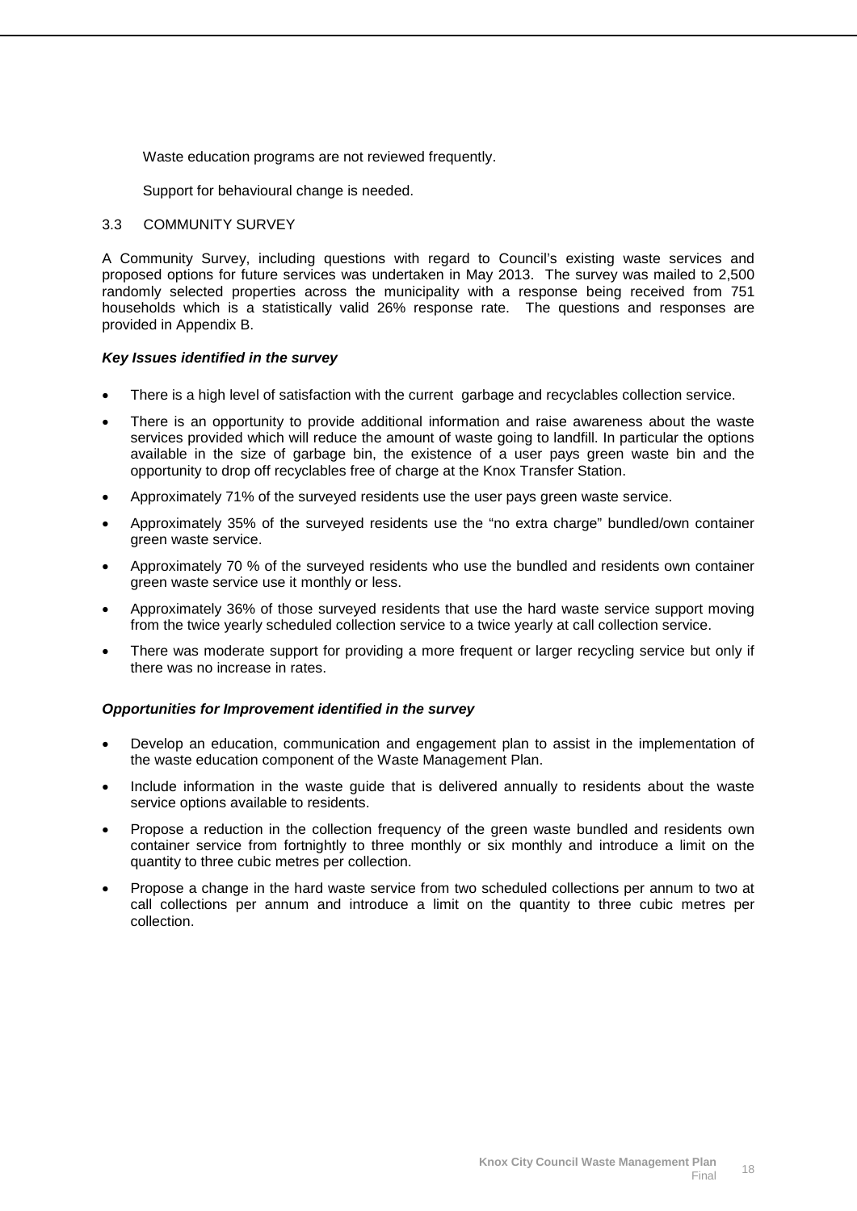Waste education programs are not reviewed frequently.

Support for behavioural change is needed.

## 3.3 COMMUNITY SURVEY

A Community Survey, including questions with regard to Council's existing waste services and proposed options for future services was undertaken in May 2013. The survey was mailed to 2,500 randomly selected properties across the municipality with a response being received from 751 households which is a statistically valid 26% response rate. The questions and responses are provided in Appendix B.

***Key Issues identified in the survey***

- There is a high level of satisfaction with the current garbage and recyclables collection service.
- There is an opportunity to provide additional information and raise awareness about the waste services provided which will reduce the amount of waste going to landfill. In particular the options available in the size of garbage bin, the existence of a user pays green waste bin and the opportunity to drop off recyclables free of charge at the Knox Transfer Station.
- Approximately 71% of the surveyed residents use the user pays green waste service.
- Approximately 35% of the surveyed residents use the "no extra charge" bundled/own container green waste service.
- Approximately 70 % of the surveyed residents who use the bundled and residents own container green waste service use it monthly or less.
- Approximately 36% of those surveyed residents that use the hard waste service support moving from the twice yearly scheduled collection service to a twice yearly at call collection service.
- There was moderate support for providing a more frequent or larger recycling service but only if there was no increase in rates.

***Opportunities for Improvement identified in the survey***

- Develop an education, communication and engagement plan to assist in the implementation of the waste education component of the Waste Management Plan.
- Include information in the waste guide that is delivered annually to residents about the waste service options available to residents.
- Propose a reduction in the collection frequency of the green waste bundled and residents own container service from fortnightly to three monthly or six monthly and introduce a limit on the quantity to three cubic metres per collection.
- Propose a change in the hard waste service from two scheduled collections per annum to two at call collections per annum and introduce a limit on the quantity to three cubic metres per collection.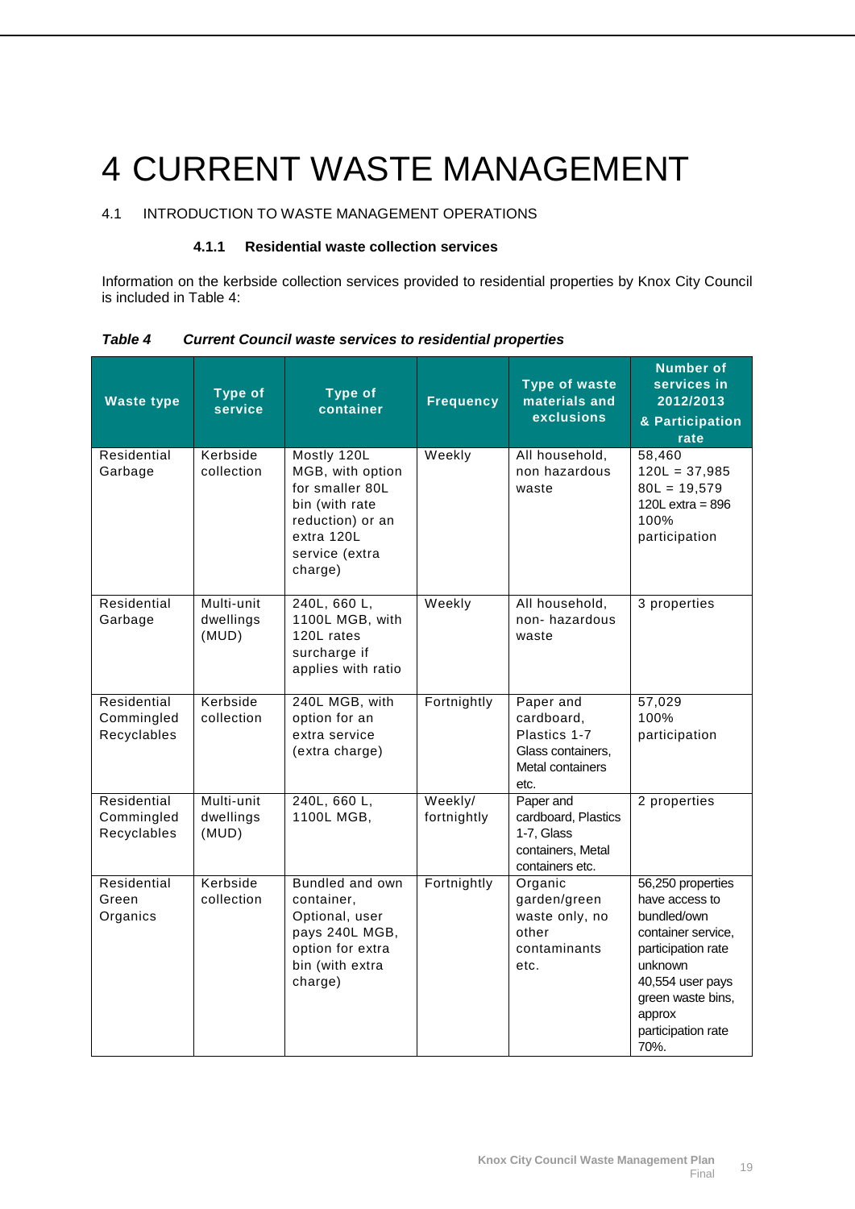# 4 CURRENT WASTE MANAGEMENT

## 4.1 INTRODUCTION TO WASTE MANAGEMENT OPERATIONS

### 4.1.1 Residential waste collection services

Information on the kerbside collection services provided to residential properties by Knox City Council is included in Table 4:

***Table 4 Current Council waste services to residential properties***

| Waste type | Type of service | Type of container | Frequency | Type of waste materials and exclusions | Number of services in 2012/2013 & Participation rate |
|---|---|---|---|---|---|
| Residential Garbage | Kerbside collection | Mostly 120L MGB, with option for smaller 80L bin (with rate reduction) or an extra 120L service (extra charge) | Weekly | All household, non hazardous waste | 58,460<br>120L = 37,985<br>80L = 19,579<br>120L extra = 896<br>100% participation |
| Residential Garbage | Multi-unit dwellings (MUD) | 240L, 660 L, 1100L MGB, with 120L rates surcharge if applies with ratio | Weekly | All household, non- hazardous waste | 3 properties |
| Residential Commingled Recyclables | Kerbside collection | 240L MGB, with option for an extra service (extra charge) | Fortnightly | Paper and cardboard, Plastics 1-7 Glass containers, Metal containers etc. | 57,029<br>100% participation |
| Residential Commingled Recyclables | Multi-unit dwellings (MUD) | 240L, 660 L, 1100L MGB, | Weekly/ fortnightly | Paper and cardboard, Plastics 1-7, Glass containers, Metal containers etc. | 2 properties |
| Residential Green Organics | Kerbside collection | Bundled and own container, Optional, user pays 240L MGB, option for extra bin (with extra charge) | Fortnightly | Organic garden/green waste only, no other contaminants etc. | 56,250 properties have access to bundled/own container service, participation rate unknown<br>40,554 user pays green waste bins, approx participation rate 70%. |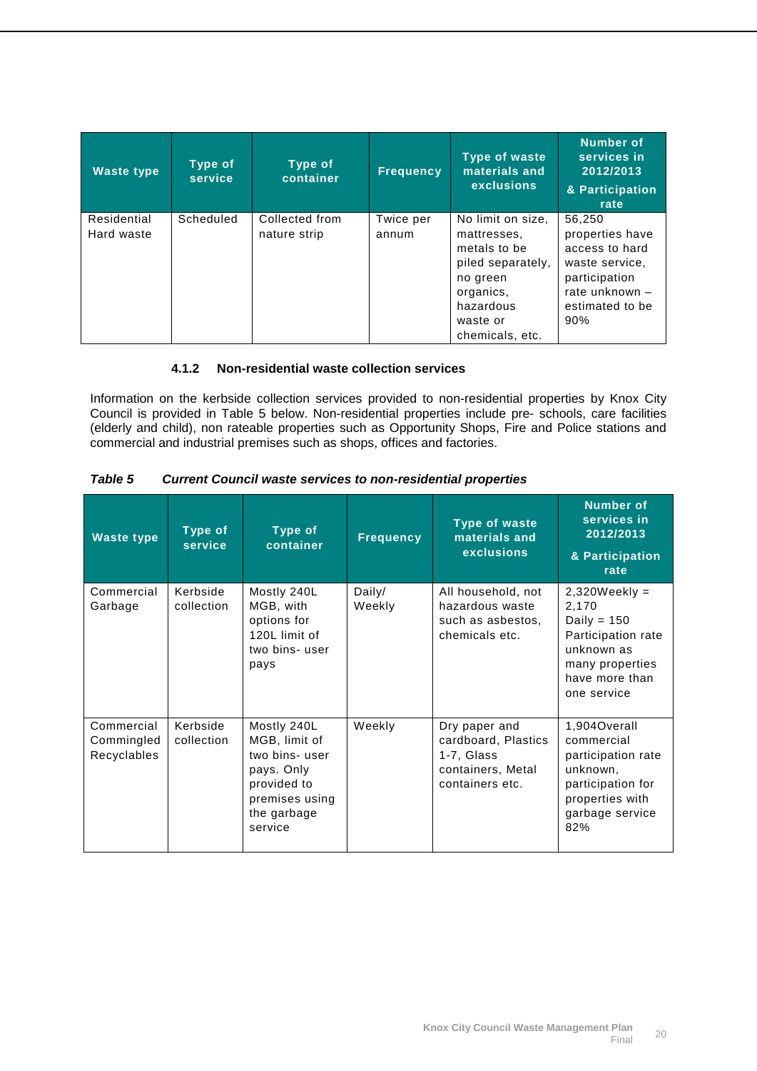| Waste type | Type of service | Type of container | Frequency | Type of waste materials and exclusions | Number of services in 2012/2013 & Participation rate |
|---|---|---|---|---|---|
| Residential Hard waste | Scheduled | Collected from nature strip | Twice per annum | No limit on size, mattresses, metals to be piled separately, no green organics, hazardous waste or chemicals, etc. | 56,250 properties have access to hard waste service, participation rate unknown – estimated to be 90% |

#### 4.1.2 Non-residential waste collection services

Information on the kerbside collection services provided to non-residential properties by Knox City Council is provided in Table 5 below. Non-residential properties include pre- schools, care facilities (elderly and child), non rateable properties such as Opportunity Shops, Fire and Police stations and commercial and industrial premises such as shops, offices and factories.

***Table 5 Current Council waste services to non-residential properties***

| Waste type | Type of service | Type of container | Frequency | Type of waste materials and exclusions | Number of services in 2012/2013 & Participation rate |
|---|---|---|---|---|---|
| Commercial Garbage | Kerbside collection | Mostly 240L MGB, with options for 120L limit of two bins- user pays | Daily/ Weekly | All household, not hazardous waste such as asbestos, chemicals etc. | 2,320Weekly = 2,170 Daily = 150 Participation rate unknown as many properties have more than one service |
| Commercial Commingled Recyclables | Kerbside collection | Mostly 240L MGB, limit of two bins- user pays. Only provided to premises using the garbage service | Weekly | Dry paper and cardboard, Plastics 1-7, Glass containers, Metal containers etc. | 1,904Overall commercial participation rate unknown, participation for properties with garbage service 82% |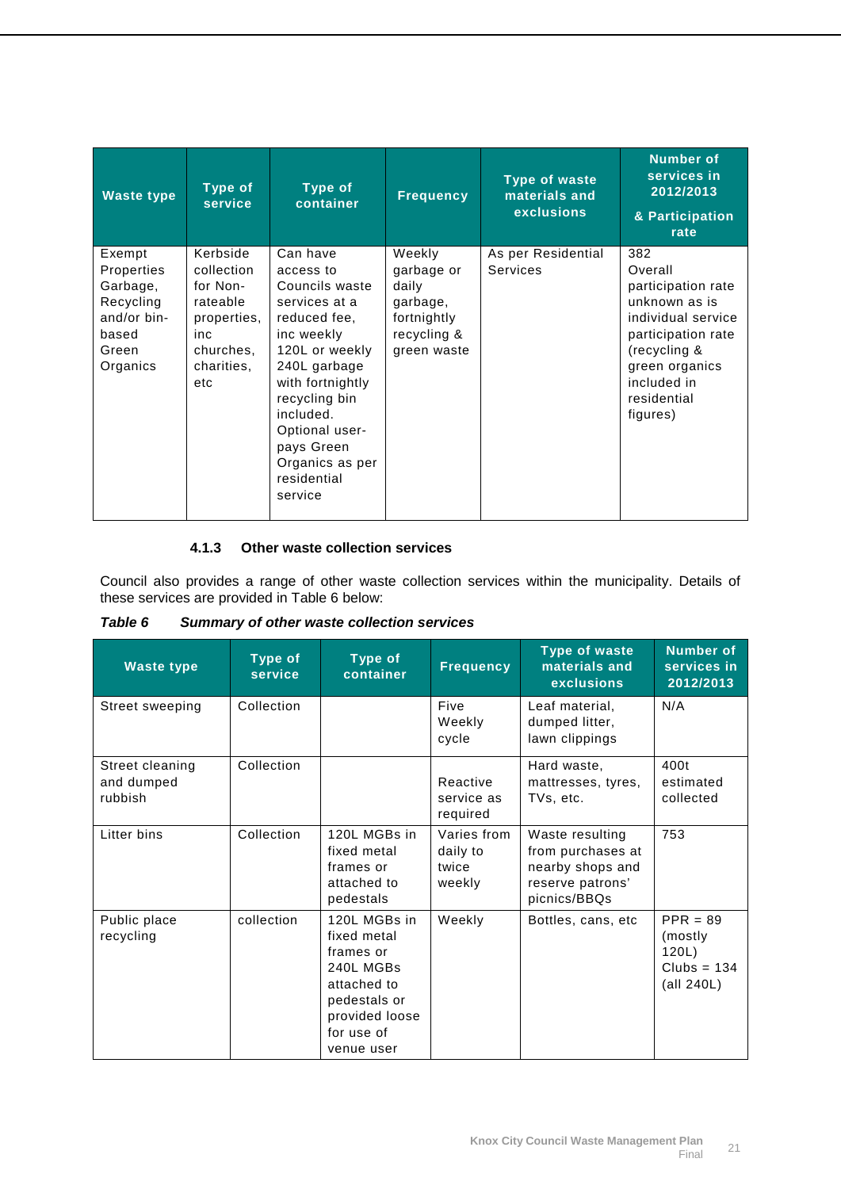| Waste type | Type of service | Type of container | Frequency | Type of waste materials and exclusions | Number of services in 2012/2013 & Participation rate |
|---|---|---|---|---|---|
| Exempt Properties Garbage, Recycling and/or bin-based Green Organics | Kerbside collection for Non-rateable properties, inc churches, charities, etc | Can have access to Councils waste services at a reduced fee, inc weekly 120L or weekly 240L garbage with fortnightly recycling bin included. Optional user-pays Green Organics as per residential service | Weekly garbage or daily garbage, fortnightly recycling & green waste | As per Residential Services | 382 Overall participation rate unknown as is individual service participation rate (recycling & green organics included in residential figures) |

#### 4.1.3 Other waste collection services

Council also provides a range of other waste collection services within the municipality. Details of these services are provided in Table 6 below:

***Table 6 Summary of other waste collection services***

| Waste type | Type of service | Type of container | Frequency | Type of waste materials and exclusions | Number of services in 2012/2013 |
|---|---|---|---|---|---|
| Street sweeping | Collection | | Five Weekly cycle | Leaf material, dumped litter, lawn clippings | N/A |
| Street cleaning and dumped rubbish | Collection | | Reactive service as required | Hard waste, mattresses, tyres, TVs, etc. | 400t estimated collected |
| Litter bins | Collection | 120L MGBs in fixed metal frames or attached to pedestals | Varies from daily to twice weekly | Waste resulting from purchases at nearby shops and reserve patrons' picnics/BBQs | 753 |
| Public place recycling | collection | 120L MGBs in fixed metal frames or 240L MGBs attached to pedestals or provided loose for use of venue user | Weekly | Bottles, cans, etc | PPR = 89 (mostly 120L) Clubs = 134 (all 240L) |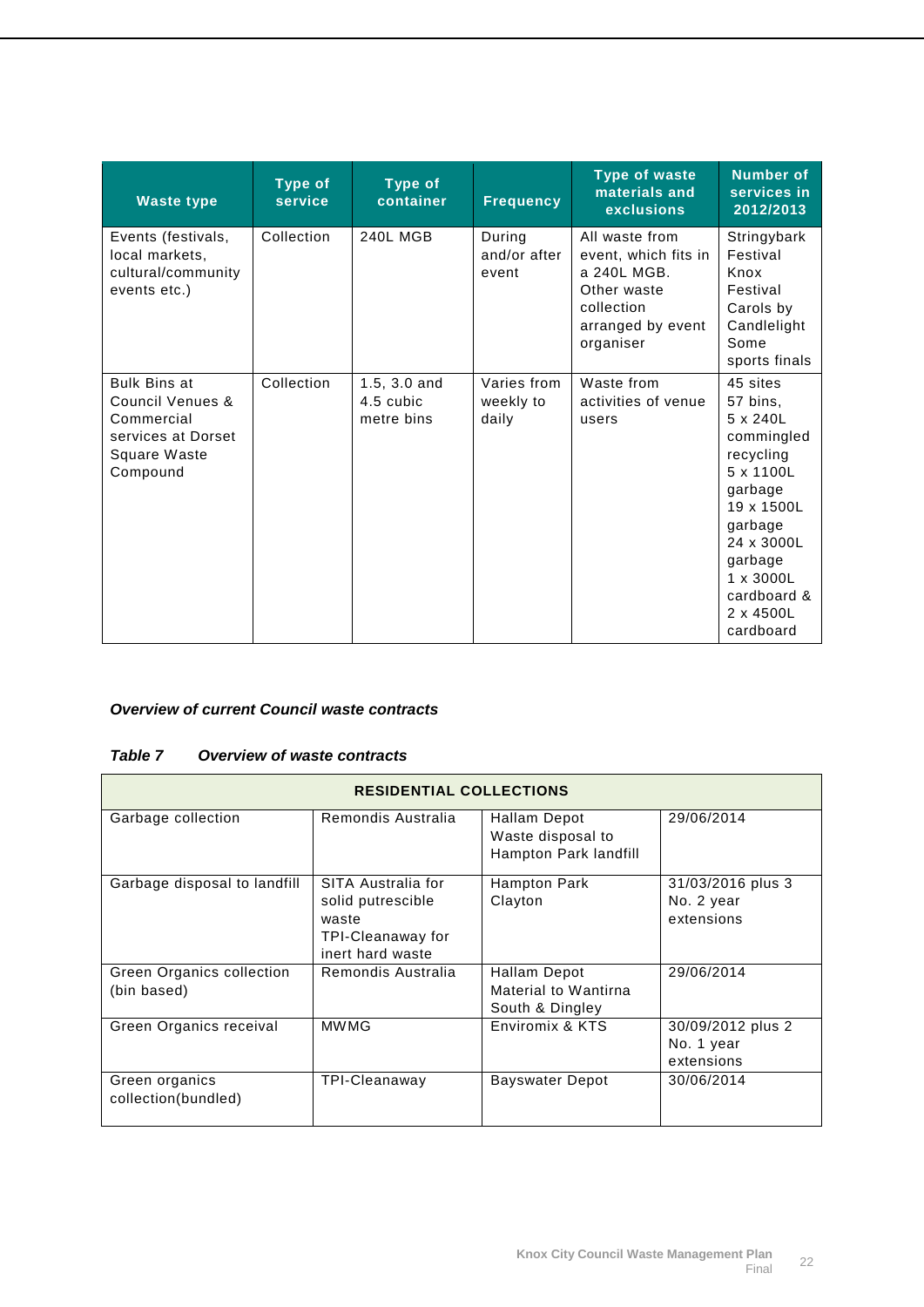| Waste type | Type of service | Type of container | Frequency | Type of waste materials and exclusions | Number of services in 2012/2013 |
|---|---|---|---|---|---|
| Events (festivals, local markets, cultural/community events etc.) | Collection | 240L MGB | During and/or after event | All waste from event, which fits in a 240L MGB. Other waste collection arranged by event organiser | Stringybark Festival Knox Festival Carols by Candlelight Some sports finals |
| Bulk Bins at Council Venues & Commercial services at Dorset Square Waste Compound | Collection | 1.5, 3.0 and 4.5 cubic metre bins | Varies from weekly to daily | Waste from activities of venue users | 45 sites 57 bins, 5 x 240L commingled recycling 5 x 1100L garbage 19 x 1500L garbage 24 x 3000L garbage 1 x 3000L cardboard & 2 x 4500L cardboard |

***Overview of current Council waste contracts***

***Table 7 Overview of waste contracts***

| RESIDENTIAL COLLECTIONS | | | |
|---|---|---|---|
| Garbage collection | Remondis Australia | Hallam Depot Waste disposal to Hampton Park landfill | 29/06/2014 |
| Garbage disposal to landfill | SITA Australia for solid putrescible waste TPI-Cleanaway for inert hard waste | Hampton Park Clayton | 31/03/2016 plus 3 No. 2 year extensions |
| Green Organics collection (bin based) | Remondis Australia | Hallam Depot Material to Wantirna South & Dingley | 29/06/2014 |
| Green Organics receival | MWMG | Enviromix & KTS | 30/09/2012 plus 2 No. 1 year extensions |
| Green organics collection(bundled) | TPI-Cleanaway | Bayswater Depot | 30/06/2014 |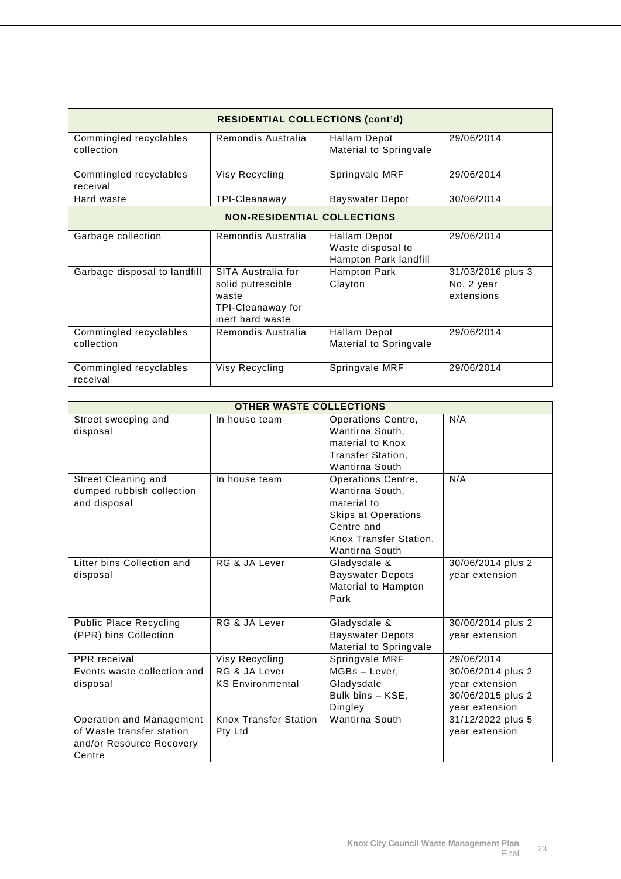| RESIDENTIAL COLLECTIONS (cont'd) | | | |
|---|---|---|---|
| Commingled recyclables collection | Remondis Australia | Hallam Depot Material to Springvale | 29/06/2014 |
| Commingled recyclables receival | Visy Recycling | Springvale MRF | 29/06/2014 |
| Hard waste | TPI-Cleanaway | Bayswater Depot | 30/06/2014 |
| **NON-RESIDENTIAL COLLECTIONS** | | | |
| Garbage collection | Remondis Australia | Hallam Depot Waste disposal to Hampton Park landfill | 29/06/2014 |
| Garbage disposal to landfill | SITA Australia for solid putrescible waste TPI-Cleanaway for inert hard waste | Hampton Park Clayton | 31/03/2016 plus 3 No. 2 year extensions |
| Commingled recyclables collection | Remondis Australia | Hallam Depot Material to Springvale | 29/06/2014 |
| Commingled recyclables receival | Visy Recycling | Springvale MRF | 29/06/2014 |

| OTHER WASTE COLLECTIONS | | | |
|---|---|---|---|
| Street sweeping and disposal | In house team | Operations Centre, Wantirna South, material to Knox Transfer Station, Wantirna South | N/A |
| Street Cleaning and dumped rubbish collection and disposal | In house team | Operations Centre, Wantirna South, material to Skips at Operations Centre and Knox Transfer Station, Wantirna South | N/A |
| Litter bins Collection and disposal | RG & JA Lever | Gladysdale & Bayswater Depots Material to Hampton Park | 30/06/2014 plus 2 year extension |
| Public Place Recycling (PPR) bins Collection | RG & JA Lever | Gladysdale & Bayswater Depots Material to Springvale | 30/06/2014 plus 2 year extension |
| PPR receival | Visy Recycling | Springvale MRF | 29/06/2014 |
| Events waste collection and disposal | RG & JA Lever KS Environmental | MGBs – Lever, Gladysdale Bulk bins – KSE, Dingley | 30/06/2014 plus 2 year extension 30/06/2015 plus 2 year extension |
| Operation and Management of Waste transfer station and/or Resource Recovery Centre | Knox Transfer Station Pty Ltd | Wantirna South | 31/12/2022 plus 5 year extension |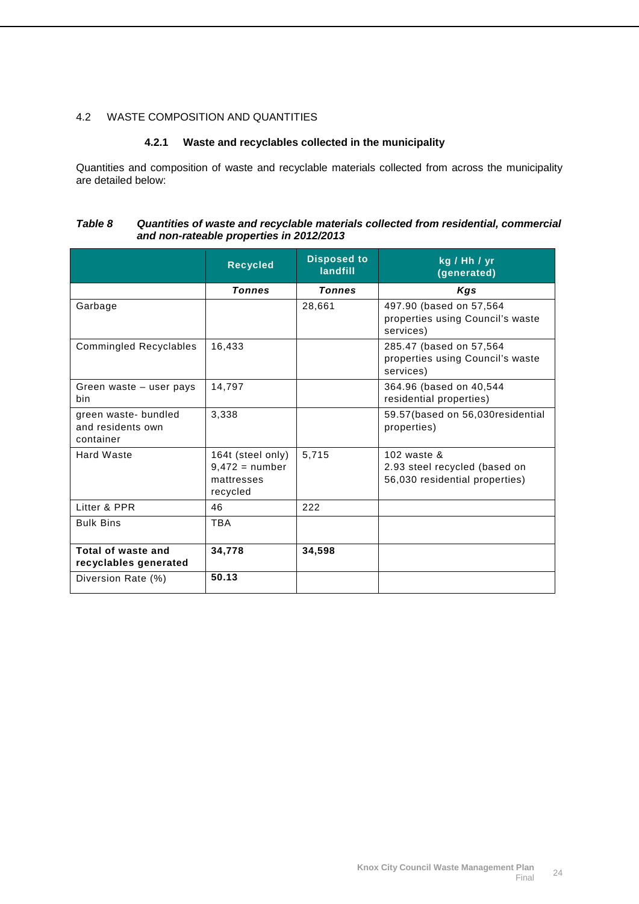## 4.2 WASTE COMPOSITION AND QUANTITIES

### 4.2.1 Waste and recyclables collected in the municipality

Quantities and composition of waste and recyclable materials collected from across the municipality are detailed below:

***Table 8 Quantities of waste and recyclable materials collected from residential, commercial and non-rateable properties in 2012/2013***

| | Recycled | Disposed to landfill | kg / Hh / yr (generated) |
|---|---|---|---|
| | ***Tonnes*** | ***Tonnes*** | ***Kgs*** |
| Garbage | | 28,661 | 497.90 (based on 57,564 properties using Council's waste services) |
| Commingled Recyclables | 16,433 | | 285.47 (based on 57,564 properties using Council's waste services) |
| Green waste – user pays bin | 14,797 | | 364.96 (based on 40,544 residential properties) |
| green waste- bundled and residents own container | 3,338 | | 59.57(based on 56,030residential properties) |
| Hard Waste | 164t (steel only) 9,472 = number mattresses recycled | 5,715 | 102 waste & 2.93 steel recycled (based on 56,030 residential properties) |
| Litter & PPR | 46 | 222 | |
| Bulk Bins | TBA | | |
| **Total of waste and recyclables generated** | **34,778** | **34,598** | |
| Diversion Rate (%) | **50.13** | | |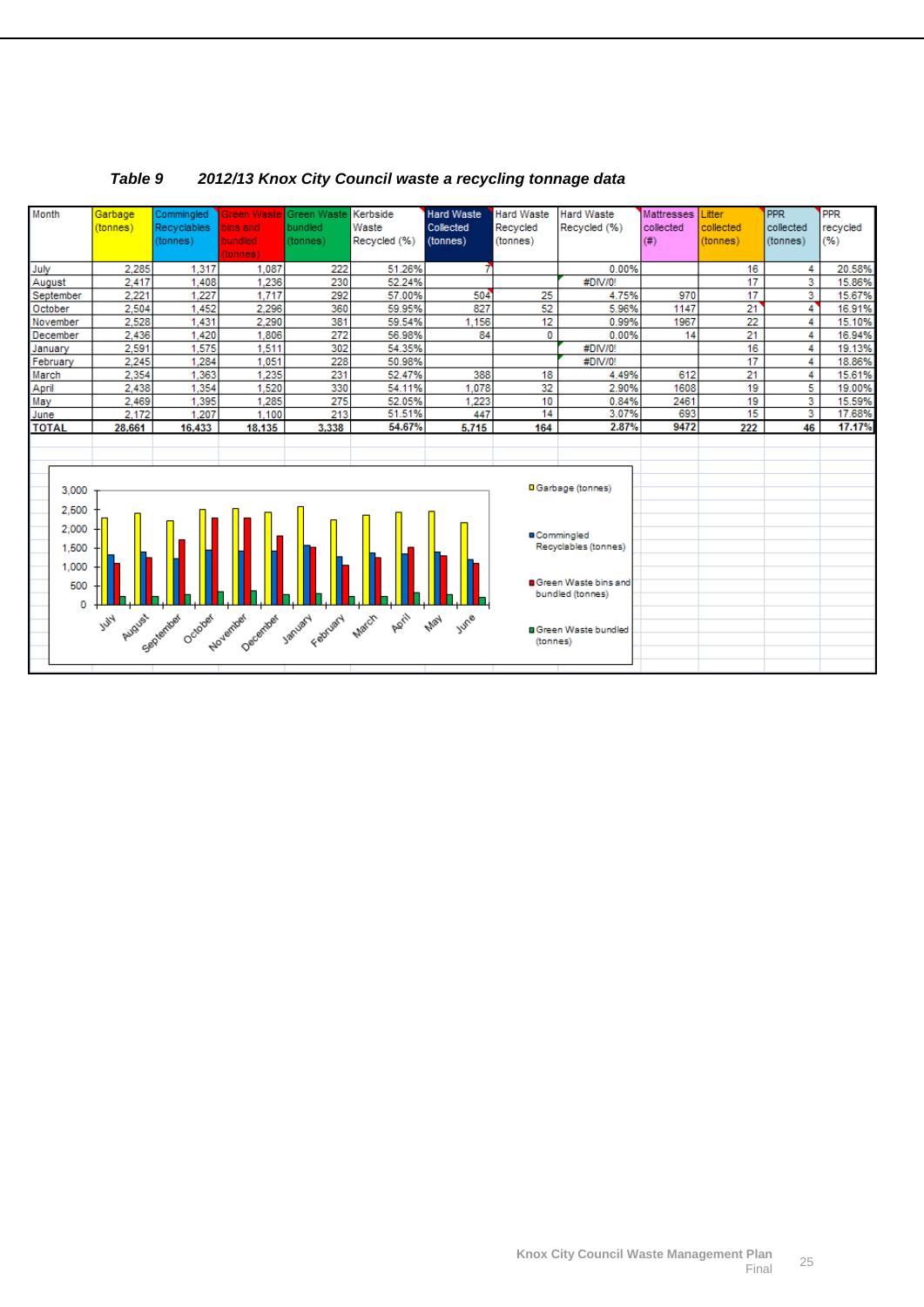***Table 9  2012/13 Knox City Council waste a recycling tonnage data***

| Month | Garbage (tonnes) | Commingled Recyclables (tonnes) | Green Waste bins and bundled (tonnes) | Green Waste bundled (tonnes) | Kerbside Waste Recycled (%) | Hard Waste Collected (tonnes) | Hard Waste Recycled (tonnes) | Hard Waste Recycled (%) | Mattresses collected (#) | Litter collected (tonnes) | PPR collected (tonnes) | PPR recycled (%) |
|---|---|---|---|---|---|---|---|---|---|---|---|---|
| July | 2,285 | 1,317 | 1,087 | 222 | 51.26% | 7 | | 0.00% | | 16 | 4 | 20.58% |
| August | 2,417 | 1,408 | 1,236 | 230 | 52.24% | | | #DIV/0! | | 17 | 3 | 15.86% |
| September | 2,221 | 1,227 | 1,717 | 292 | 57.00% | 504 | 25 | 4.75% | 970 | 17 | 3 | 15.67% |
| October | 2,504 | 1,452 | 2,296 | 360 | 59.95% | 827 | 52 | 5.96% | 1147 | 21 | 4 | 16.91% |
| November | 2,528 | 1,431 | 2,290 | 381 | 59.54% | 1,156 | 12 | 0.99% | 1967 | 22 | 4 | 15.10% |
| December | 2,436 | 1,420 | 1,806 | 272 | 56.98% | 84 | 0 | 0.00% | 14 | 21 | 4 | 16.94% |
| January | 2,591 | 1,575 | 1,511 | 302 | 54.35% | | | #DIV/0! | | 16 | 4 | 19.13% |
| February | 2,245 | 1,284 | 1,051 | 228 | 50.98% | | | #DIV/0! | | 17 | 4 | 18.86% |
| March | 2,354 | 1,363 | 1,235 | 231 | 52.47% | 388 | 18 | 4.49% | 612 | 21 | 4 | 15.61% |
| April | 2,438 | 1,354 | 1,520 | 330 | 54.11% | 1,078 | 32 | 2.90% | 1608 | 19 | 5 | 19.00% |
| May | 2,469 | 1,395 | 1,285 | 275 | 52.05% | 1,223 | 10 | 0.84% | 2461 | 19 | 3 | 15.59% |
| June | 2,172 | 1,207 | 1,100 | 213 | 51.51% | 447 | 14 | 3.07% | 693 | 15 | 3 | 17.68% |
| **TOTAL** | **28,661** | **16,433** | **18,135** | **3,338** | **54.67%** | **5,715** | **164** | **2.87%** | **9472** | **222** | **46** | **17.17%** |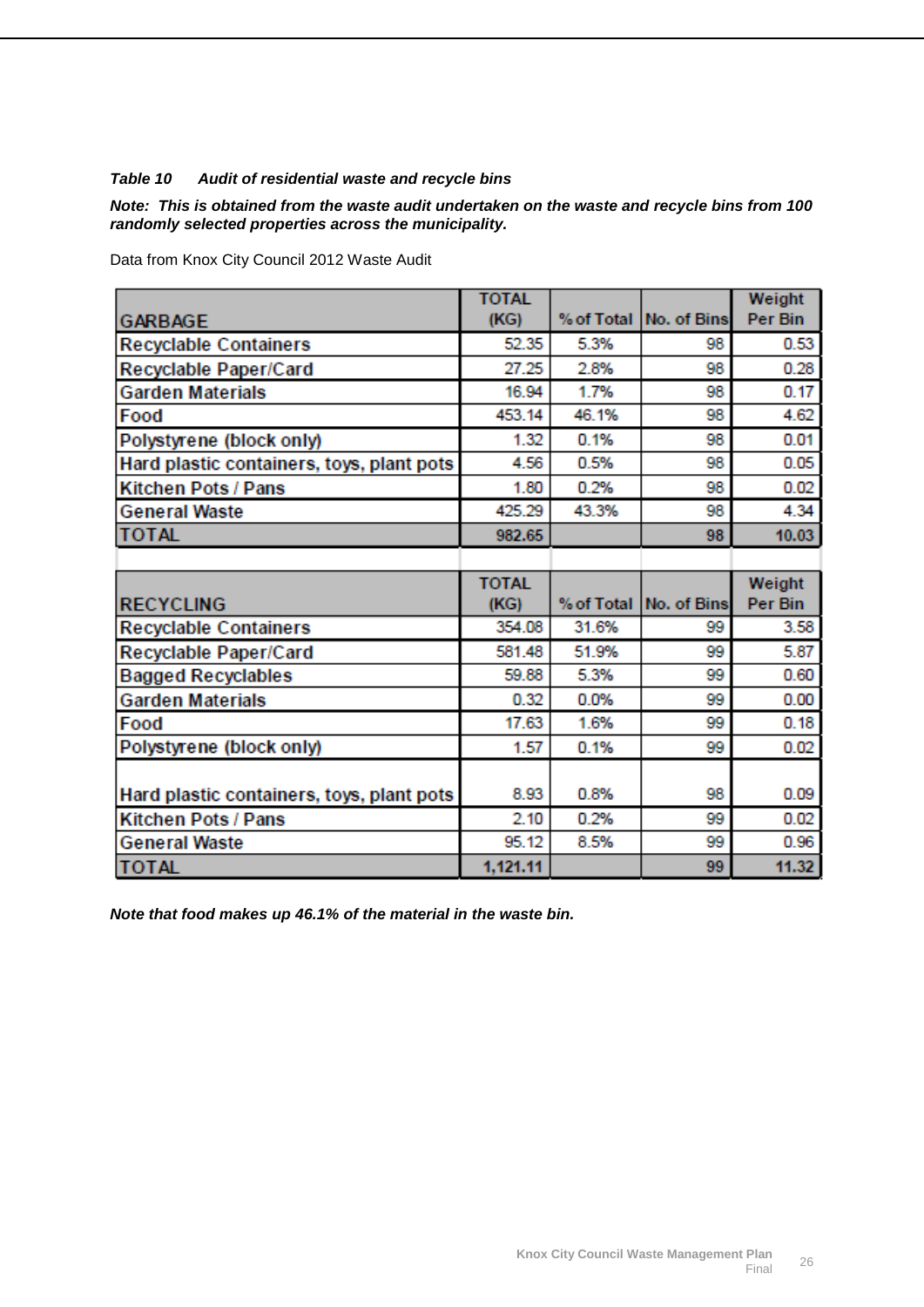***Table 10 Audit of residential waste and recycle bins***

***Note: This is obtained from the waste audit undertaken on the waste and recycle bins from 100 randomly selected properties across the municipality.***

Data from Knox City Council 2012 Waste Audit

| GARBAGE | TOTAL (KG) | % of Total | No. of Bins | Weight Per Bin |
|---|---|---|---|---|
| Recyclable Containers | 52.35 | 5.3% | 98 | 0.53 |
| Recyclable Paper/Card | 27.25 | 2.8% | 98 | 0.28 |
| Garden Materials | 16.94 | 1.7% | 98 | 0.17 |
| Food | 453.14 | 46.1% | 98 | 4.62 |
| Polystyrene (block only) | 1.32 | 0.1% | 98 | 0.01 |
| Hard plastic containers, toys, plant pots | 4.56 | 0.5% | 98 | 0.05 |
| Kitchen Pots / Pans | 1.80 | 0.2% | 98 | 0.02 |
| General Waste | 425.29 | 43.3% | 98 | 4.34 |
| **TOTAL** | **982.65** | | **98** | **10.03** |
| | | | | |
| **RECYCLING** | **TOTAL (KG)** | **% of Total** | **No. of Bins** | **Weight Per Bin** |
| Recyclable Containers | 354.08 | 31.6% | 99 | 3.58 |
| Recyclable Paper/Card | 581.48 | 51.9% | 99 | 5.87 |
| Bagged Recyclables | 59.88 | 5.3% | 99 | 0.60 |
| Garden Materials | 0.32 | 0.0% | 99 | 0.00 |
| Food | 17.63 | 1.6% | 99 | 0.18 |
| Polystyrene (block only) | 1.57 | 0.1% | 99 | 0.02 |
| Hard plastic containers, toys, plant pots | 8.93 | 0.8% | 98 | 0.09 |
| Kitchen Pots / Pans | 2.10 | 0.2% | 99 | 0.02 |
| General Waste | 95.12 | 8.5% | 99 | 0.96 |
| **TOTAL** | **1,121.11** | | **99** | **11.32** |

***Note that food makes up 46.1% of the material in the waste bin.***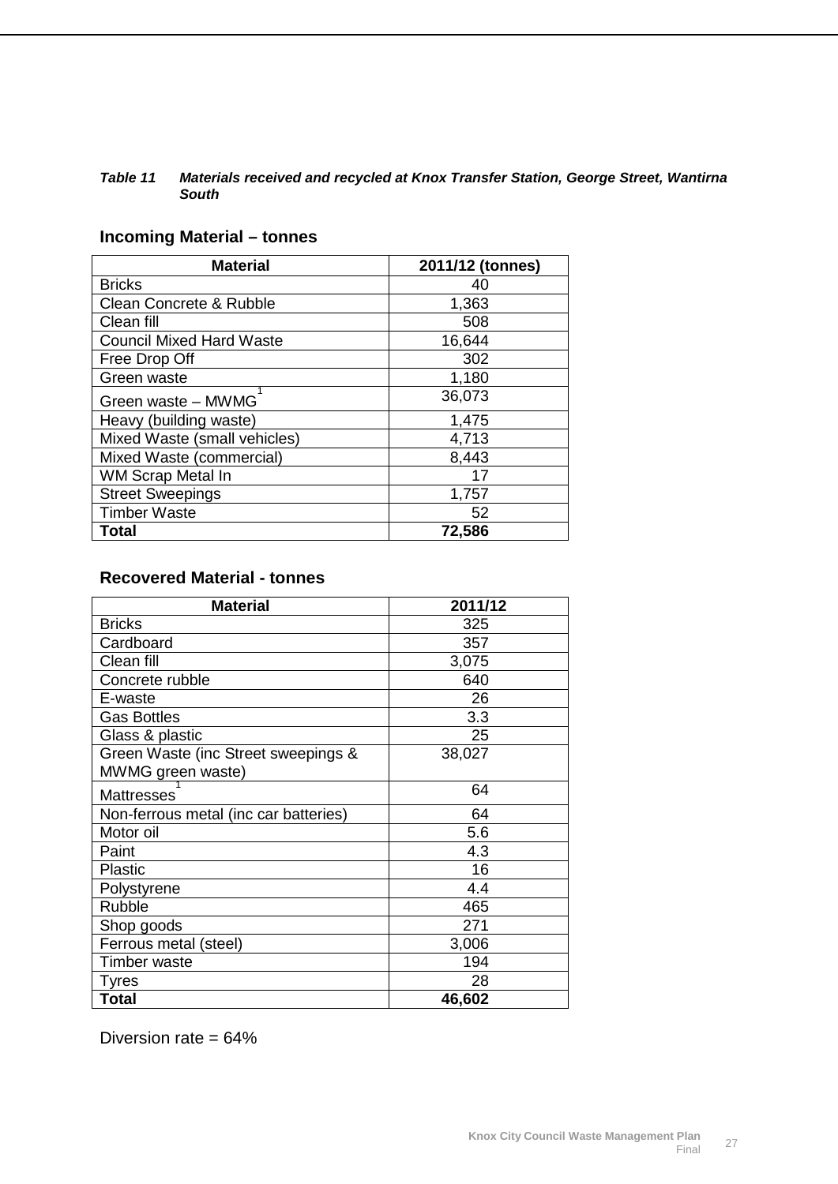***Table 11 Materials received and recycled at Knox Transfer Station, George Street, Wantirna South***

**Incoming Material – tonnes**

| Material | 2011/12 (tonnes) |
|---|---|
| Bricks | 40 |
| Clean Concrete & Rubble | 1,363 |
| Clean fill | 508 |
| Council Mixed Hard Waste | 16,644 |
| Free Drop Off | 302 |
| Green waste | 1,180 |
| Green waste – MWMG[1] | 36,073 |
| Heavy (building waste) | 1,475 |
| Mixed Waste (small vehicles) | 4,713 |
| Mixed Waste (commercial) | 8,443 |
| WM Scrap Metal In | 17 |
| Street Sweepings | 1,757 |
| Timber Waste | 52 |
| **Total** | **72,586** |

**Recovered Material - tonnes**

| Material | 2011/12 |
|---|---|
| Bricks | 325 |
| Cardboard | 357 |
| Clean fill | 3,075 |
| Concrete rubble | 640 |
| E-waste | 26 |
| Gas Bottles | 3.3 |
| Glass & plastic | 25 |
| Green Waste (inc Street sweepings & MWMG green waste) | 38,027 |
| Mattresses[1] | 64 |
| Non-ferrous metal (inc car batteries) | 64 |
| Motor oil | 5.6 |
| Paint | 4.3 |
| Plastic | 16 |
| Polystyrene | 4.4 |
| Rubble | 465 |
| Shop goods | 271 |
| Ferrous metal (steel) | 3,006 |
| Timber waste | 194 |
| Tyres | 28 |
| **Total** | **46,602** |

Diversion rate = 64%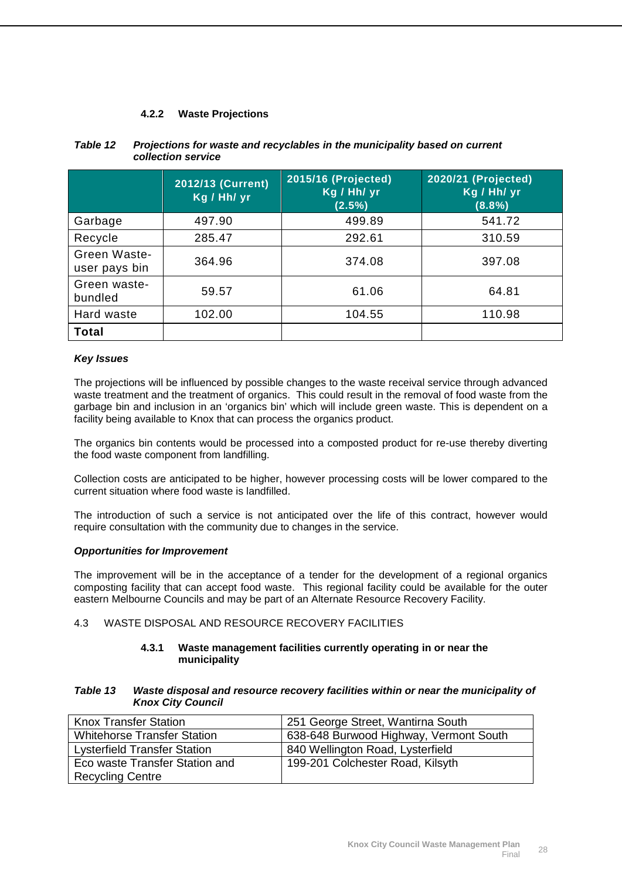#### 4.2.2 Waste Projections

***Table 12 Projections for waste and recyclables in the municipality based on current collection service***

| | 2012/13 (Current) Kg / Hh/ yr | 2015/16 (Projected) Kg / Hh/ yr (2.5%) | 2020/21 (Projected) Kg / Hh/ yr (8.8%) |
|---|---|---|---|
| Garbage | 497.90 | 499.89 | 541.72 |
| Recycle | 285.47 | 292.61 | 310.59 |
| Green Waste-user pays bin | 364.96 | 374.08 | 397.08 |
| Green waste-bundled | 59.57 | 61.06 | 64.81 |
| Hard waste | 102.00 | 104.55 | 110.98 |
| **Total** | | | |

***Key Issues***

The projections will be influenced by possible changes to the waste receival service through advanced waste treatment and the treatment of organics. This could result in the removal of food waste from the garbage bin and inclusion in an 'organics bin' which will include green waste. This is dependent on a facility being available to Knox that can process the organics product.

The organics bin contents would be processed into a composted product for re-use thereby diverting the food waste component from landfilling.

Collection costs are anticipated to be higher, however processing costs will be lower compared to the current situation where food waste is landfilled.

The introduction of such a service is not anticipated over the life of this contract, however would require consultation with the community due to changes in the service.

***Opportunities for Improvement***

The improvement will be in the acceptance of a tender for the development of a regional organics composting facility that can accept food waste. This regional facility could be available for the outer eastern Melbourne Councils and may be part of an Alternate Resource Recovery Facility.

### 4.3 WASTE DISPOSAL AND RESOURCE RECOVERY FACILITIES

#### 4.3.1 Waste management facilities currently operating in or near the municipality

***Table 13 Waste disposal and resource recovery facilities within or near the municipality of Knox City Council***

| | |
|---|---|
| Knox Transfer Station | 251 George Street, Wantirna South |
| Whitehorse Transfer Station | 638-648 Burwood Highway, Vermont South |
| Lysterfield Transfer Station | 840 Wellington Road, Lysterfield |
| Eco waste Transfer Station and Recycling Centre | 199-201 Colchester Road, Kilsyth |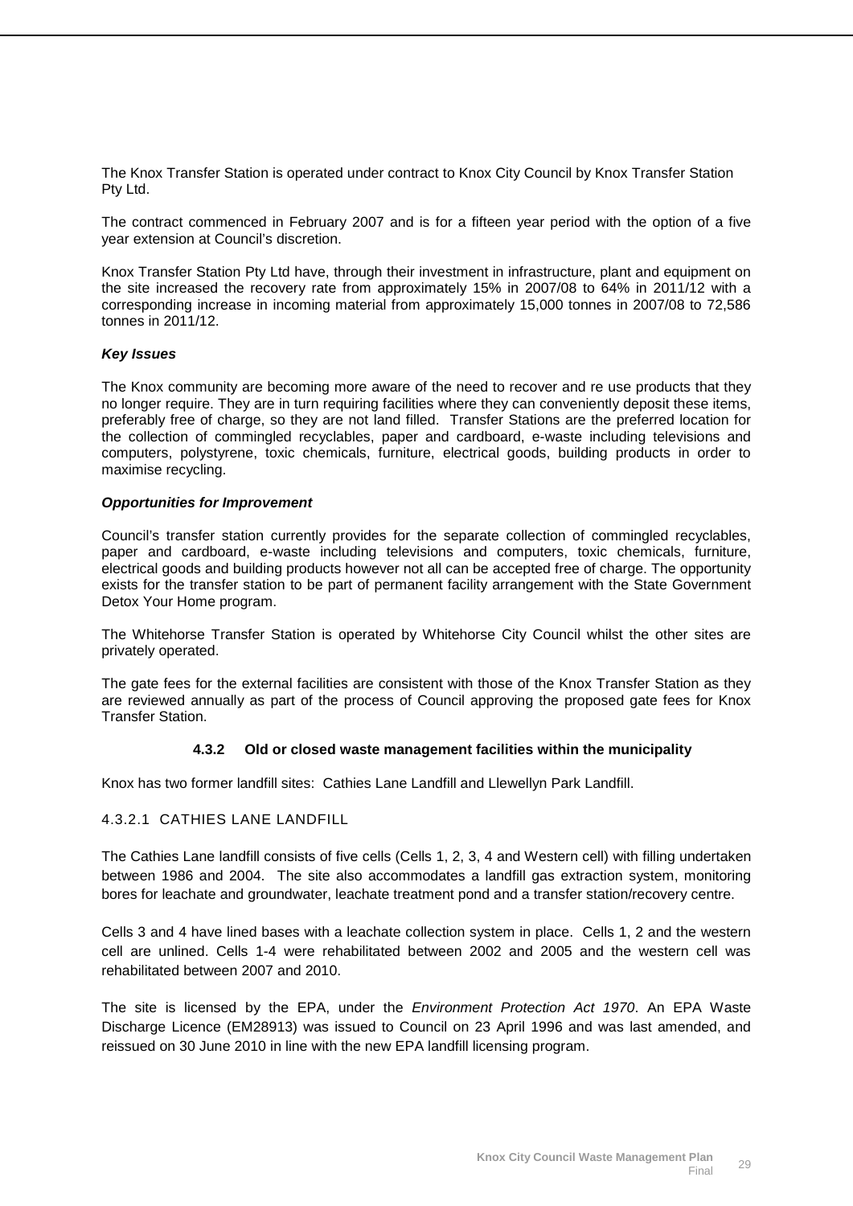The Knox Transfer Station is operated under contract to Knox City Council by Knox Transfer Station Pty Ltd.

The contract commenced in February 2007 and is for a fifteen year period with the option of a five year extension at Council's discretion.

Knox Transfer Station Pty Ltd have, through their investment in infrastructure, plant and equipment on the site increased the recovery rate from approximately 15% in 2007/08 to 64% in 2011/12 with a corresponding increase in incoming material from approximately 15,000 tonnes in 2007/08 to 72,586 tonnes in 2011/12.

***Key Issues***

The Knox community are becoming more aware of the need to recover and re use products that they no longer require. They are in turn requiring facilities where they can conveniently deposit these items, preferably free of charge, so they are not land filled. Transfer Stations are the preferred location for the collection of commingled recyclables, paper and cardboard, e-waste including televisions and computers, polystyrene, toxic chemicals, furniture, electrical goods, building products in order to maximise recycling.

***Opportunities for Improvement***

Council's transfer station currently provides for the separate collection of commingled recyclables, paper and cardboard, e-waste including televisions and computers, toxic chemicals, furniture, electrical goods and building products however not all can be accepted free of charge. The opportunity exists for the transfer station to be part of permanent facility arrangement with the State Government Detox Your Home program.

The Whitehorse Transfer Station is operated by Whitehorse City Council whilst the other sites are privately operated.

The gate fees for the external facilities are consistent with those of the Knox Transfer Station as they are reviewed annually as part of the process of Council approving the proposed gate fees for Knox Transfer Station.

### 4.3.2 Old or closed waste management facilities within the municipality

Knox has two former landfill sites: Cathies Lane Landfill and Llewellyn Park Landfill.

#### 4.3.2.1 CATHIES LANE LANDFILL

The Cathies Lane landfill consists of five cells (Cells 1, 2, 3, 4 and Western cell) with filling undertaken between 1986 and 2004. The site also accommodates a landfill gas extraction system, monitoring bores for leachate and groundwater, leachate treatment pond and a transfer station/recovery centre.

Cells 3 and 4 have lined bases with a leachate collection system in place. Cells 1, 2 and the western cell are unlined. Cells 1-4 were rehabilitated between 2002 and 2005 and the western cell was rehabilitated between 2007 and 2010.

The site is licensed by the EPA, under the *Environment Protection Act 1970*. An EPA Waste Discharge Licence (EM28913) was issued to Council on 23 April 1996 and was last amended, and reissued on 30 June 2010 in line with the new EPA landfill licensing program.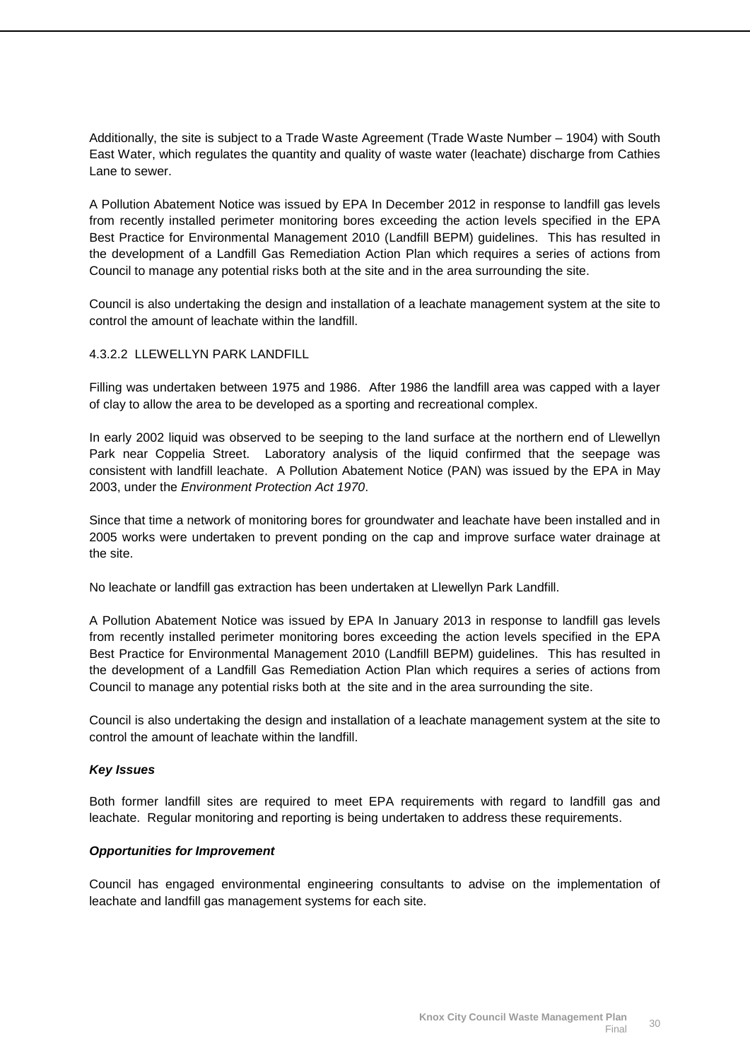Additionally, the site is subject to a Trade Waste Agreement (Trade Waste Number – 1904) with South East Water, which regulates the quantity and quality of waste water (leachate) discharge from Cathies Lane to sewer.

A Pollution Abatement Notice was issued by EPA In December 2012 in response to landfill gas levels from recently installed perimeter monitoring bores exceeding the action levels specified in the EPA Best Practice for Environmental Management 2010 (Landfill BEPM) guidelines. This has resulted in the development of a Landfill Gas Remediation Action Plan which requires a series of actions from Council to manage any potential risks both at the site and in the area surrounding the site.

Council is also undertaking the design and installation of a leachate management system at the site to control the amount of leachate within the landfill.

#### 4.3.2.2 LLEWELLYN PARK LANDFILL

Filling was undertaken between 1975 and 1986. After 1986 the landfill area was capped with a layer of clay to allow the area to be developed as a sporting and recreational complex.

In early 2002 liquid was observed to be seeping to the land surface at the northern end of Llewellyn Park near Coppelia Street. Laboratory analysis of the liquid confirmed that the seepage was consistent with landfill leachate. A Pollution Abatement Notice (PAN) was issued by the EPA in May 2003, under the *Environment Protection Act 1970*.

Since that time a network of monitoring bores for groundwater and leachate have been installed and in 2005 works were undertaken to prevent ponding on the cap and improve surface water drainage at the site.

No leachate or landfill gas extraction has been undertaken at Llewellyn Park Landfill.

A Pollution Abatement Notice was issued by EPA In January 2013 in response to landfill gas levels from recently installed perimeter monitoring bores exceeding the action levels specified in the EPA Best Practice for Environmental Management 2010 (Landfill BEPM) guidelines. This has resulted in the development of a Landfill Gas Remediation Action Plan which requires a series of actions from Council to manage any potential risks both at the site and in the area surrounding the site.

Council is also undertaking the design and installation of a leachate management system at the site to control the amount of leachate within the landfill.

***Key Issues***

Both former landfill sites are required to meet EPA requirements with regard to landfill gas and leachate. Regular monitoring and reporting is being undertaken to address these requirements.

***Opportunities for Improvement***

Council has engaged environmental engineering consultants to advise on the implementation of leachate and landfill gas management systems for each site.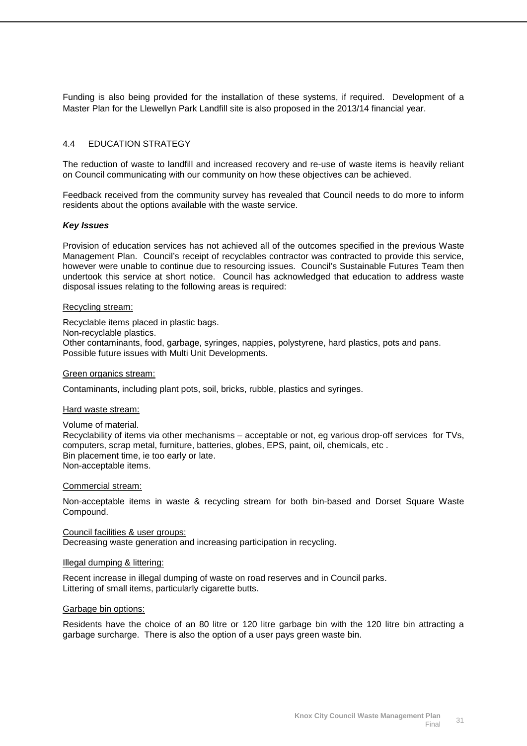Funding is also being provided for the installation of these systems, if required. Development of a Master Plan for the Llewellyn Park Landfill site is also proposed in the 2013/14 financial year.

## 4.4 EDUCATION STRATEGY

The reduction of waste to landfill and increased recovery and re-use of waste items is heavily reliant on Council communicating with our community on how these objectives can be achieved.

Feedback received from the community survey has revealed that Council needs to do more to inform residents about the options available with the waste service.

***Key Issues***

Provision of education services has not achieved all of the outcomes specified in the previous Waste Management Plan. Council's receipt of recyclables contractor was contracted to provide this service, however were unable to continue due to resourcing issues. Council's Sustainable Futures Team then undertook this service at short notice. Council has acknowledged that education to address waste disposal issues relating to the following areas is required:

<u>Recycling stream:</u>

Recyclable items placed in plastic bags.
Non-recyclable plastics.
Other contaminants, food, garbage, syringes, nappies, polystyrene, hard plastics, pots and pans.
Possible future issues with Multi Unit Developments.

<u>Green organics stream:</u>

Contaminants, including plant pots, soil, bricks, rubble, plastics and syringes.

<u>Hard waste stream:</u>

Volume of material.
Recyclability of items via other mechanisms – acceptable or not, eg various drop-off services for TVs, computers, scrap metal, furniture, batteries, globes, EPS, paint, oil, chemicals, etc .
Bin placement time, ie too early or late.
Non-acceptable items.

<u>Commercial stream:</u>

Non-acceptable items in waste & recycling stream for both bin-based and Dorset Square Waste Compound.

<u>Council facilities & user groups:</u>
Decreasing waste generation and increasing participation in recycling.

<u>Illegal dumping & littering:</u>

Recent increase in illegal dumping of waste on road reserves and in Council parks.
Littering of small items, particularly cigarette butts.

<u>Garbage bin options:</u>

Residents have the choice of an 80 litre or 120 litre garbage bin with the 120 litre bin attracting a garbage surcharge. There is also the option of a user pays green waste bin.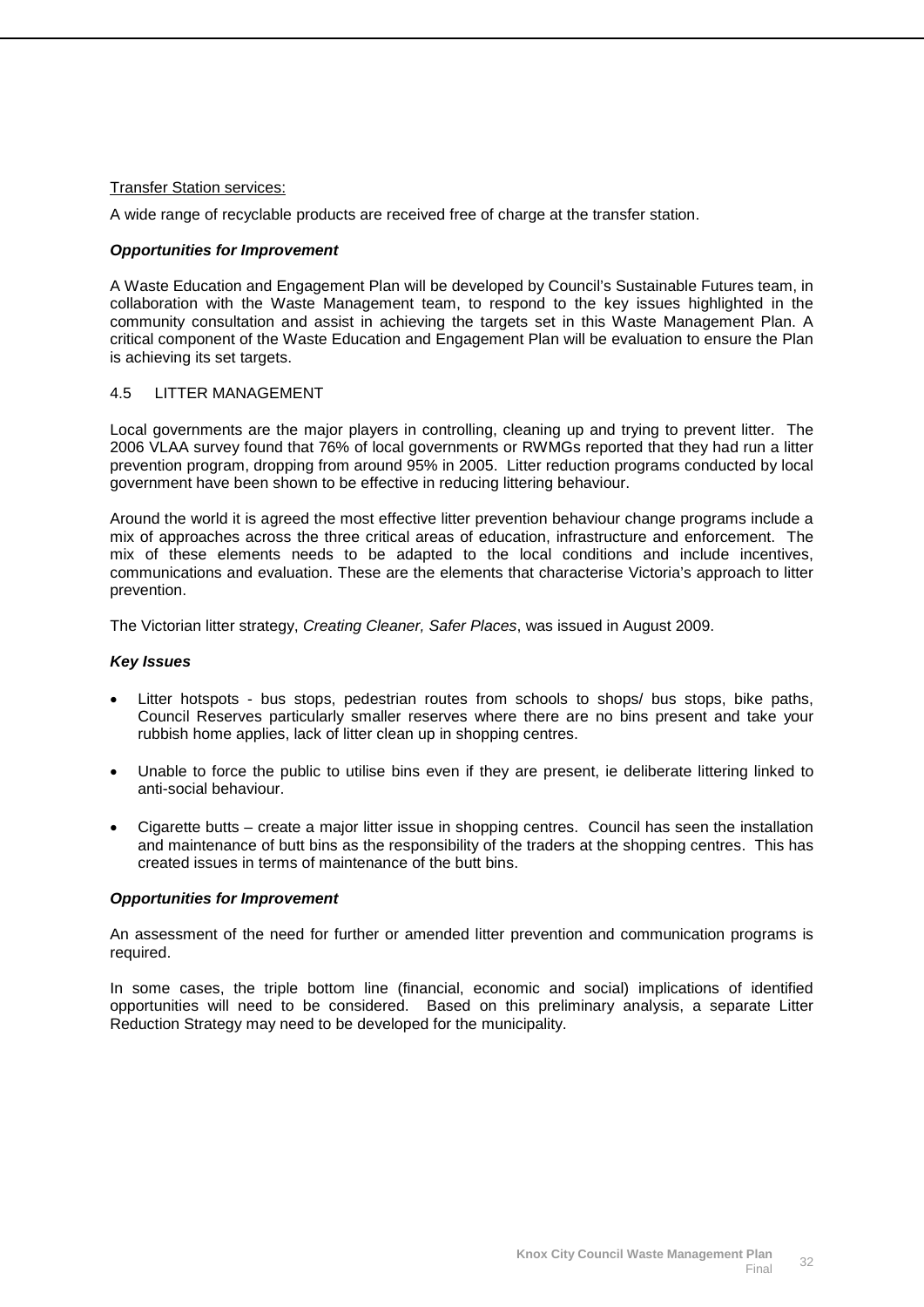Transfer Station services:

A wide range of recyclable products are received free of charge at the transfer station.

***Opportunities for Improvement***

A Waste Education and Engagement Plan will be developed by Council's Sustainable Futures team, in collaboration with the Waste Management team, to respond to the key issues highlighted in the community consultation and assist in achieving the targets set in this Waste Management Plan. A critical component of the Waste Education and Engagement Plan will be evaluation to ensure the Plan is achieving its set targets.

## 4.5 LITTER MANAGEMENT

Local governments are the major players in controlling, cleaning up and trying to prevent litter. The 2006 VLAA survey found that 76% of local governments or RWMGs reported that they had run a litter prevention program, dropping from around 95% in 2005. Litter reduction programs conducted by local government have been shown to be effective in reducing littering behaviour.

Around the world it is agreed the most effective litter prevention behaviour change programs include a mix of approaches across the three critical areas of education, infrastructure and enforcement. The mix of these elements needs to be adapted to the local conditions and include incentives, communications and evaluation. These are the elements that characterise Victoria's approach to litter prevention.

The Victorian litter strategy, *Creating Cleaner, Safer Places*, was issued in August 2009.

***Key Issues***

- Litter hotspots - bus stops, pedestrian routes from schools to shops/ bus stops, bike paths, Council Reserves particularly smaller reserves where there are no bins present and take your rubbish home applies, lack of litter clean up in shopping centres.
- Unable to force the public to utilise bins even if they are present, ie deliberate littering linked to anti-social behaviour.
- Cigarette butts – create a major litter issue in shopping centres. Council has seen the installation and maintenance of butt bins as the responsibility of the traders at the shopping centres. This has created issues in terms of maintenance of the butt bins.

***Opportunities for Improvement***

An assessment of the need for further or amended litter prevention and communication programs is required.

In some cases, the triple bottom line (financial, economic and social) implications of identified opportunities will need to be considered. Based on this preliminary analysis, a separate Litter Reduction Strategy may need to be developed for the municipality.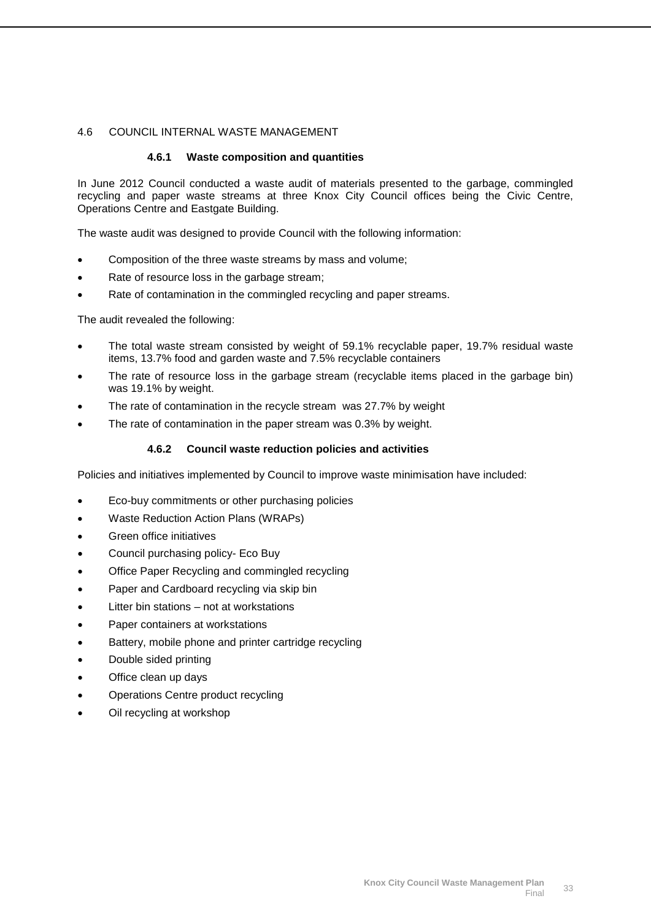## 4.6 COUNCIL INTERNAL WASTE MANAGEMENT

### 4.6.1 Waste composition and quantities

In June 2012 Council conducted a waste audit of materials presented to the garbage, commingled recycling and paper waste streams at three Knox City Council offices being the Civic Centre, Operations Centre and Eastgate Building.

The waste audit was designed to provide Council with the following information:

- Composition of the three waste streams by mass and volume;
- Rate of resource loss in the garbage stream;
- Rate of contamination in the commingled recycling and paper streams.

The audit revealed the following:

- The total waste stream consisted by weight of 59.1% recyclable paper, 19.7% residual waste items, 13.7% food and garden waste and 7.5% recyclable containers
- The rate of resource loss in the garbage stream (recyclable items placed in the garbage bin) was 19.1% by weight.
- The rate of contamination in the recycle stream was 27.7% by weight
- The rate of contamination in the paper stream was 0.3% by weight.

### 4.6.2 Council waste reduction policies and activities

Policies and initiatives implemented by Council to improve waste minimisation have included:

- Eco-buy commitments or other purchasing policies
- Waste Reduction Action Plans (WRAPs)
- Green office initiatives
- Council purchasing policy- Eco Buy
- Office Paper Recycling and commingled recycling
- Paper and Cardboard recycling via skip bin
- Litter bin stations – not at workstations
- Paper containers at workstations
- Battery, mobile phone and printer cartridge recycling
- Double sided printing
- Office clean up days
- Operations Centre product recycling
- Oil recycling at workshop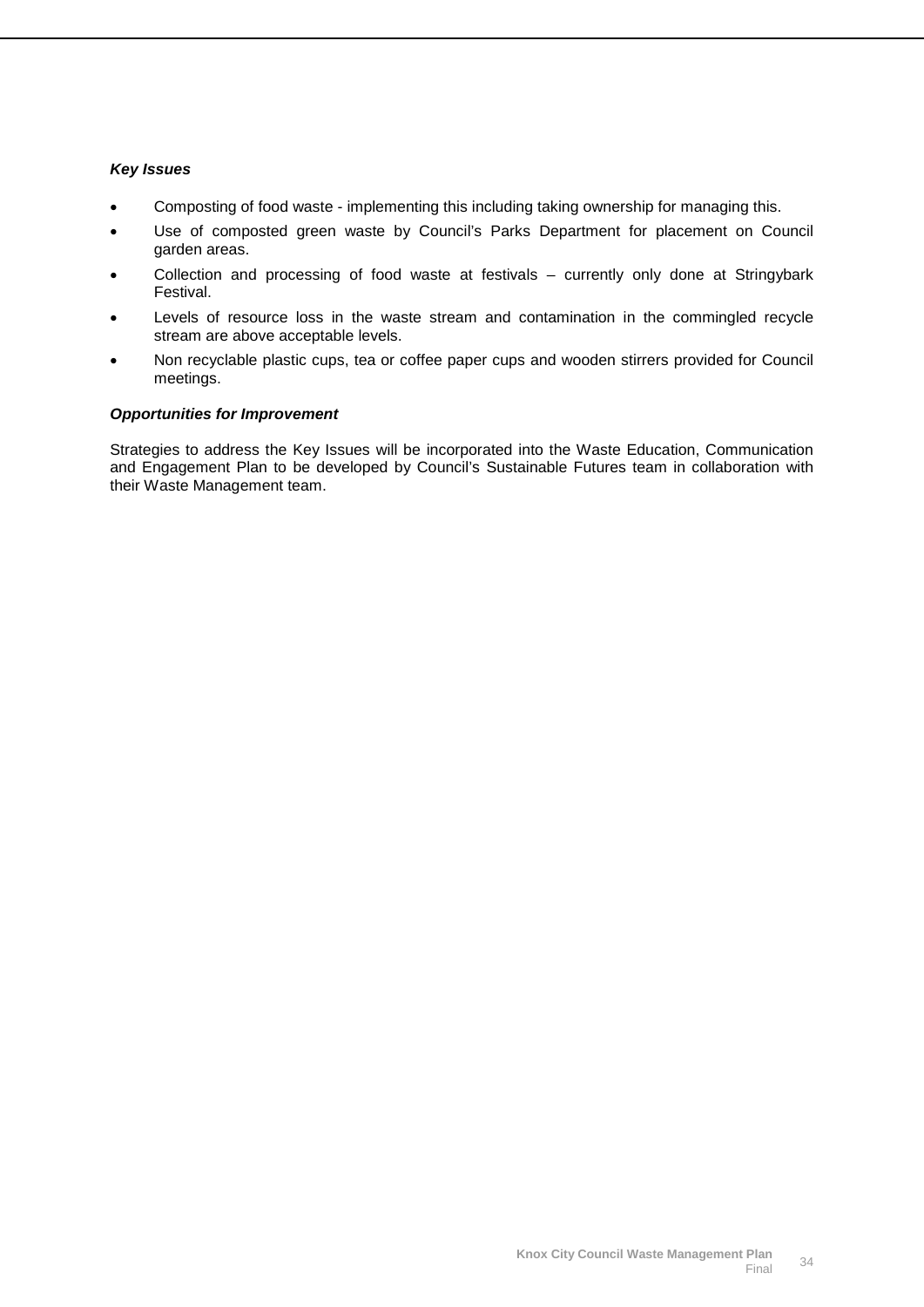***Key Issues***

- Composting of food waste - implementing this including taking ownership for managing this.
- Use of composted green waste by Council's Parks Department for placement on Council garden areas.
- Collection and processing of food waste at festivals – currently only done at Stringybark Festival.
- Levels of resource loss in the waste stream and contamination in the commingled recycle stream are above acceptable levels.
- Non recyclable plastic cups, tea or coffee paper cups and wooden stirrers provided for Council meetings.

***Opportunities for Improvement***

Strategies to address the Key Issues will be incorporated into the Waste Education, Communication and Engagement Plan to be developed by Council's Sustainable Futures team in collaboration with their Waste Management team.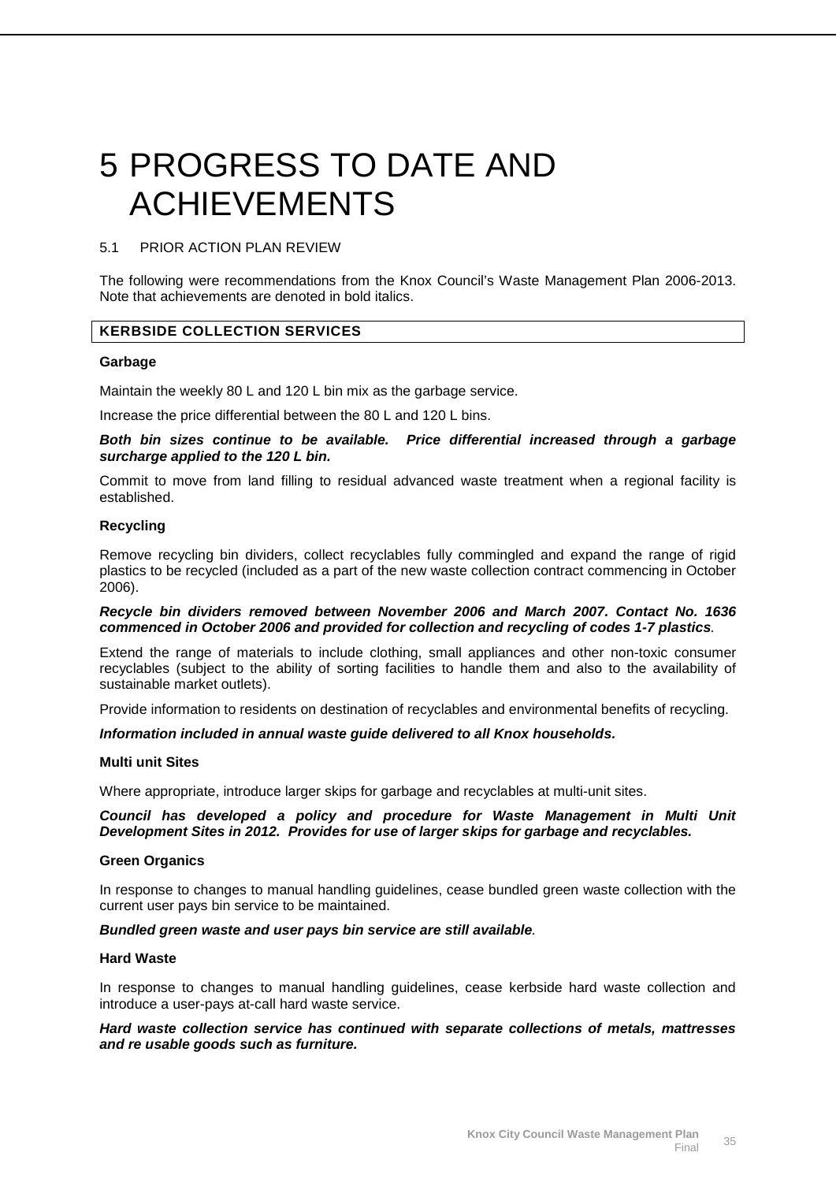# 5 PROGRESS TO DATE AND ACHIEVEMENTS

## 5.1 PRIOR ACTION PLAN REVIEW

The following were recommendations from the Knox Council's Waste Management Plan 2006-2013. Note that achievements are denoted in bold italics.

### KERBSIDE COLLECTION SERVICES

**Garbage**

Maintain the weekly 80 L and 120 L bin mix as the garbage service.

Increase the price differential between the 80 L and 120 L bins.

***Both bin sizes continue to be available. Price differential increased through a garbage surcharge applied to the 120 L bin.***

Commit to move from land filling to residual advanced waste treatment when a regional facility is established.

**Recycling**

Remove recycling bin dividers, collect recyclables fully commingled and expand the range of rigid plastics to be recycled (included as a part of the new waste collection contract commencing in October 2006).

***Recycle bin dividers removed between November 2006 and March 2007. Contact No. 1636 commenced in October 2006 and provided for collection and recycling of codes 1-7 plastics.***

Extend the range of materials to include clothing, small appliances and other non-toxic consumer recyclables (subject to the ability of sorting facilities to handle them and also to the availability of sustainable market outlets).

Provide information to residents on destination of recyclables and environmental benefits of recycling.

***Information included in annual waste guide delivered to all Knox households.***

**Multi unit Sites**

Where appropriate, introduce larger skips for garbage and recyclables at multi-unit sites.

***Council has developed a policy and procedure for Waste Management in Multi Unit Development Sites in 2012. Provides for use of larger skips for garbage and recyclables.***

**Green Organics**

In response to changes to manual handling guidelines, cease bundled green waste collection with the current user pays bin service to be maintained.

***Bundled green waste and user pays bin service are still available.***

**Hard Waste**

In response to changes to manual handling guidelines, cease kerbside hard waste collection and introduce a user-pays at-call hard waste service.

***Hard waste collection service has continued with separate collections of metals, mattresses and re usable goods such as furniture.***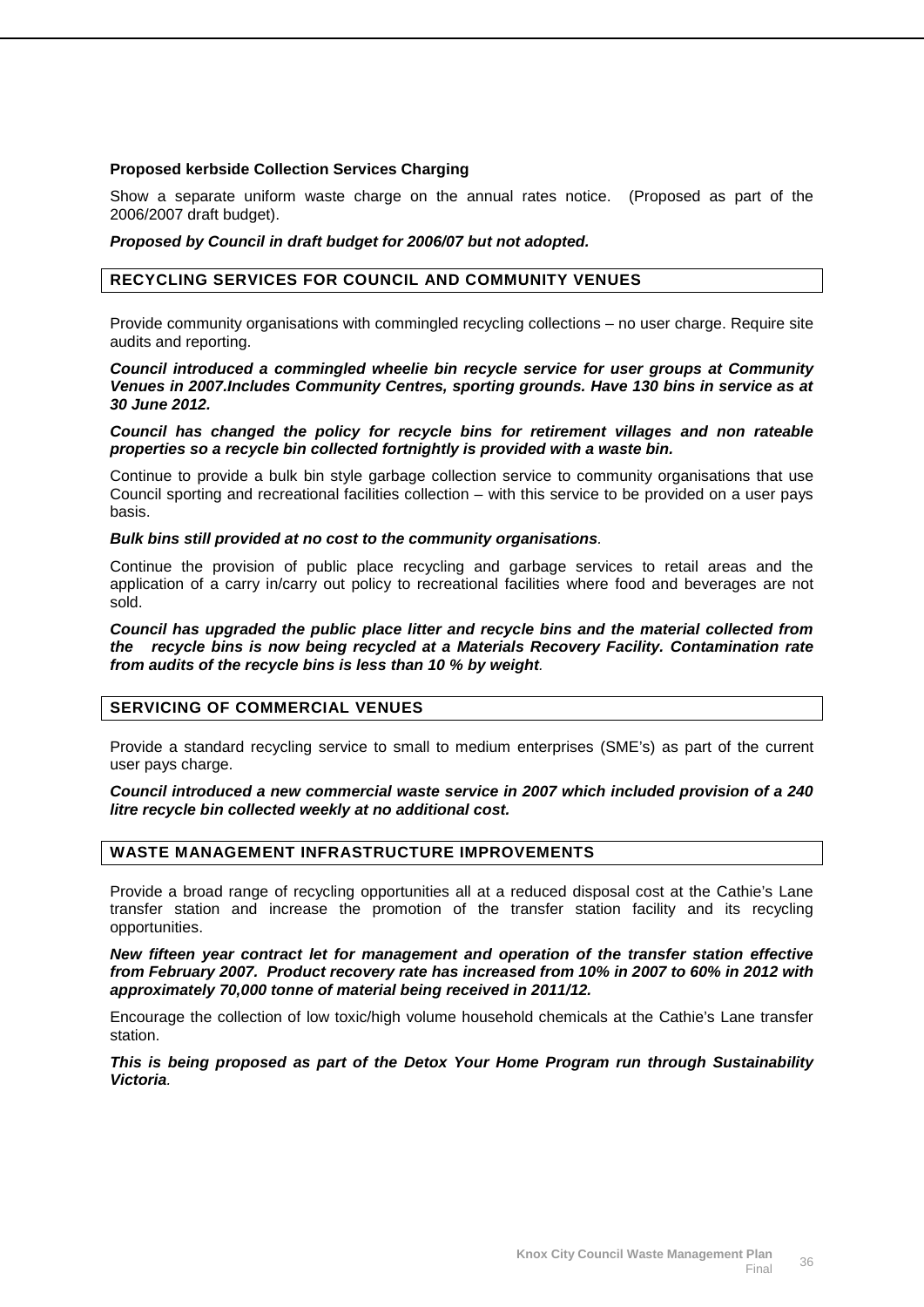**Proposed kerbside Collection Services Charging**

Show a separate uniform waste charge on the annual rates notice. (Proposed as part of the 2006/2007 draft budget).

***Proposed by Council in draft budget for 2006/07 but not adopted.***

## RECYCLING SERVICES FOR COUNCIL AND COMMUNITY VENUES

Provide community organisations with commingled recycling collections – no user charge. Require site audits and reporting.

***Council introduced a commingled wheelie bin recycle service for user groups at Community Venues in 2007.Includes Community Centres, sporting grounds. Have 130 bins in service as at 30 June 2012.***

***Council has changed the policy for recycle bins for retirement villages and non rateable properties so a recycle bin collected fortnightly is provided with a waste bin.***

Continue to provide a bulk bin style garbage collection service to community organisations that use Council sporting and recreational facilities collection – with this service to be provided on a user pays basis.

***Bulk bins still provided at no cost to the community organisations.***

Continue the provision of public place recycling and garbage services to retail areas and the application of a carry in/carry out policy to recreational facilities where food and beverages are not sold.

***Council has upgraded the public place litter and recycle bins and the material collected from the recycle bins is now being recycled at a Materials Recovery Facility. Contamination rate from audits of the recycle bins is less than 10 % by weight.***

## SERVICING OF COMMERCIAL VENUES

Provide a standard recycling service to small to medium enterprises (SME's) as part of the current user pays charge.

***Council introduced a new commercial waste service in 2007 which included provision of a 240 litre recycle bin collected weekly at no additional cost.***

## WASTE MANAGEMENT INFRASTRUCTURE IMPROVEMENTS

Provide a broad range of recycling opportunities all at a reduced disposal cost at the Cathie's Lane transfer station and increase the promotion of the transfer station facility and its recycling opportunities.

***New fifteen year contract let for management and operation of the transfer station effective from February 2007. Product recovery rate has increased from 10% in 2007 to 60% in 2012 with approximately 70,000 tonne of material being received in 2011/12.***

Encourage the collection of low toxic/high volume household chemicals at the Cathie's Lane transfer station.

***This is being proposed as part of the Detox Your Home Program run through Sustainability Victoria.***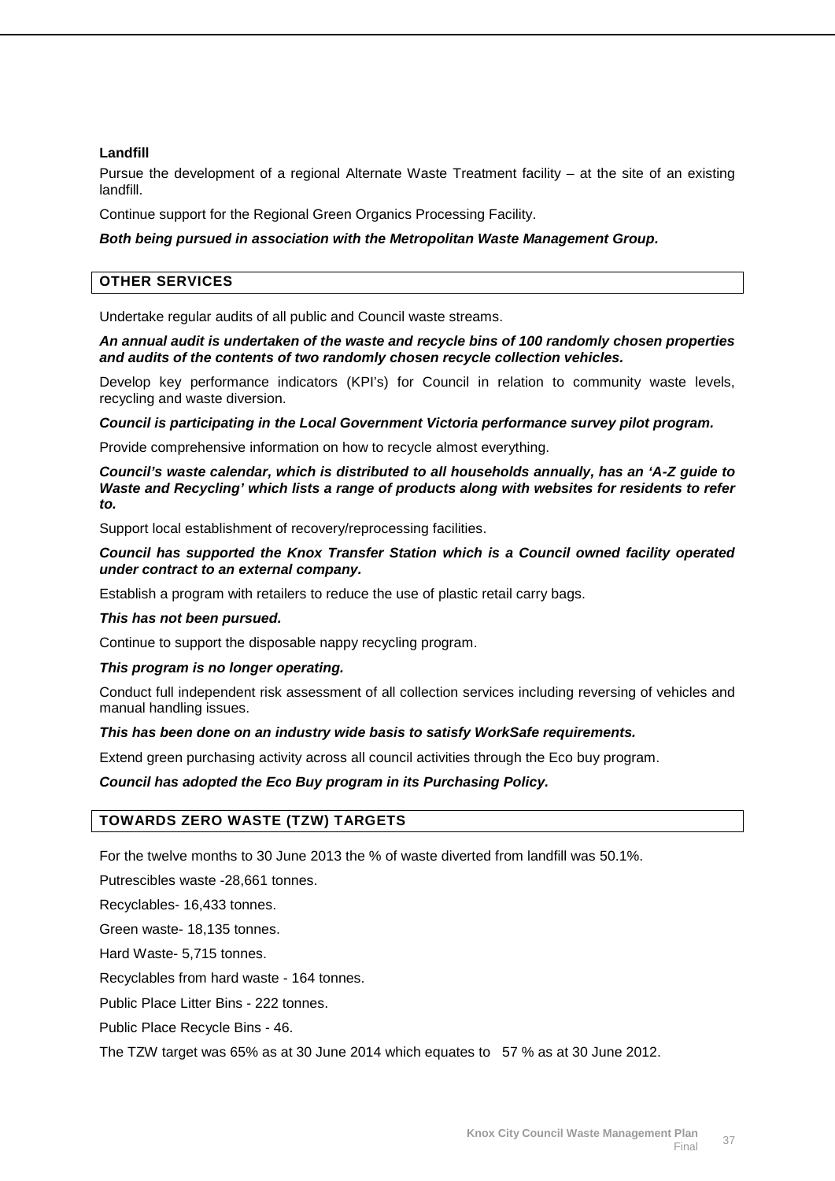**Landfill**

Pursue the development of a regional Alternate Waste Treatment facility – at the site of an existing landfill.

Continue support for the Regional Green Organics Processing Facility.

***Both being pursued in association with the Metropolitan Waste Management Group.***

## OTHER SERVICES

Undertake regular audits of all public and Council waste streams.

***An annual audit is undertaken of the waste and recycle bins of 100 randomly chosen properties and audits of the contents of two randomly chosen recycle collection vehicles.***

Develop key performance indicators (KPI's) for Council in relation to community waste levels, recycling and waste diversion.

***Council is participating in the Local Government Victoria performance survey pilot program.***

Provide comprehensive information on how to recycle almost everything.

***Council's waste calendar, which is distributed to all households annually, has an 'A-Z guide to Waste and Recycling' which lists a range of products along with websites for residents to refer to.***

Support local establishment of recovery/reprocessing facilities.

***Council has supported the Knox Transfer Station which is a Council owned facility operated under contract to an external company.***

Establish a program with retailers to reduce the use of plastic retail carry bags.

***This has not been pursued.***

Continue to support the disposable nappy recycling program.

***This program is no longer operating.***

Conduct full independent risk assessment of all collection services including reversing of vehicles and manual handling issues.

***This has been done on an industry wide basis to satisfy WorkSafe requirements.***

Extend green purchasing activity across all council activities through the Eco buy program.

***Council has adopted the Eco Buy program in its Purchasing Policy.***

## TOWARDS ZERO WASTE (TZW) TARGETS

For the twelve months to 30 June 2013 the % of waste diverted from landfill was 50.1%.

Putrescibles waste -28,661 tonnes.

Recyclables- 16,433 tonnes.

Green waste- 18,135 tonnes.

Hard Waste- 5,715 tonnes.

Recyclables from hard waste - 164 tonnes.

Public Place Litter Bins - 222 tonnes.

Public Place Recycle Bins - 46.

The TZW target was 65% as at 30 June 2014 which equates to 57 % as at 30 June 2012.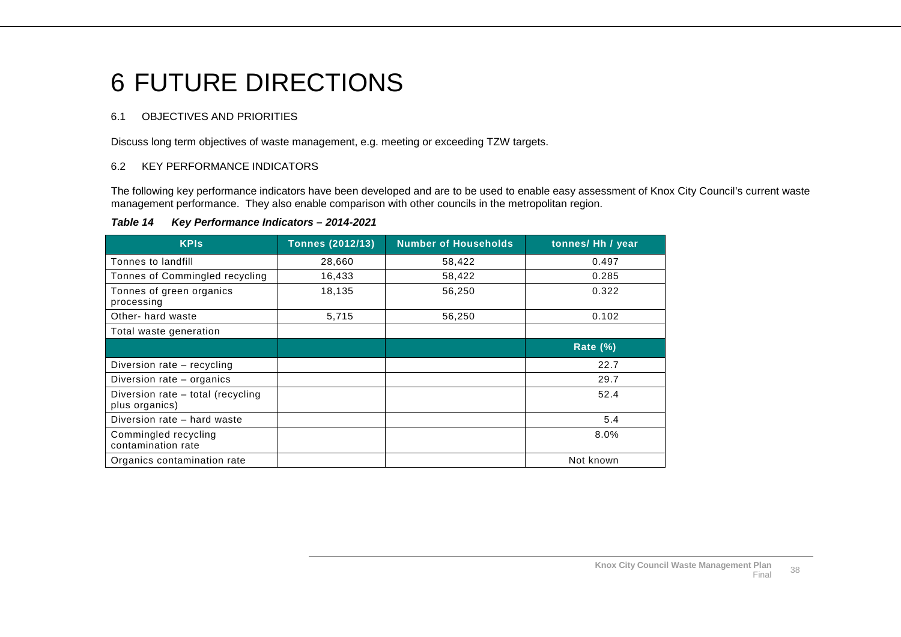# 6 FUTURE DIRECTIONS

## 6.1 OBJECTIVES AND PRIORITIES

Discuss long term objectives of waste management, e.g. meeting or exceeding TZW targets.

## 6.2 KEY PERFORMANCE INDICATORS

The following key performance indicators have been developed and are to be used to enable easy assessment of Knox City Council's current waste management performance. They also enable comparison with other councils in the metropolitan region.

***Table 14 Key Performance Indicators – 2014-2021***

| KPIs | Tonnes (2012/13) | Number of Households | tonnes/ Hh / year |
|---|---|---|---|
| Tonnes to landfill | 28,660 | 58,422 | 0.497 |
| Tonnes of Commingled recycling | 16,433 | 58,422 | 0.285 |
| Tonnes of green organics processing | 18,135 | 56,250 | 0.322 |
| Other- hard waste | 5,715 | 56,250 | 0.102 |
| Total waste generation | | | |
| | | | **Rate (%)** |
| Diversion rate – recycling | | | 22.7 |
| Diversion rate – organics | | | 29.7 |
| Diversion rate – total (recycling plus organics) | | | 52.4 |
| Diversion rate – hard waste | | | 5.4 |
| Commingled recycling contamination rate | | | 8.0% |
| Organics contamination rate | | | Not known |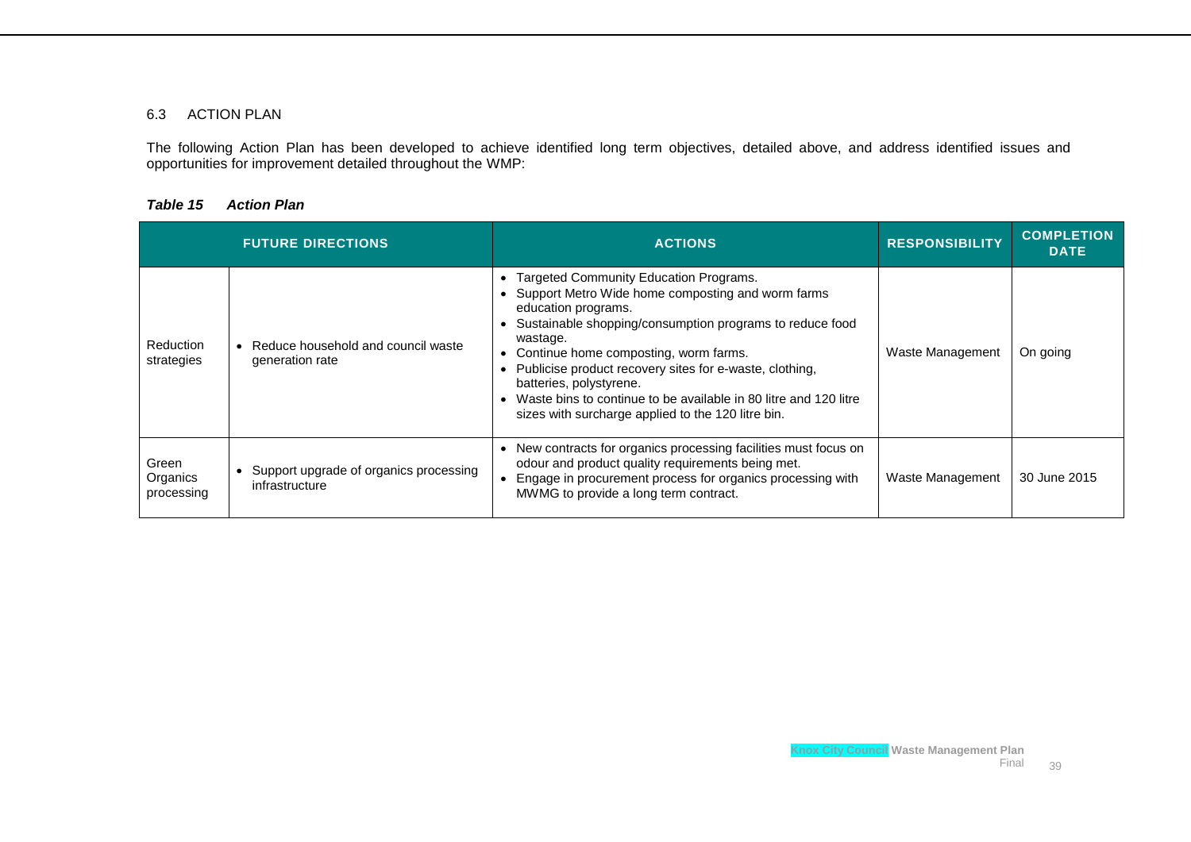## 6.3 ACTION PLAN

The following Action Plan has been developed to achieve identified long term objectives, detailed above, and address identified issues and opportunities for improvement detailed throughout the WMP:

***Table 15 Action Plan***

| FUTURE DIRECTIONS | | ACTIONS | RESPONSIBILITY | COMPLETION DATE |
|---|---|---|---|---|
| Reduction strategies | • Reduce household and council waste generation rate | • Targeted Community Education Programs.<br>• Support Metro Wide home composting and worm farms education programs.<br>• Sustainable shopping/consumption programs to reduce food wastage.<br>• Continue home composting, worm farms.<br>• Publicise product recovery sites for e-waste, clothing, batteries, polystyrene.<br>• Waste bins to continue to be available in 80 litre and 120 litre sizes with surcharge applied to the 120 litre bin. | Waste Management | On going |
| Green Organics processing | • Support upgrade of organics processing infrastructure | • New contracts for organics processing facilities must focus on odour and product quality requirements being met.<br>• Engage in procurement process for organics processing with MWMG to provide a long term contract. | Waste Management | 30 June 2015 |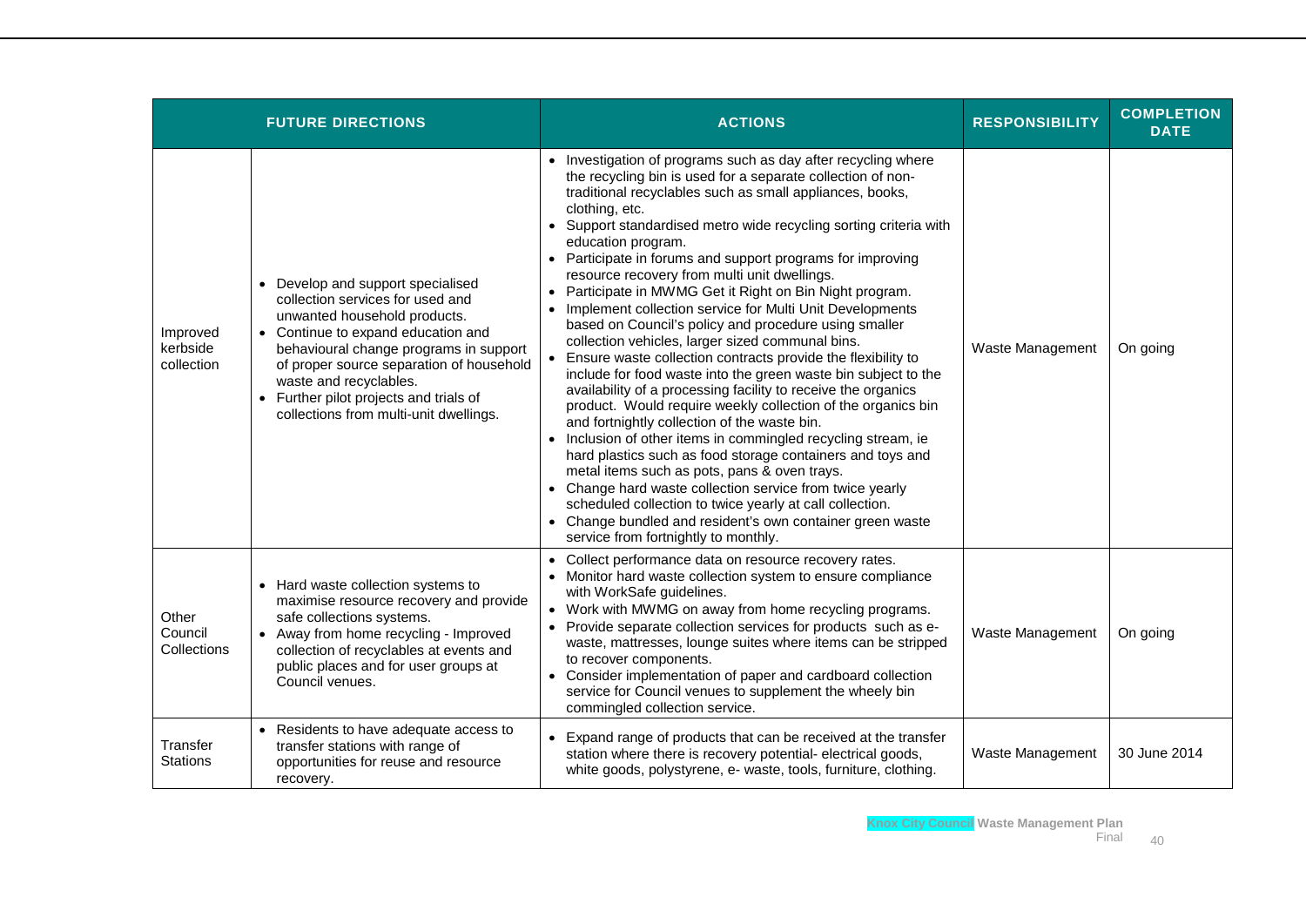| FUTURE DIRECTIONS | | ACTIONS | RESPONSIBILITY | COMPLETION DATE |
|---|---|---|---|---|
| Improved kerbside collection | • Develop and support specialised collection services for used and unwanted household products.<br>• Continue to expand education and behavioural change programs in support of proper source separation of household waste and recyclables.<br>• Further pilot projects and trials of collections from multi-unit dwellings. | • Investigation of programs such as day after recycling where the recycling bin is used for a separate collection of non-traditional recyclables such as small appliances, books, clothing, etc.<br>• Support standardised metro wide recycling sorting criteria with education program.<br>• Participate in forums and support programs for improving resource recovery from multi unit dwellings.<br>• Participate in MWMG Get it Right on Bin Night program.<br>• Implement collection service for Multi Unit Developments based on Council's policy and procedure using smaller collection vehicles, larger sized communal bins.<br>• Ensure waste collection contracts provide the flexibility to include for food waste into the green waste bin subject to the availability of a processing facility to receive the organics product. Would require weekly collection of the organics bin and fortnightly collection of the waste bin.<br>• Inclusion of other items in commingled recycling stream, ie hard plastics such as food storage containers and toys and metal items such as pots, pans & oven trays.<br>• Change hard waste collection service from twice yearly scheduled collection to twice yearly at call collection.<br>• Change bundled and resident's own container green waste service from fortnightly to monthly. | Waste Management | On going |
| Other Council Collections | • Hard waste collection systems to maximise resource recovery and provide safe collections systems.<br>• Away from home recycling - Improved collection of recyclables at events and public places and for user groups at Council venues. | • Collect performance data on resource recovery rates.<br>• Monitor hard waste collection system to ensure compliance with WorkSafe guidelines.<br>• Work with MWMG on away from home recycling programs.<br>• Provide separate collection services for products such as e-waste, mattresses, lounge suites where items can be stripped to recover components.<br>• Consider implementation of paper and cardboard collection service for Council venues to supplement the wheely bin commingled collection service. | Waste Management | On going |
| Transfer Stations | • Residents to have adequate access to transfer stations with range of opportunities for reuse and resource recovery. | • Expand range of products that can be received at the transfer station where there is recovery potential- electrical goods, white goods, polystyrene, e- waste, tools, furniture, clothing. | Waste Management | 30 June 2014 |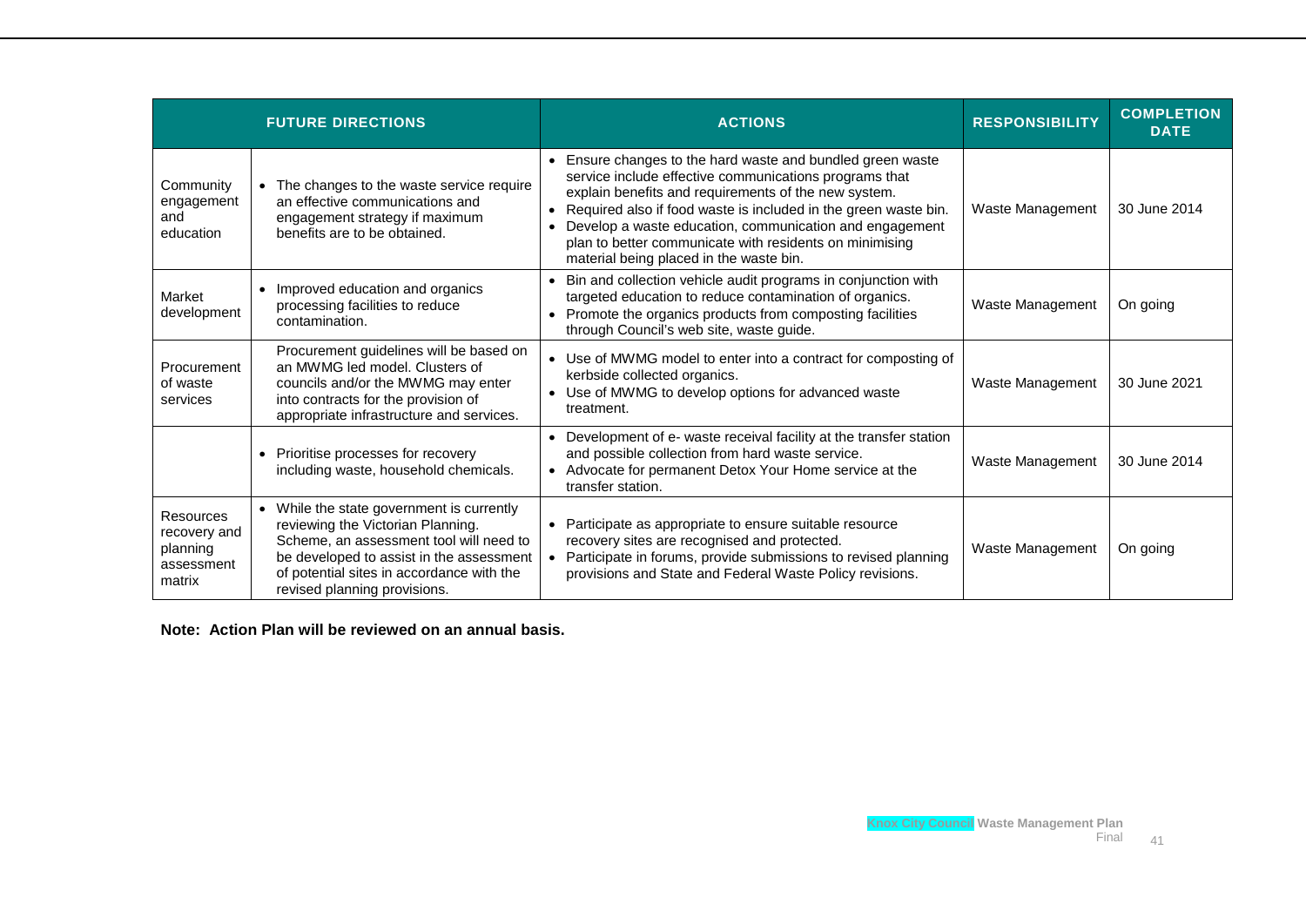| FUTURE DIRECTIONS | | ACTIONS | RESPONSIBILITY | COMPLETION DATE |
|---|---|---|---|---|
| Community engagement and education | • The changes to the waste service require an effective communications and engagement strategy if maximum benefits are to be obtained. | • Ensure changes to the hard waste and bundled green waste service include effective communications programs that explain benefits and requirements of the new system.<br>• Required also if food waste is included in the green waste bin.<br>• Develop a waste education, communication and engagement plan to better communicate with residents on minimising material being placed in the waste bin. | Waste Management | 30 June 2014 |
| Market development | • Improved education and organics processing facilities to reduce contamination. | • Bin and collection vehicle audit programs in conjunction with targeted education to reduce contamination of organics.<br>• Promote the organics products from composting facilities through Council's web site, waste guide. | Waste Management | On going |
| Procurement of waste services | Procurement guidelines will be based on an MWMG led model. Clusters of councils and/or the MWMG may enter into contracts for the provision of appropriate infrastructure and services. | • Use of MWMG model to enter into a contract for composting of kerbside collected organics.<br>• Use of MWMG to develop options for advanced waste treatment. | Waste Management | 30 June 2021 |
| | • Prioritise processes for recovery including waste, household chemicals. | • Development of e- waste receival facility at the transfer station and possible collection from hard waste service.<br>• Advocate for permanent Detox Your Home service at the transfer station. | Waste Management | 30 June 2014 |
| Resources recovery and planning assessment matrix | • While the state government is currently reviewing the Victorian Planning. Scheme, an assessment tool will need to be developed to assist in the assessment of potential sites in accordance with the revised planning provisions. | • Participate as appropriate to ensure suitable resource recovery sites are recognised and protected.<br>• Participate in forums, provide submissions to revised planning provisions and State and Federal Waste Policy revisions. | Waste Management | On going |

**Note: Action Plan will be reviewed on an annual basis.**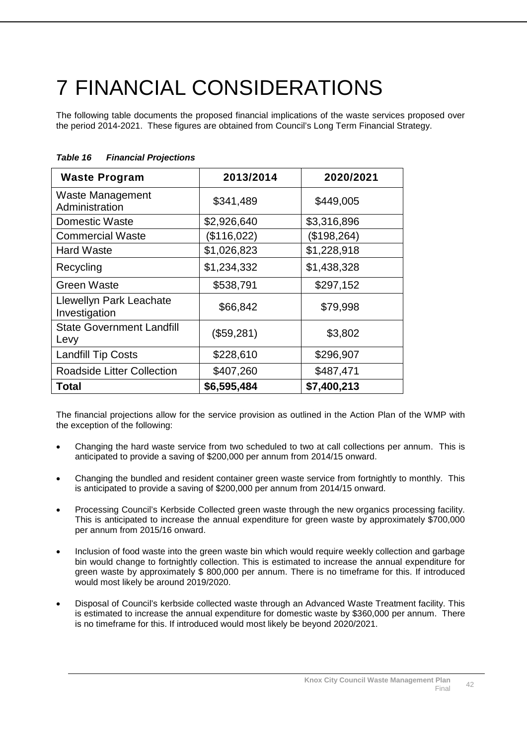# 7 FINANCIAL CONSIDERATIONS

The following table documents the proposed financial implications of the waste services proposed over the period 2014-2021. These figures are obtained from Council's Long Term Financial Strategy.

***Table 16 Financial Projections***

| Waste Program | 2013/2014 | 2020/2021 |
|---|---|---|
| Waste Management Administration | $341,489 | $449,005 |
| Domestic Waste | $2,926,640 | $3,316,896 |
| Commercial Waste | ($116,022) | ($198,264) |
| Hard Waste | $1,026,823 | $1,228,918 |
| Recycling | $1,234,332 | $1,438,328 |
| Green Waste | $538,791 | $297,152 |
| Llewellyn Park Leachate Investigation | $66,842 | $79,998 |
| State Government Landfill Levy | ($59,281) | $3,802 |
| Landfill Tip Costs | $228,610 | $296,907 |
| Roadside Litter Collection | $407,260 | $487,471 |
| **Total** | **$6,595,484** | **$7,400,213** |

The financial projections allow for the service provision as outlined in the Action Plan of the WMP with the exception of the following:

- Changing the hard waste service from two scheduled to two at call collections per annum. This is anticipated to provide a saving of $200,000 per annum from 2014/15 onward.
- Changing the bundled and resident container green waste service from fortnightly to monthly. This is anticipated to provide a saving of $200,000 per annum from 2014/15 onward.
- Processing Council's Kerbside Collected green waste through the new organics processing facility. This is anticipated to increase the annual expenditure for green waste by approximately $700,000 per annum from 2015/16 onward.
- Inclusion of food waste into the green waste bin which would require weekly collection and garbage bin would change to fortnightly collection. This is estimated to increase the annual expenditure for green waste by approximately $ 800,000 per annum. There is no timeframe for this. If introduced would most likely be around 2019/2020.
- Disposal of Council's kerbside collected waste through an Advanced Waste Treatment facility. This is estimated to increase the annual expenditure for domestic waste by $360,000 per annum. There is no timeframe for this. If introduced would most likely be beyond 2020/2021.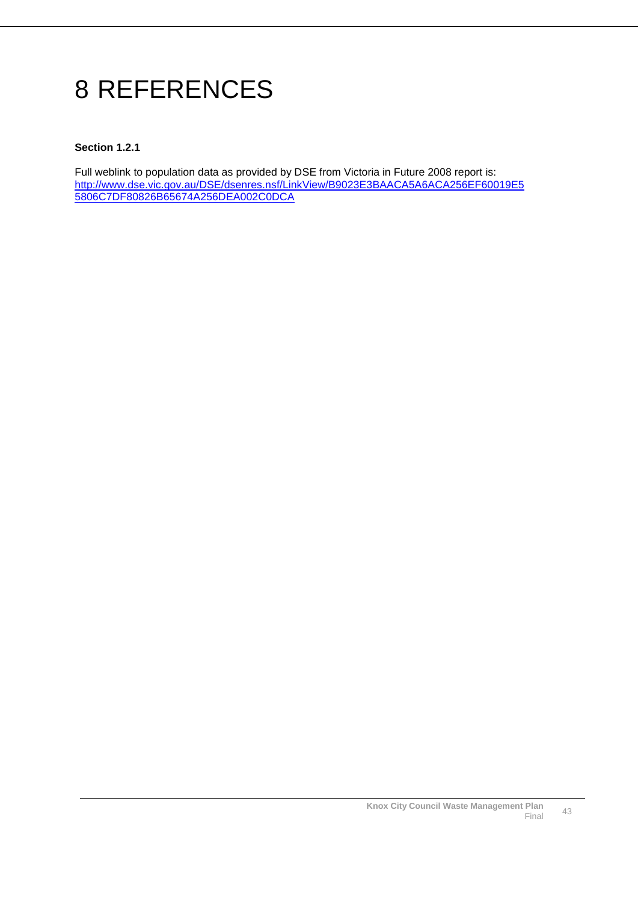# 8 REFERENCES

**Section 1.2.1**

Full weblink to population data as provided by DSE from Victoria in Future 2008 report is: http://www.dse.vic.gov.au/DSE/dsenres.nsf/LinkView/B9023E3BAACA5A6ACA256EF60019E55806C7DF80826B65674A256DEA002C0DCA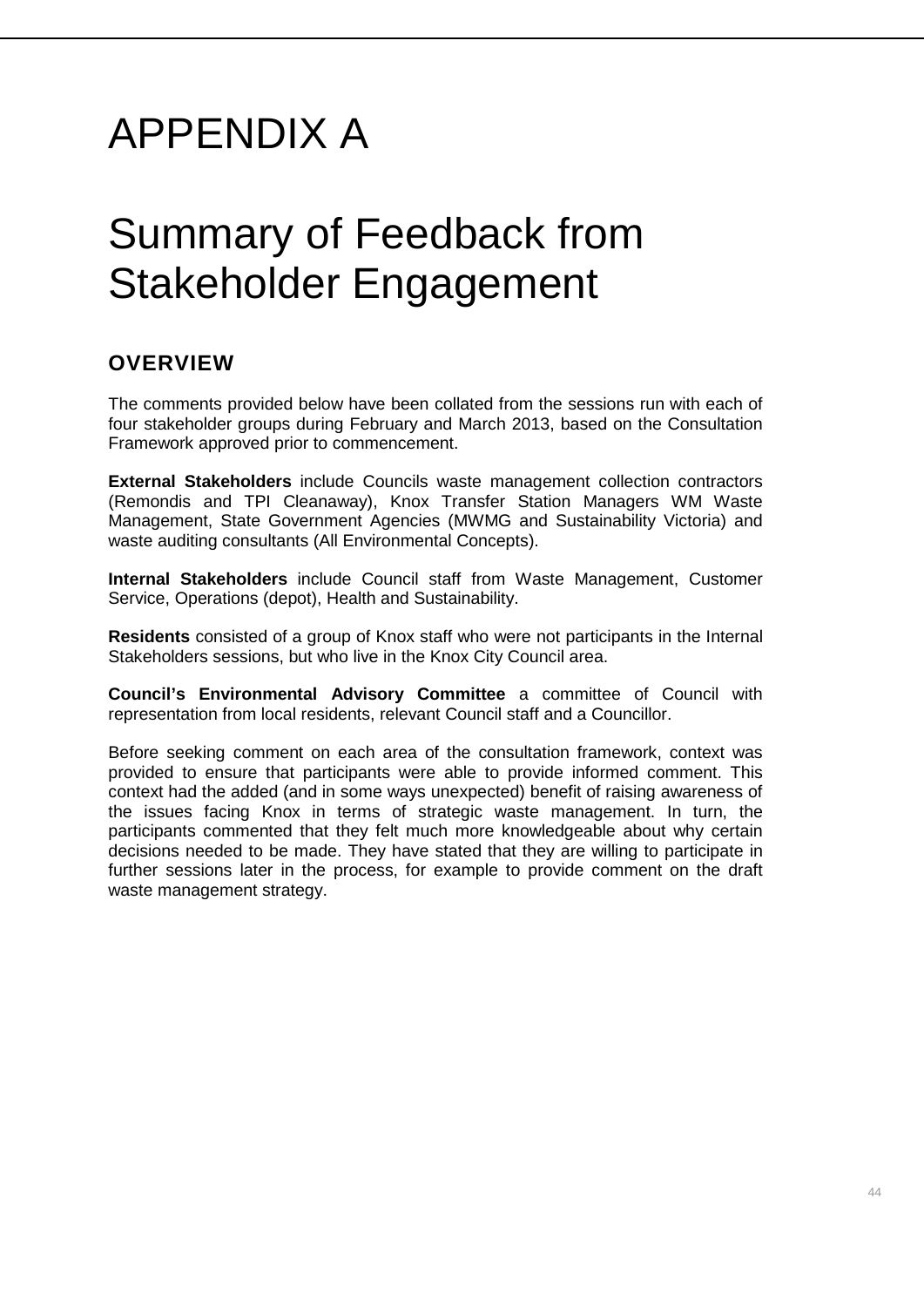# APPENDIX A

# Summary of Feedback from Stakeholder Engagement

## OVERVIEW

The comments provided below have been collated from the sessions run with each of four stakeholder groups during February and March 2013, based on the Consultation Framework approved prior to commencement.

**External Stakeholders** include Councils waste management collection contractors (Remondis and TPI Cleanaway), Knox Transfer Station Managers WM Waste Management, State Government Agencies (MWMG and Sustainability Victoria) and waste auditing consultants (All Environmental Concepts).

**Internal Stakeholders** include Council staff from Waste Management, Customer Service, Operations (depot), Health and Sustainability.

**Residents** consisted of a group of Knox staff who were not participants in the Internal Stakeholders sessions, but who live in the Knox City Council area.

**Council's Environmental Advisory Committee** a committee of Council with representation from local residents, relevant Council staff and a Councillor.

Before seeking comment on each area of the consultation framework, context was provided to ensure that participants were able to provide informed comment. This context had the added (and in some ways unexpected) benefit of raising awareness of the issues facing Knox in terms of strategic waste management. In turn, the participants commented that they felt much more knowledgeable about why certain decisions needed to be made. They have stated that they are willing to participate in further sessions later in the process, for example to provide comment on the draft waste management strategy.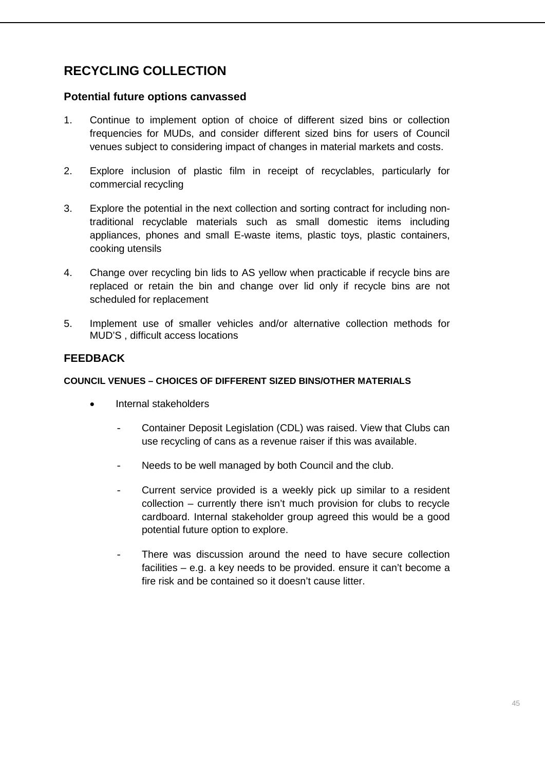## RECYCLING COLLECTION

### Potential future options canvassed

1. Continue to implement option of choice of different sized bins or collection frequencies for MUDs, and consider different sized bins for users of Council venues subject to considering impact of changes in material markets and costs.

2. Explore inclusion of plastic film in receipt of recyclables, particularly for commercial recycling

3. Explore the potential in the next collection and sorting contract for including non-traditional recyclable materials such as small domestic items including appliances, phones and small E-waste items, plastic toys, plastic containers, cooking utensils

4. Change over recycling bin lids to AS yellow when practicable if recycle bins are replaced or retain the bin and change over lid only if recycle bins are not scheduled for replacement

5. Implement use of smaller vehicles and/or alternative collection methods for MUD'S , difficult access locations

## FEEDBACK

#### COUNCIL VENUES – CHOICES OF DIFFERENT SIZED BINS/OTHER MATERIALS

- Internal stakeholders
  - Container Deposit Legislation (CDL) was raised. View that Clubs can use recycling of cans as a revenue raiser if this was available.
  - Needs to be well managed by both Council and the club.
  - Current service provided is a weekly pick up similar to a resident collection – currently there isn't much provision for clubs to recycle cardboard. Internal stakeholder group agreed this would be a good potential future option to explore.
  - There was discussion around the need to have secure collection facilities – e.g. a key needs to be provided. ensure it can't become a fire risk and be contained so it doesn't cause litter.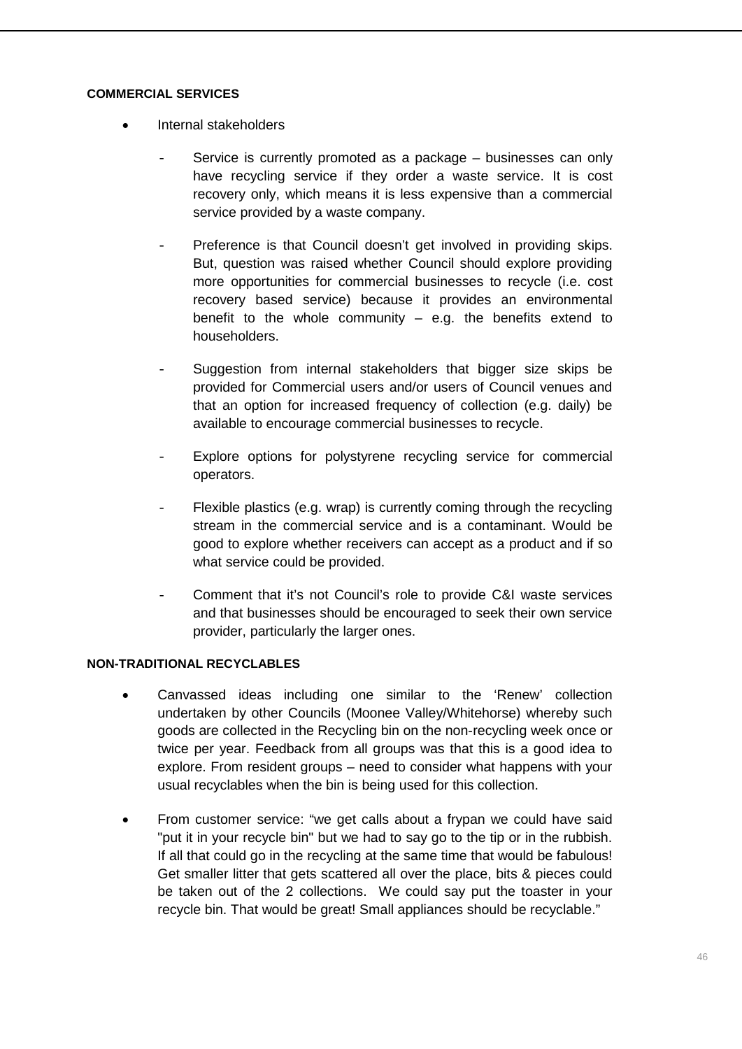**COMMERCIAL SERVICES**

- Internal stakeholders
  - Service is currently promoted as a package – businesses can only have recycling service if they order a waste service. It is cost recovery only, which means it is less expensive than a commercial service provided by a waste company.
  - Preference is that Council doesn't get involved in providing skips. But, question was raised whether Council should explore providing more opportunities for commercial businesses to recycle (i.e. cost recovery based service) because it provides an environmental benefit to the whole community – e.g. the benefits extend to householders.
  - Suggestion from internal stakeholders that bigger size skips be provided for Commercial users and/or users of Council venues and that an option for increased frequency of collection (e.g. daily) be available to encourage commercial businesses to recycle.
  - Explore options for polystyrene recycling service for commercial operators.
  - Flexible plastics (e.g. wrap) is currently coming through the recycling stream in the commercial service and is a contaminant. Would be good to explore whether receivers can accept as a product and if so what service could be provided.
  - Comment that it's not Council's role to provide C&I waste services and that businesses should be encouraged to seek their own service provider, particularly the larger ones.

**NON-TRADITIONAL RECYCLABLES**

- Canvassed ideas including one similar to the 'Renew' collection undertaken by other Councils (Moonee Valley/Whitehorse) whereby such goods are collected in the Recycling bin on the non-recycling week once or twice per year. Feedback from all groups was that this is a good idea to explore. From resident groups – need to consider what happens with your usual recyclables when the bin is being used for this collection.
- From customer service: "we get calls about a frypan we could have said "put it in your recycle bin" but we had to say go to the tip or in the rubbish. If all that could go in the recycling at the same time that would be fabulous! Get smaller litter that gets scattered all over the place, bits & pieces could be taken out of the 2 collections. We could say put the toaster in your recycle bin. That would be great! Small appliances should be recyclable."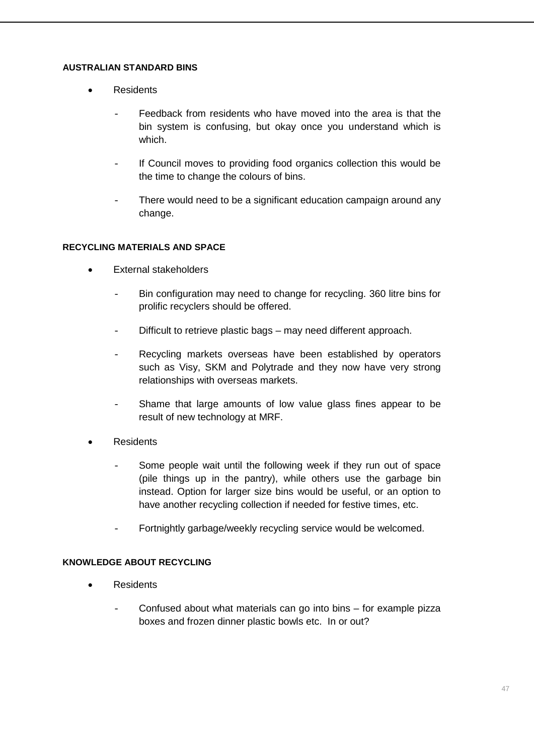#### AUSTRALIAN STANDARD BINS

- Residents
  - Feedback from residents who have moved into the area is that the bin system is confusing, but okay once you understand which is which.
  - If Council moves to providing food organics collection this would be the time to change the colours of bins.
  - There would need to be a significant education campaign around any change.

#### RECYCLING MATERIALS AND SPACE

- External stakeholders
  - Bin configuration may need to change for recycling. 360 litre bins for prolific recyclers should be offered.
  - Difficult to retrieve plastic bags – may need different approach.
  - Recycling markets overseas have been established by operators such as Visy, SKM and Polytrade and they now have very strong relationships with overseas markets.
  - Shame that large amounts of low value glass fines appear to be result of new technology at MRF.
- Residents
  - Some people wait until the following week if they run out of space (pile things up in the pantry), while others use the garbage bin instead. Option for larger size bins would be useful, or an option to have another recycling collection if needed for festive times, etc.
  - Fortnightly garbage/weekly recycling service would be welcomed.

#### KNOWLEDGE ABOUT RECYCLING

- Residents
  - Confused about what materials can go into bins – for example pizza boxes and frozen dinner plastic bowls etc. In or out?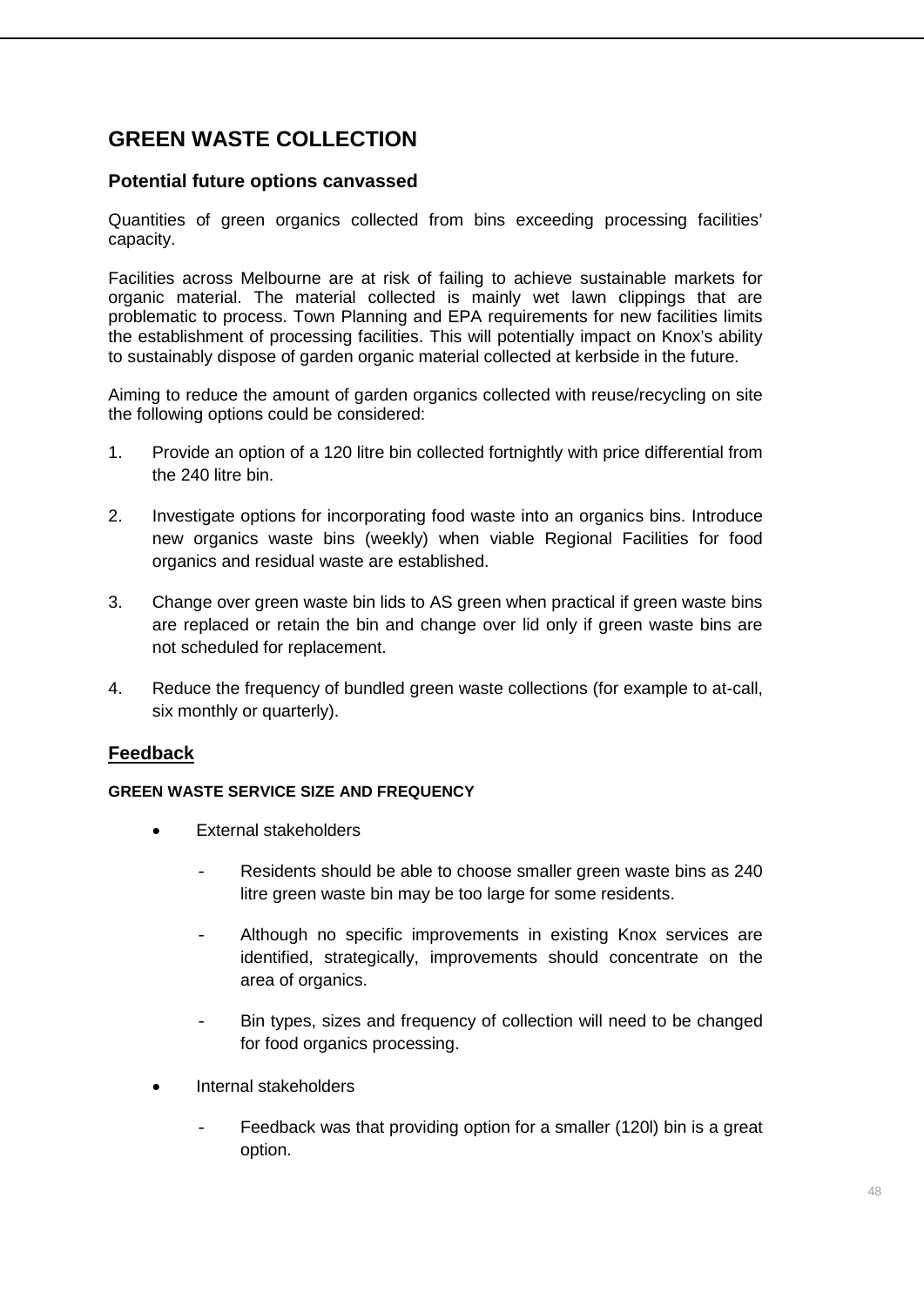# GREEN WASTE COLLECTION

## Potential future options canvassed

Quantities of green organics collected from bins exceeding processing facilities' capacity.

Facilities across Melbourne are at risk of failing to achieve sustainable markets for organic material. The material collected is mainly wet lawn clippings that are problematic to process. Town Planning and EPA requirements for new facilities limits the establishment of processing facilities. This will potentially impact on Knox's ability to sustainably dispose of garden organic material collected at kerbside in the future.

Aiming to reduce the amount of garden organics collected with reuse/recycling on site the following options could be considered:

1. Provide an option of a 120 litre bin collected fortnightly with price differential from the 240 litre bin.

2. Investigate options for incorporating food waste into an organics bins. Introduce new organics waste bins (weekly) when viable Regional Facilities for food organics and residual waste are established.

3. Change over green waste bin lids to AS green when practical if green waste bins are replaced or retain the bin and change over lid only if green waste bins are not scheduled for replacement.

4. Reduce the frequency of bundled green waste collections (for example to at-call, six monthly or quarterly).

## <u>Feedback</u>

#### GREEN WASTE SERVICE SIZE AND FREQUENCY

- External stakeholders
    - Residents should be able to choose smaller green waste bins as 240 litre green waste bin may be too large for some residents.
    - Although no specific improvements in existing Knox services are identified, strategically, improvements should concentrate on the area of organics.
    - Bin types, sizes and frequency of collection will need to be changed for food organics processing.
- Internal stakeholders
    - Feedback was that providing option for a smaller (120l) bin is a great option.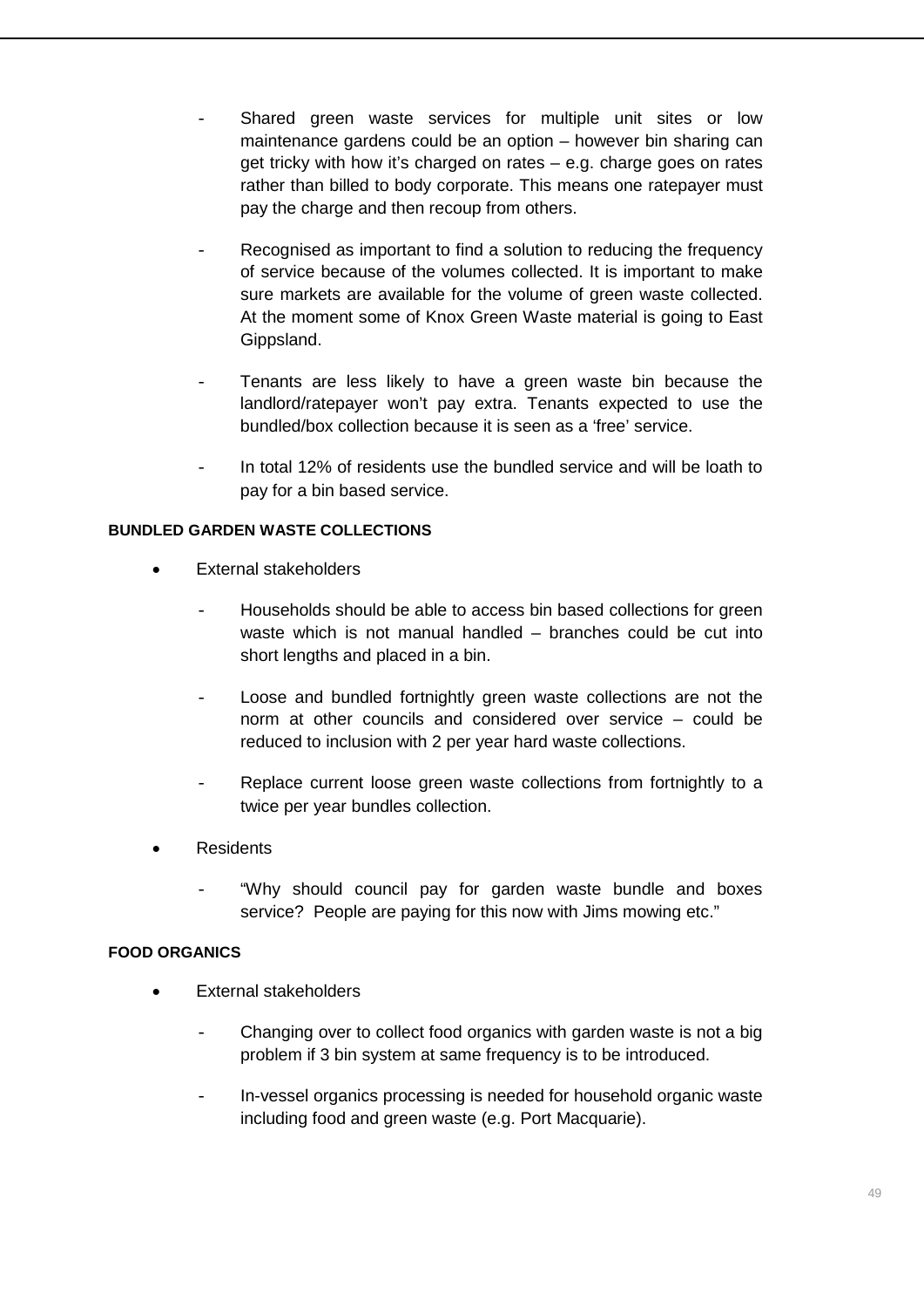- Shared green waste services for multiple unit sites or low maintenance gardens could be an option – however bin sharing can get tricky with how it's charged on rates – e.g. charge goes on rates rather than billed to body corporate. This means one ratepayer must pay the charge and then recoup from others.

- Recognised as important to find a solution to reducing the frequency of service because of the volumes collected. It is important to make sure markets are available for the volume of green waste collected. At the moment some of Knox Green Waste material is going to East Gippsland.

- Tenants are less likely to have a green waste bin because the landlord/ratepayer won't pay extra. Tenants expected to use the bundled/box collection because it is seen as a 'free' service.

- In total 12% of residents use the bundled service and will be loath to pay for a bin based service.

**BUNDLED GARDEN WASTE COLLECTIONS**

- External stakeholders
  - Households should be able to access bin based collections for green waste which is not manual handled – branches could be cut into short lengths and placed in a bin.
  - Loose and bundled fortnightly green waste collections are not the norm at other councils and considered over service – could be reduced to inclusion with 2 per year hard waste collections.
  - Replace current loose green waste collections from fortnightly to a twice per year bundles collection.
- Residents
  - "Why should council pay for garden waste bundle and boxes service? People are paying for this now with Jims mowing etc."

**FOOD ORGANICS**

- External stakeholders
  - Changing over to collect food organics with garden waste is not a big problem if 3 bin system at same frequency is to be introduced.
  - In-vessel organics processing is needed for household organic waste including food and green waste (e.g. Port Macquarie).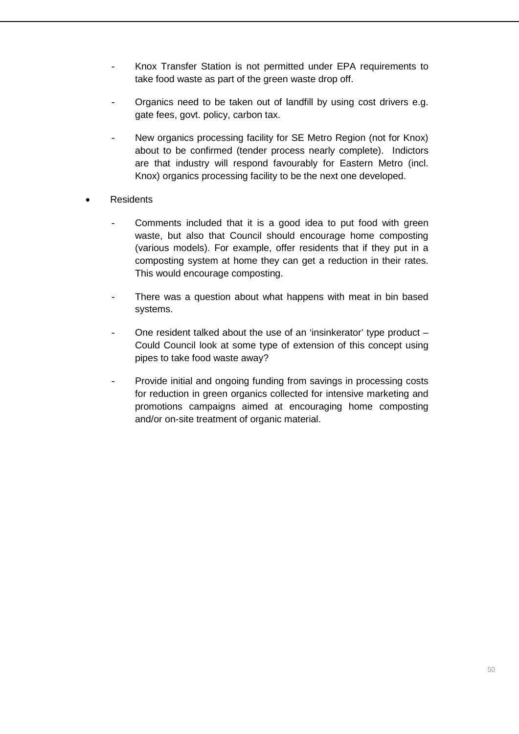- Knox Transfer Station is not permitted under EPA requirements to take food waste as part of the green waste drop off.

    - Organics need to be taken out of landfill by using cost drivers e.g. gate fees, govt. policy, carbon tax.

    - New organics processing facility for SE Metro Region (not for Knox) about to be confirmed (tender process nearly complete). Indictors are that industry will respond favourably for Eastern Metro (incl. Knox) organics processing facility to be the next one developed.

- Residents

    - Comments included that it is a good idea to put food with green waste, but also that Council should encourage home composting (various models). For example, offer residents that if they put in a composting system at home they can get a reduction in their rates. This would encourage composting.

    - There was a question about what happens with meat in bin based systems.

    - One resident talked about the use of an 'insinkerator' type product – Could Council look at some type of extension of this concept using pipes to take food waste away?

    - Provide initial and ongoing funding from savings in processing costs for reduction in green organics collected for intensive marketing and promotions campaigns aimed at encouraging home composting and/or on-site treatment of organic material.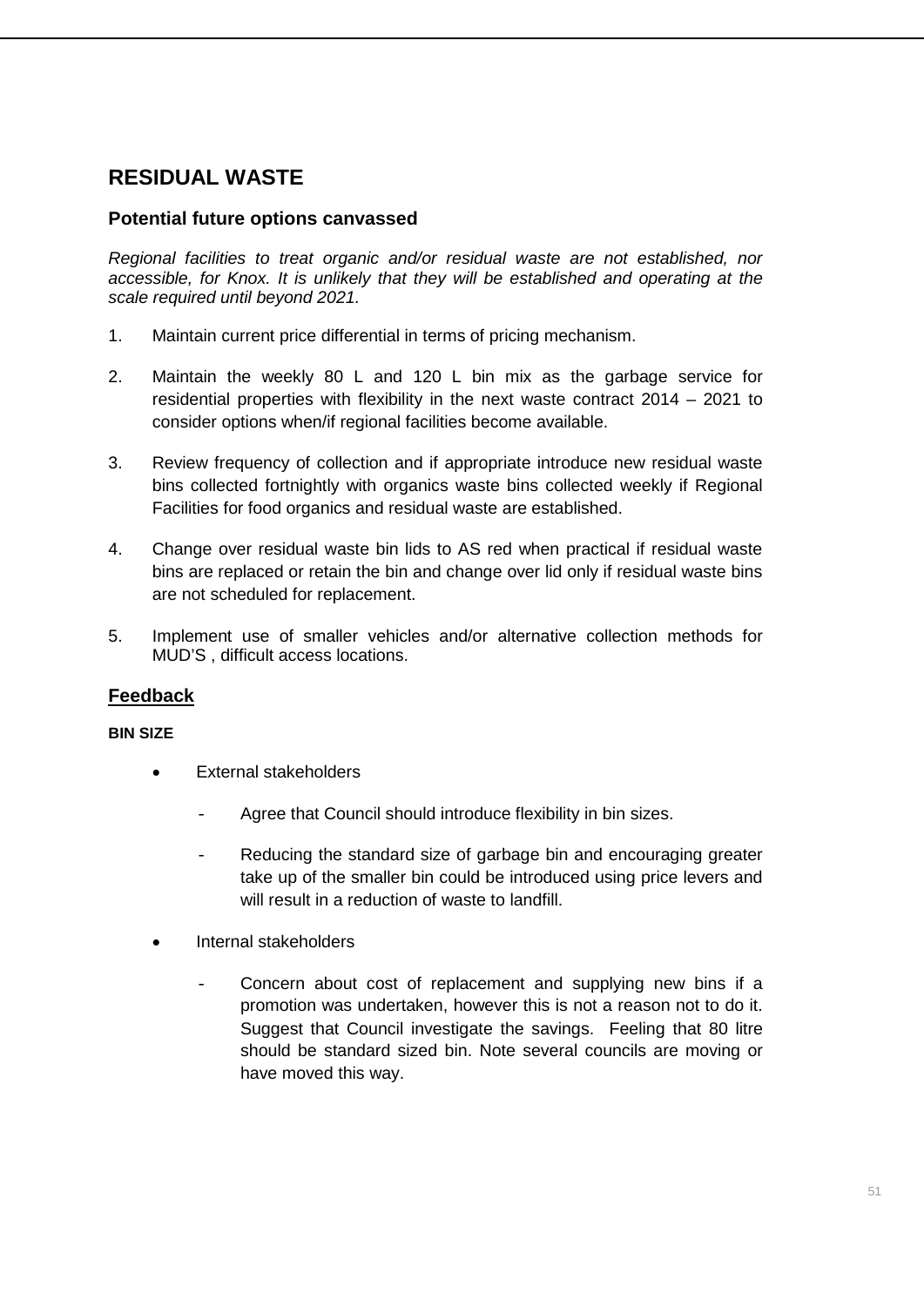# RESIDUAL WASTE

## Potential future options canvassed

*Regional facilities to treat organic and/or residual waste are not established, nor accessible, for Knox. It is unlikely that they will be established and operating at the scale required until beyond 2021.*

1. Maintain current price differential in terms of pricing mechanism.
2. Maintain the weekly 80 L and 120 L bin mix as the garbage service for residential properties with flexibility in the next waste contract 2014 – 2021 to consider options when/if regional facilities become available.
3. Review frequency of collection and if appropriate introduce new residual waste bins collected fortnightly with organics waste bins collected weekly if Regional Facilities for food organics and residual waste are established.
4. Change over residual waste bin lids to AS red when practical if residual waste bins are replaced or retain the bin and change over lid only if residual waste bins are not scheduled for replacement.
5. Implement use of smaller vehicles and/or alternative collection methods for MUD'S , difficult access locations.

## Feedback

**BIN SIZE**

- External stakeholders
  - Agree that Council should introduce flexibility in bin sizes.
  - Reducing the standard size of garbage bin and encouraging greater take up of the smaller bin could be introduced using price levers and will result in a reduction of waste to landfill.
- Internal stakeholders
  - Concern about cost of replacement and supplying new bins if a promotion was undertaken, however this is not a reason not to do it. Suggest that Council investigate the savings. Feeling that 80 litre should be standard sized bin. Note several councils are moving or have moved this way.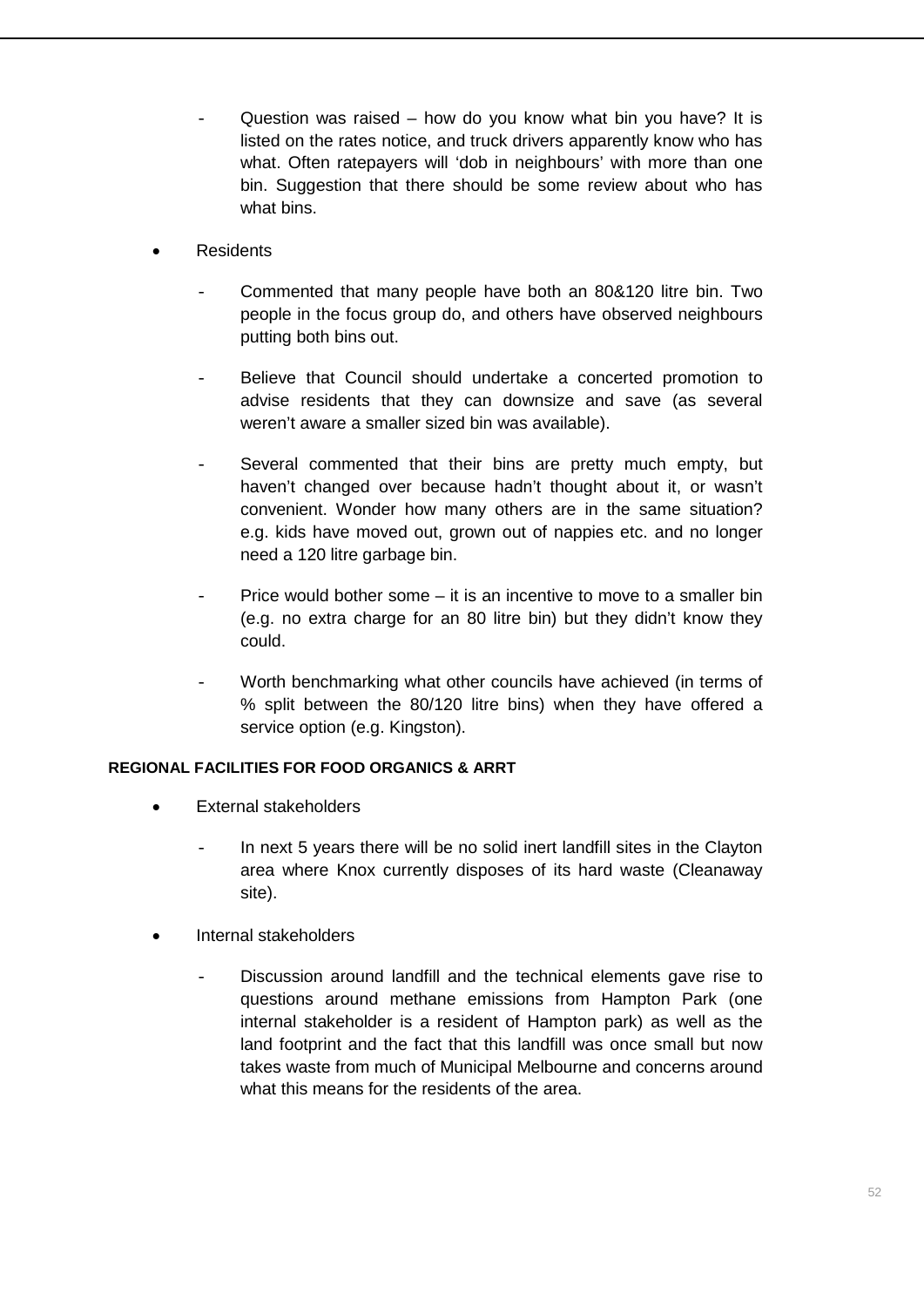- Question was raised – how do you know what bin you have? It is listed on the rates notice, and truck drivers apparently know who has what. Often ratepayers will 'dob in neighbours' with more than one bin. Suggestion that there should be some review about who has what bins.

- Residents
    - Commented that many people have both an 80&120 litre bin. Two people in the focus group do, and others have observed neighbours putting both bins out.
    - Believe that Council should undertake a concerted promotion to advise residents that they can downsize and save (as several weren't aware a smaller sized bin was available).
    - Several commented that their bins are pretty much empty, but haven't changed over because hadn't thought about it, or wasn't convenient. Wonder how many others are in the same situation? e.g. kids have moved out, grown out of nappies etc. and no longer need a 120 litre garbage bin.
    - Price would bother some – it is an incentive to move to a smaller bin (e.g. no extra charge for an 80 litre bin) but they didn't know they could.
    - Worth benchmarking what other councils have achieved (in terms of % split between the 80/120 litre bins) when they have offered a service option (e.g. Kingston).

**REGIONAL FACILITIES FOR FOOD ORGANICS & ARRT**

- External stakeholders
    - In next 5 years there will be no solid inert landfill sites in the Clayton area where Knox currently disposes of its hard waste (Cleanaway site).
- Internal stakeholders
    - Discussion around landfill and the technical elements gave rise to questions around methane emissions from Hampton Park (one internal stakeholder is a resident of Hampton park) as well as the land footprint and the fact that this landfill was once small but now takes waste from much of Municipal Melbourne and concerns around what this means for the residents of the area.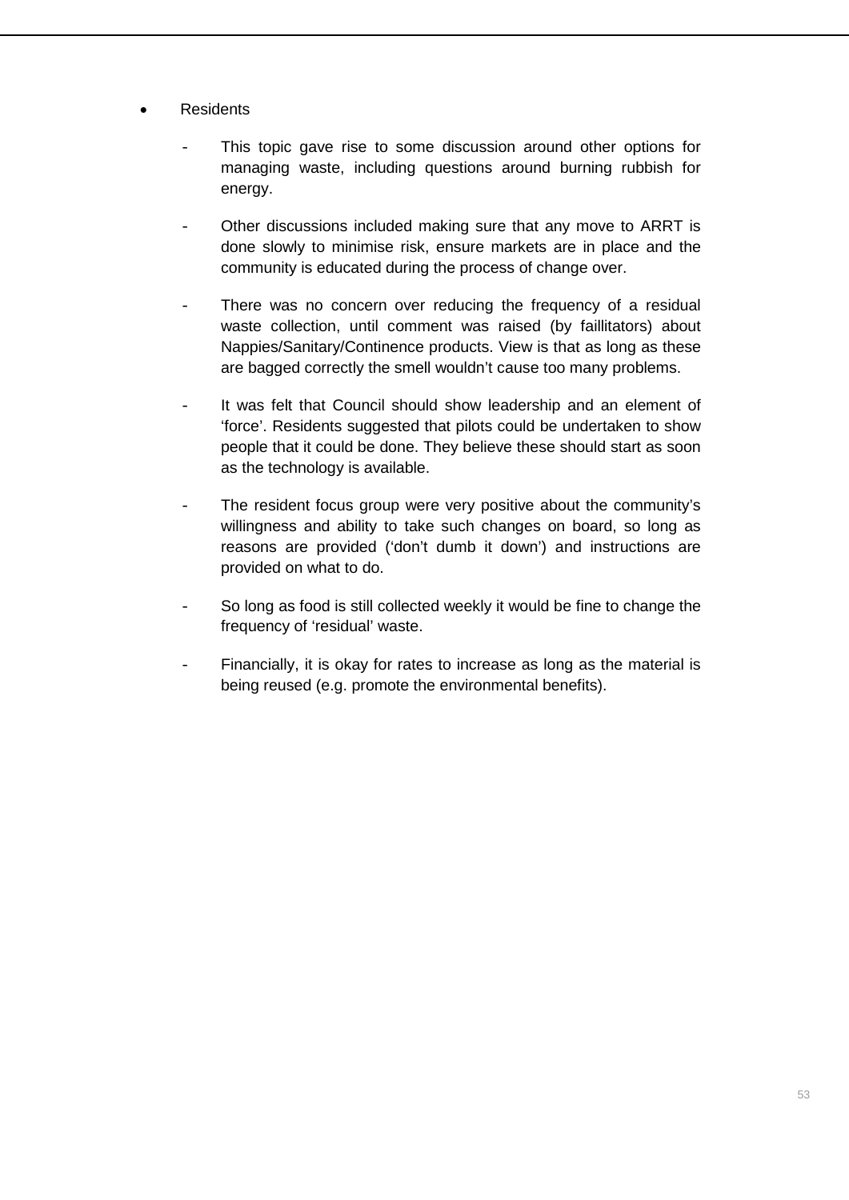- Residents
  - This topic gave rise to some discussion around other options for managing waste, including questions around burning rubbish for energy.
  - Other discussions included making sure that any move to ARRT is done slowly to minimise risk, ensure markets are in place and the community is educated during the process of change over.
  - There was no concern over reducing the frequency of a residual waste collection, until comment was raised (by faillitators) about Nappies/Sanitary/Continence products. View is that as long as these are bagged correctly the smell wouldn't cause too many problems.
  - It was felt that Council should show leadership and an element of 'force'. Residents suggested that pilots could be undertaken to show people that it could be done. They believe these should start as soon as the technology is available.
  - The resident focus group were very positive about the community's willingness and ability to take such changes on board, so long as reasons are provided ('don't dumb it down') and instructions are provided on what to do.
  - So long as food is still collected weekly it would be fine to change the frequency of 'residual' waste.
  - Financially, it is okay for rates to increase as long as the material is being reused (e.g. promote the environmental benefits).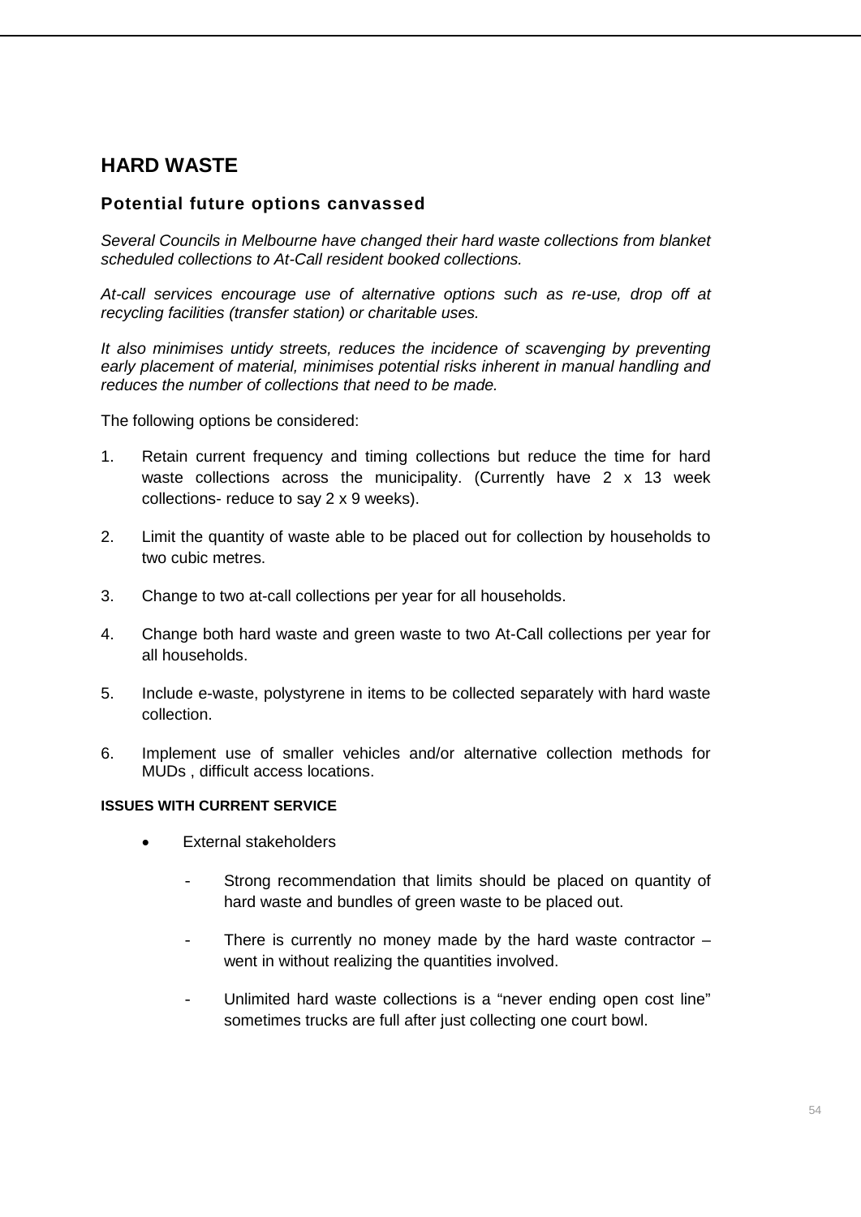## HARD WASTE

### Potential future options canvassed

*Several Councils in Melbourne have changed their hard waste collections from blanket scheduled collections to At-Call resident booked collections.*

*At-call services encourage use of alternative options such as re-use, drop off at recycling facilities (transfer station) or charitable uses.*

*It also minimises untidy streets, reduces the incidence of scavenging by preventing early placement of material, minimises potential risks inherent in manual handling and reduces the number of collections that need to be made.*

The following options be considered:

1. Retain current frequency and timing collections but reduce the time for hard waste collections across the municipality. (Currently have 2 x 13 week collections- reduce to say 2 x 9 weeks).

2. Limit the quantity of waste able to be placed out for collection by households to two cubic metres.

3. Change to two at-call collections per year for all households.

4. Change both hard waste and green waste to two At-Call collections per year for all households.

5. Include e-waste, polystyrene in items to be collected separately with hard waste collection.

6. Implement use of smaller vehicles and/or alternative collection methods for MUDs , difficult access locations.

**ISSUES WITH CURRENT SERVICE**

- External stakeholders
  - Strong recommendation that limits should be placed on quantity of hard waste and bundles of green waste to be placed out.
  - There is currently no money made by the hard waste contractor – went in without realizing the quantities involved.
  - Unlimited hard waste collections is a "never ending open cost line" sometimes trucks are full after just collecting one court bowl.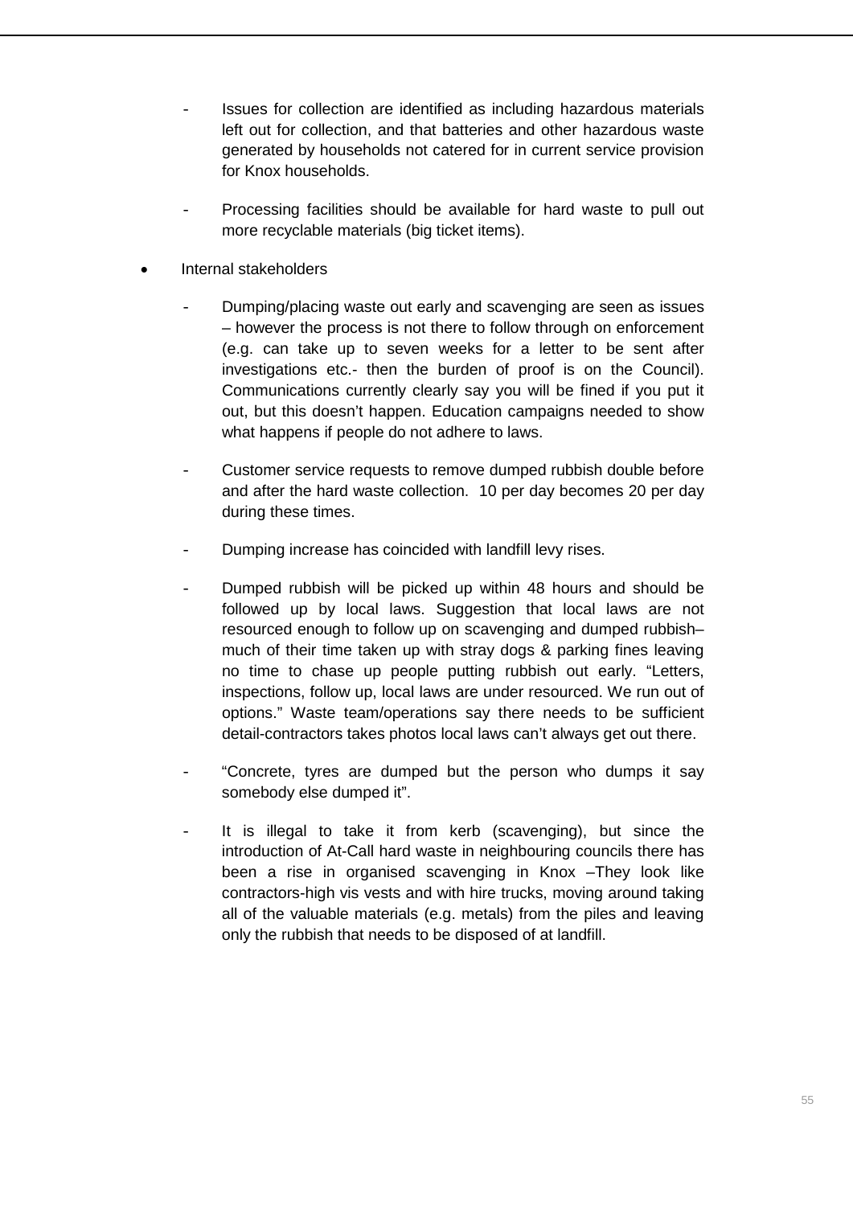- Issues for collection are identified as including hazardous materials left out for collection, and that batteries and other hazardous waste generated by households not catered for in current service provision for Knox households.

- Processing facilities should be available for hard waste to pull out more recyclable materials (big ticket items).

- Internal stakeholders

  - Dumping/placing waste out early and scavenging are seen as issues – however the process is not there to follow through on enforcement (e.g. can take up to seven weeks for a letter to be sent after investigations etc.- then the burden of proof is on the Council). Communications currently clearly say you will be fined if you put it out, but this doesn't happen. Education campaigns needed to show what happens if people do not adhere to laws.

  - Customer service requests to remove dumped rubbish double before and after the hard waste collection. 10 per day becomes 20 per day during these times.

  - Dumping increase has coincided with landfill levy rises.

  - Dumped rubbish will be picked up within 48 hours and should be followed up by local laws. Suggestion that local laws are not resourced enough to follow up on scavenging and dumped rubbish– much of their time taken up with stray dogs & parking fines leaving no time to chase up people putting rubbish out early. "Letters, inspections, follow up, local laws are under resourced. We run out of options." Waste team/operations say there needs to be sufficient detail-contractors takes photos local laws can't always get out there.

  - "Concrete, tyres are dumped but the person who dumps it say somebody else dumped it".

  - It is illegal to take it from kerb (scavenging), but since the introduction of At-Call hard waste in neighbouring councils there has been a rise in organised scavenging in Knox –They look like contractors-high vis vests and with hire trucks, moving around taking all of the valuable materials (e.g. metals) from the piles and leaving only the rubbish that needs to be disposed of at landfill.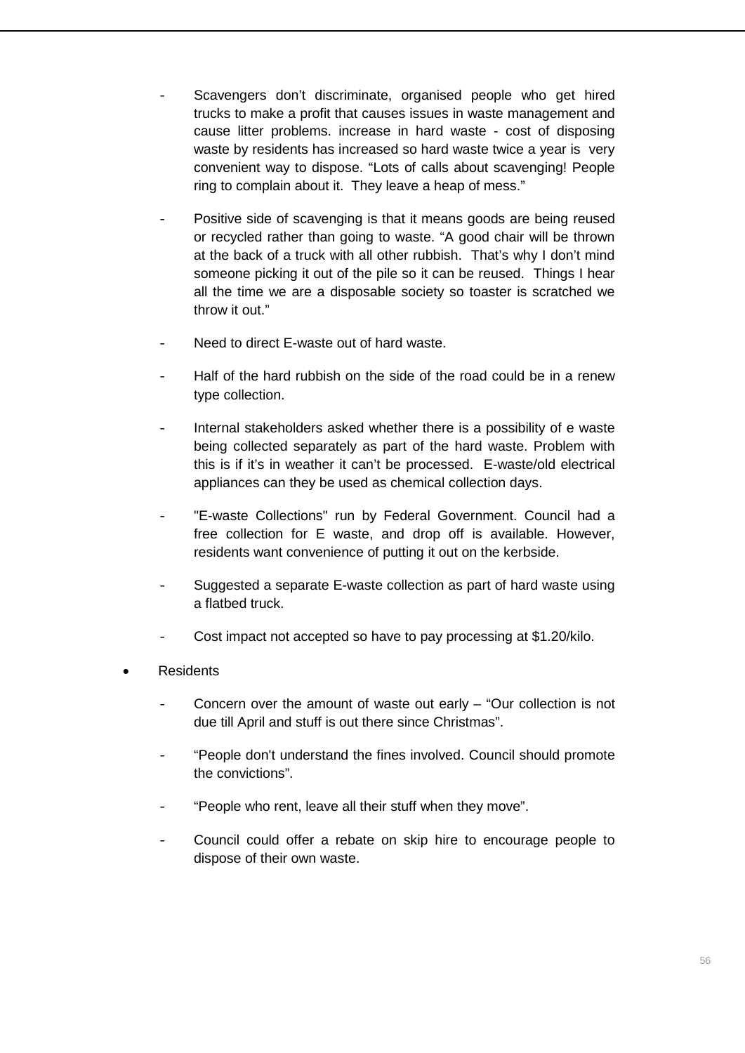- Scavengers don't discriminate, organised people who get hired trucks to make a profit that causes issues in waste management and cause litter problems. increase in hard waste - cost of disposing waste by residents has increased so hard waste twice a year is very convenient way to dispose. "Lots of calls about scavenging! People ring to complain about it. They leave a heap of mess."

- Positive side of scavenging is that it means goods are being reused or recycled rather than going to waste. "A good chair will be thrown at the back of a truck with all other rubbish. That's why I don't mind someone picking it out of the pile so it can be reused. Things I hear all the time we are a disposable society so toaster is scratched we throw it out."

- Need to direct E-waste out of hard waste.

- Half of the hard rubbish on the side of the road could be in a renew type collection.

- Internal stakeholders asked whether there is a possibility of e waste being collected separately as part of the hard waste. Problem with this is if it's in weather it can't be processed. E-waste/old electrical appliances can they be used as chemical collection days.

- "E-waste Collections" run by Federal Government. Council had a free collection for E waste, and drop off is available. However, residents want convenience of putting it out on the kerbside.

- Suggested a separate E-waste collection as part of hard waste using a flatbed truck.

- Cost impact not accepted so have to pay processing at $1.20/kilo.

* Residents

  - Concern over the amount of waste out early – "Our collection is not due till April and stuff is out there since Christmas".

  - "People don't understand the fines involved. Council should promote the convictions".

  - "People who rent, leave all their stuff when they move".

  - Council could offer a rebate on skip hire to encourage people to dispose of their own waste.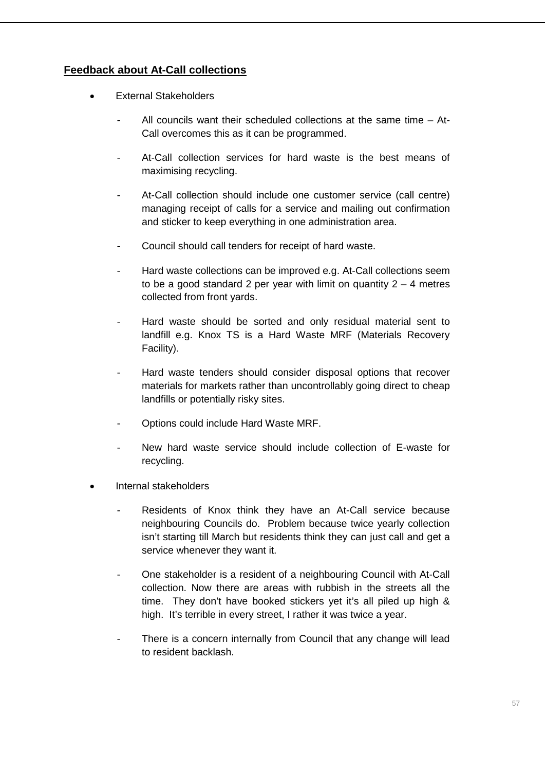**Feedback about At-Call collections**

- External Stakeholders
  - All councils want their scheduled collections at the same time – At-Call overcomes this as it can be programmed.
  - At-Call collection services for hard waste is the best means of maximising recycling.
  - At-Call collection should include one customer service (call centre) managing receipt of calls for a service and mailing out confirmation and sticker to keep everything in one administration area.
  - Council should call tenders for receipt of hard waste.
  - Hard waste collections can be improved e.g. At-Call collections seem to be a good standard 2 per year with limit on quantity 2 – 4 metres collected from front yards.
  - Hard waste should be sorted and only residual material sent to landfill e.g. Knox TS is a Hard Waste MRF (Materials Recovery Facility).
  - Hard waste tenders should consider disposal options that recover materials for markets rather than uncontrollably going direct to cheap landfills or potentially risky sites.
  - Options could include Hard Waste MRF.
  - New hard waste service should include collection of E-waste for recycling.
- Internal stakeholders
  - Residents of Knox think they have an At-Call service because neighbouring Councils do. Problem because twice yearly collection isn't starting till March but residents think they can just call and get a service whenever they want it.
  - One stakeholder is a resident of a neighbouring Council with At-Call collection. Now there are areas with rubbish in the streets all the time. They don't have booked stickers yet it's all piled up high & high. It's terrible in every street, I rather it was twice a year.
  - There is a concern internally from Council that any change will lead to resident backlash.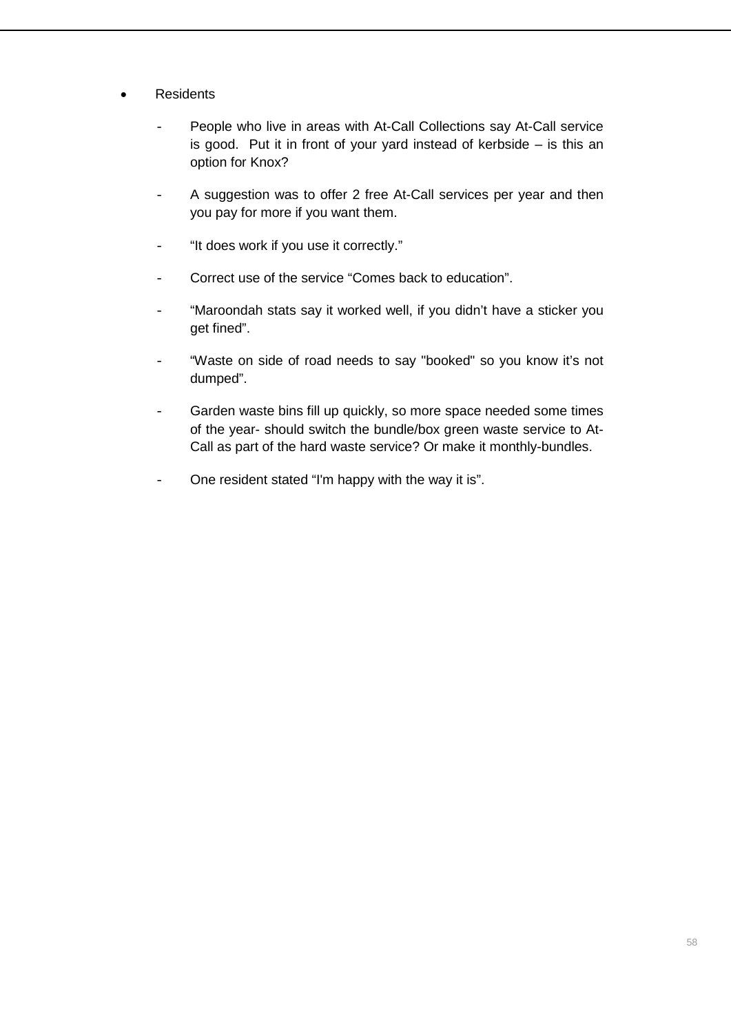- Residents
  - People who live in areas with At-Call Collections say At-Call service is good. Put it in front of your yard instead of kerbside – is this an option for Knox?
  - A suggestion was to offer 2 free At-Call services per year and then you pay for more if you want them.
  - "It does work if you use it correctly."
  - Correct use of the service "Comes back to education".
  - "Maroondah stats say it worked well, if you didn't have a sticker you get fined".
  - "Waste on side of road needs to say "booked" so you know it's not dumped".
  - Garden waste bins fill up quickly, so more space needed some times of the year- should switch the bundle/box green waste service to At-Call as part of the hard waste service? Or make it monthly-bundles.
  - One resident stated "I'm happy with the way it is".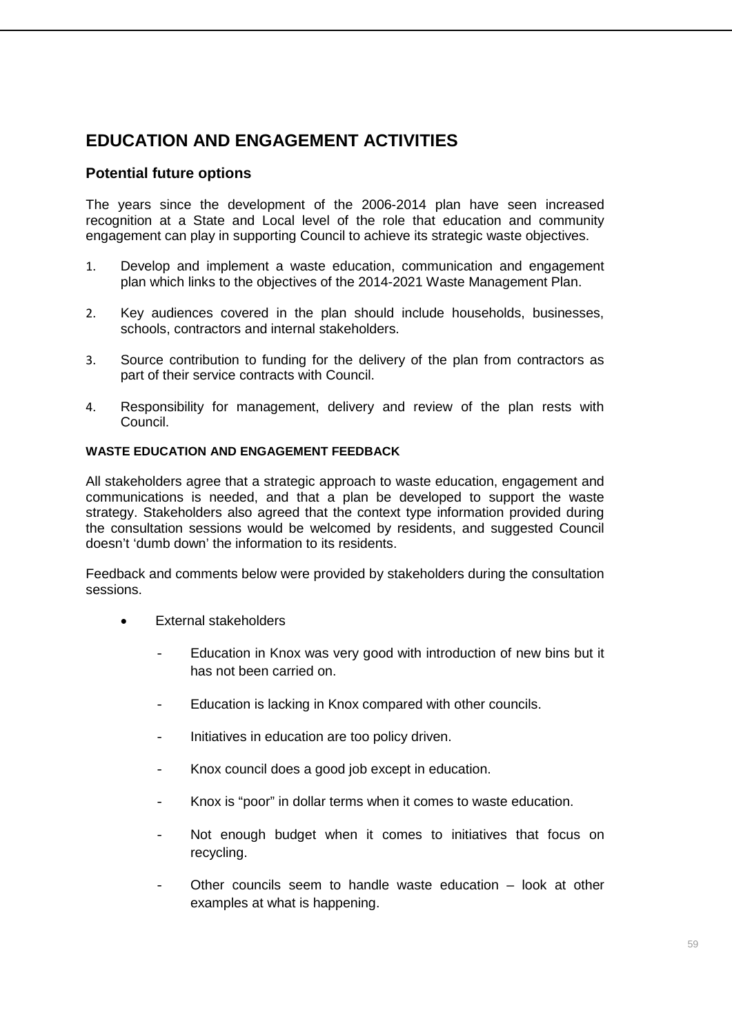# EDUCATION AND ENGAGEMENT ACTIVITIES

## Potential future options

The years since the development of the 2006-2014 plan have seen increased recognition at a State and Local level of the role that education and community engagement can play in supporting Council to achieve its strategic waste objectives.

1. Develop and implement a waste education, communication and engagement plan which links to the objectives of the 2014-2021 Waste Management Plan.

2. Key audiences covered in the plan should include households, businesses, schools, contractors and internal stakeholders.

3. Source contribution to funding for the delivery of the plan from contractors as part of their service contracts with Council.

4. Responsibility for management, delivery and review of the plan rests with Council.

#### WASTE EDUCATION AND ENGAGEMENT FEEDBACK

All stakeholders agree that a strategic approach to waste education, engagement and communications is needed, and that a plan be developed to support the waste strategy. Stakeholders also agreed that the context type information provided during the consultation sessions would be welcomed by residents, and suggested Council doesn't 'dumb down' the information to its residents.

Feedback and comments below were provided by stakeholders during the consultation sessions.

- External stakeholders
  - Education in Knox was very good with introduction of new bins but it has not been carried on.
  - Education is lacking in Knox compared with other councils.
  - Initiatives in education are too policy driven.
  - Knox council does a good job except in education.
  - Knox is "poor" in dollar terms when it comes to waste education.
  - Not enough budget when it comes to initiatives that focus on recycling.
  - Other councils seem to handle waste education – look at other examples at what is happening.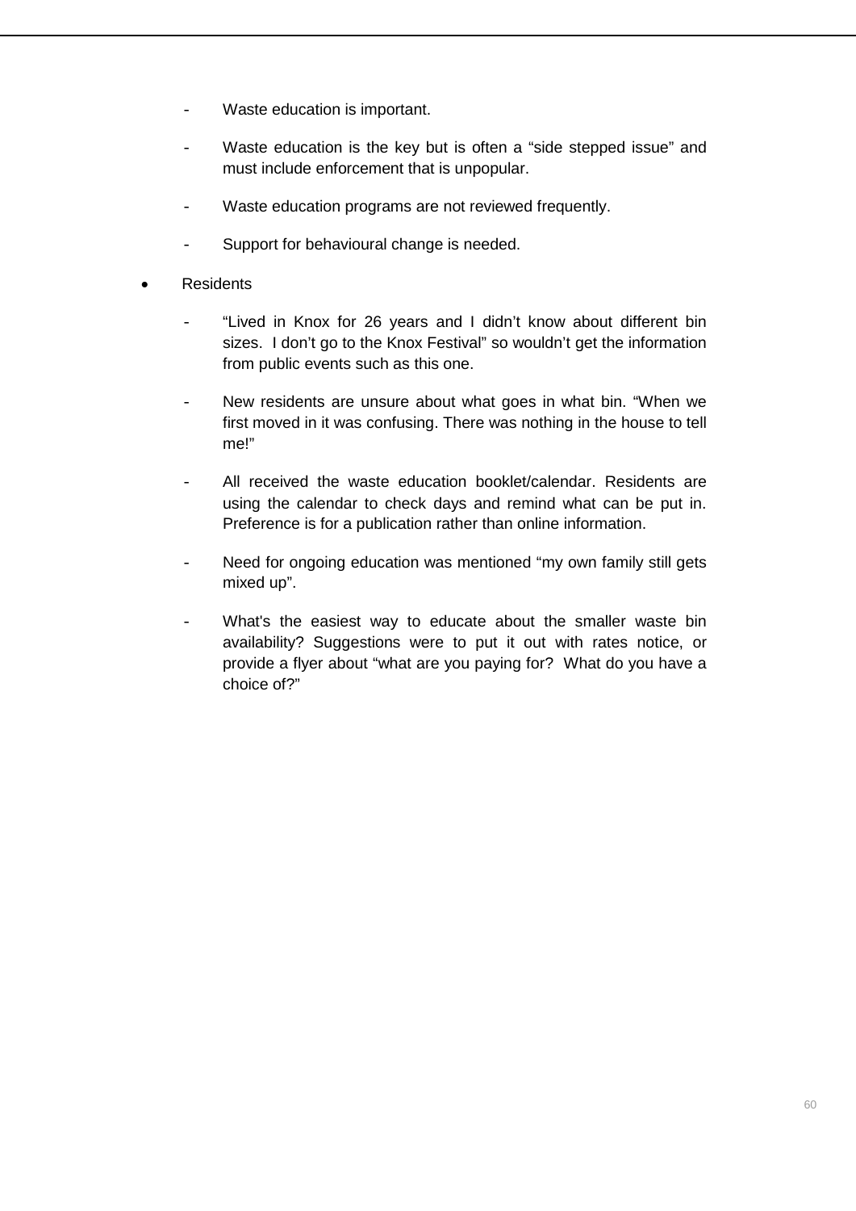- Waste education is important.
  - Waste education is the key but is often a "side stepped issue" and must include enforcement that is unpopular.
  - Waste education programs are not reviewed frequently.
  - Support for behavioural change is needed.

- Residents
  - "Lived in Knox for 26 years and I didn't know about different bin sizes. I don't go to the Knox Festival" so wouldn't get the information from public events such as this one.
  - New residents are unsure about what goes in what bin. "When we first moved in it was confusing. There was nothing in the house to tell me!"
  - All received the waste education booklet/calendar. Residents are using the calendar to check days and remind what can be put in. Preference is for a publication rather than online information.
  - Need for ongoing education was mentioned "my own family still gets mixed up".
  - What's the easiest way to educate about the smaller waste bin availability? Suggestions were to put it out with rates notice, or provide a flyer about "what are you paying for? What do you have a choice of?"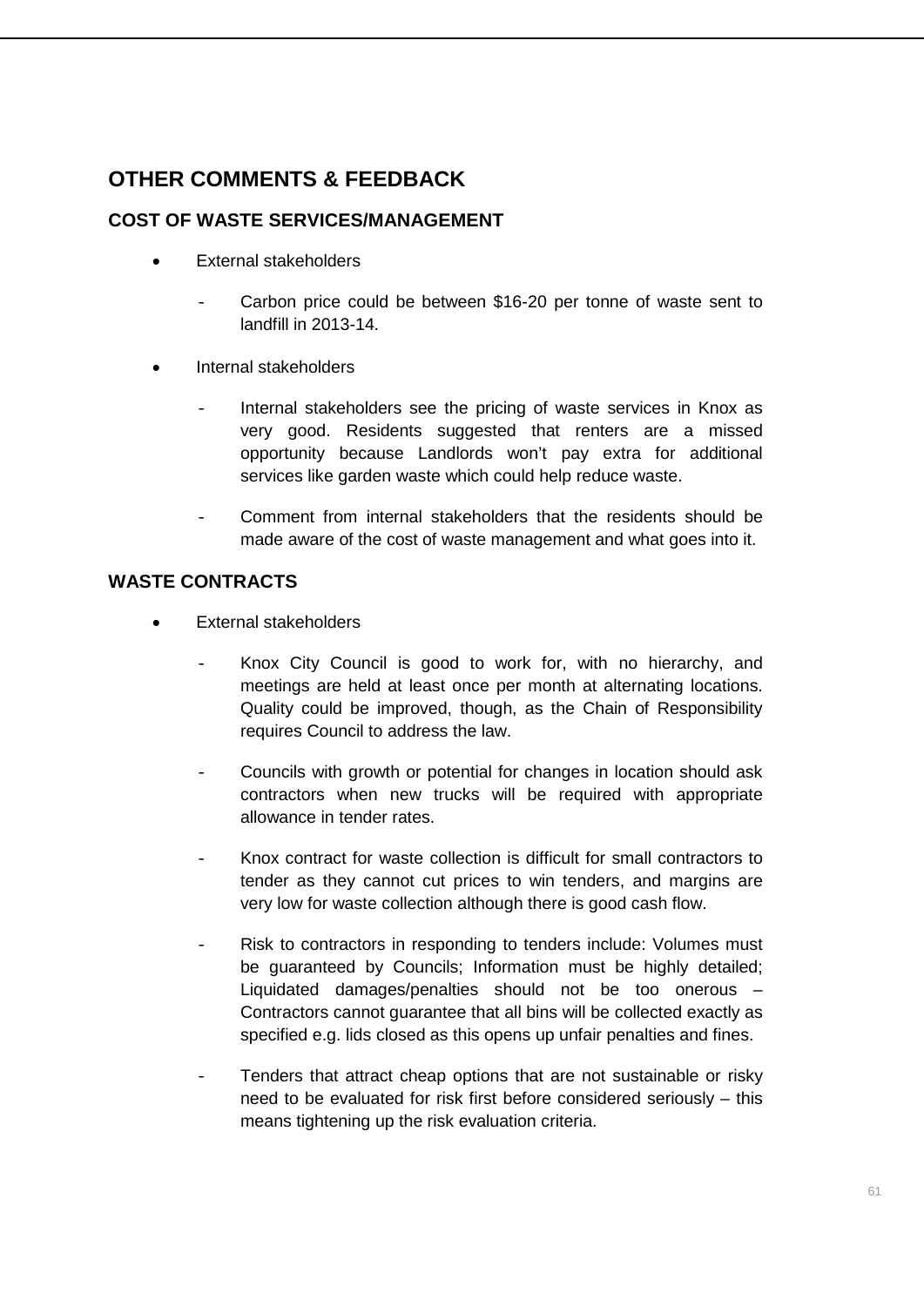## OTHER COMMENTS & FEEDBACK

### COST OF WASTE SERVICES/MANAGEMENT

- External stakeholders
  - Carbon price could be between $16-20 per tonne of waste sent to landfill in 2013-14.
- Internal stakeholders
  - Internal stakeholders see the pricing of waste services in Knox as very good. Residents suggested that renters are a missed opportunity because Landlords won't pay extra for additional services like garden waste which could help reduce waste.
  - Comment from internal stakeholders that the residents should be made aware of the cost of waste management and what goes into it.

### WASTE CONTRACTS

- External stakeholders
  - Knox City Council is good to work for, with no hierarchy, and meetings are held at least once per month at alternating locations. Quality could be improved, though, as the Chain of Responsibility requires Council to address the law.
  - Councils with growth or potential for changes in location should ask contractors when new trucks will be required with appropriate allowance in tender rates.
  - Knox contract for waste collection is difficult for small contractors to tender as they cannot cut prices to win tenders, and margins are very low for waste collection although there is good cash flow.
  - Risk to contractors in responding to tenders include: Volumes must be guaranteed by Councils; Information must be highly detailed; Liquidated damages/penalties should not be too onerous – Contractors cannot guarantee that all bins will be collected exactly as specified e.g. lids closed as this opens up unfair penalties and fines.
  - Tenders that attract cheap options that are not sustainable or risky need to be evaluated for risk first before considered seriously – this means tightening up the risk evaluation criteria.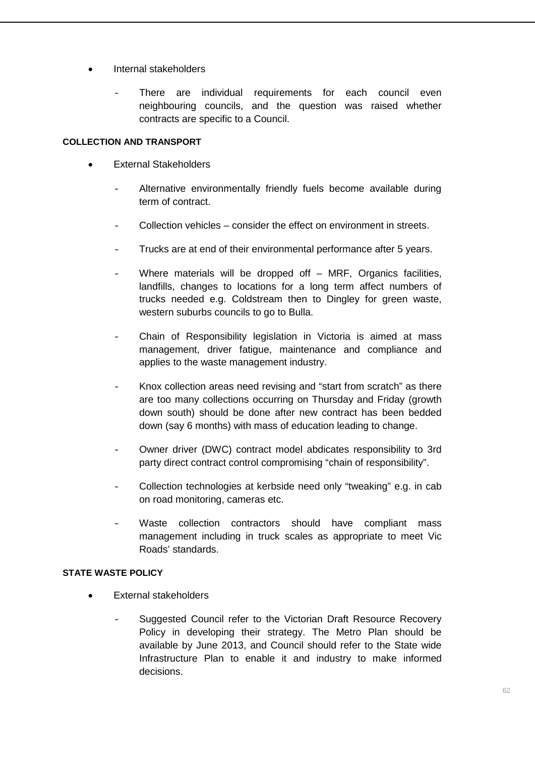- Internal stakeholders
  - There are individual requirements for each council even neighbouring councils, and the question was raised whether contracts are specific to a Council.

**COLLECTION AND TRANSPORT**

- External Stakeholders
  - Alternative environmentally friendly fuels become available during term of contract.
  - Collection vehicles – consider the effect on environment in streets.
  - Trucks are at end of their environmental performance after 5 years.
  - Where materials will be dropped off – MRF, Organics facilities, landfills, changes to locations for a long term affect numbers of trucks needed e.g. Coldstream then to Dingley for green waste, western suburbs councils to go to Bulla.
  - Chain of Responsibility legislation in Victoria is aimed at mass management, driver fatigue, maintenance and compliance and applies to the waste management industry.
  - Knox collection areas need revising and "start from scratch" as there are too many collections occurring on Thursday and Friday (growth down south) should be done after new contract has been bedded down (say 6 months) with mass of education leading to change.
  - Owner driver (DWC) contract model abdicates responsibility to 3rd party direct contract control compromising "chain of responsibility".
  - Collection technologies at kerbside need only "tweaking" e.g. in cab on road monitoring, cameras etc.
  - Waste collection contractors should have compliant mass management including in truck scales as appropriate to meet Vic Roads' standards.

**STATE WASTE POLICY**

- External stakeholders
  - Suggested Council refer to the Victorian Draft Resource Recovery Policy in developing their strategy. The Metro Plan should be available by June 2013, and Council should refer to the State wide Infrastructure Plan to enable it and industry to make informed decisions.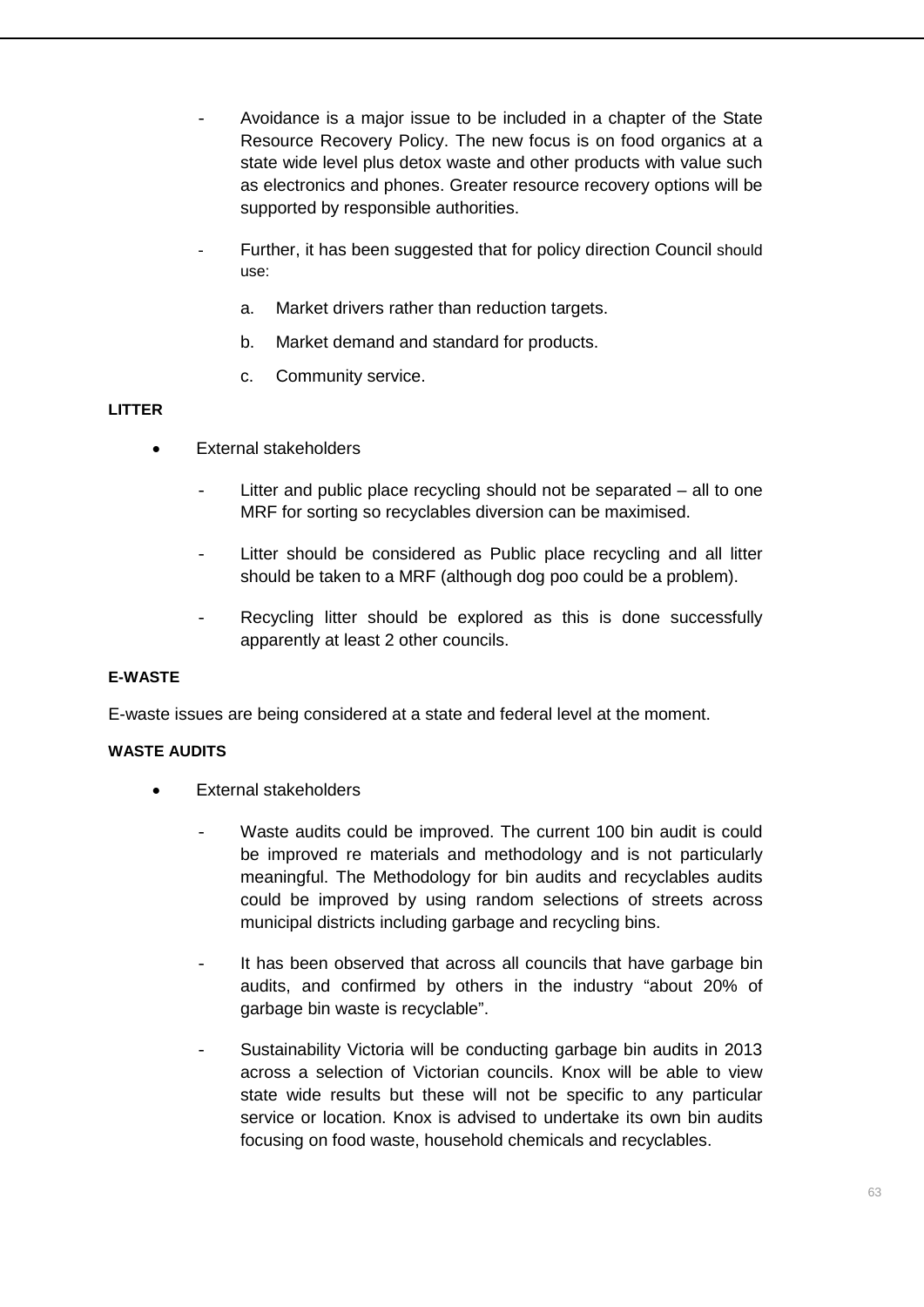- Avoidance is a major issue to be included in a chapter of the State Resource Recovery Policy. The new focus is on food organics at a state wide level plus detox waste and other products with value such as electronics and phones. Greater resource recovery options will be supported by responsible authorities.

- Further, it has been suggested that for policy direction Council should use:

  a. Market drivers rather than reduction targets.

  b. Market demand and standard for products.

  c. Community service.

**LITTER**

- External stakeholders
  - Litter and public place recycling should not be separated – all to one MRF for sorting so recyclables diversion can be maximised.
  - Litter should be considered as Public place recycling and all litter should be taken to a MRF (although dog poo could be a problem).
  - Recycling litter should be explored as this is done successfully apparently at least 2 other councils.

**E-WASTE**

E-waste issues are being considered at a state and federal level at the moment.

**WASTE AUDITS**

- External stakeholders
  - Waste audits could be improved. The current 100 bin audit is could be improved re materials and methodology and is not particularly meaningful. The Methodology for bin audits and recyclables audits could be improved by using random selections of streets across municipal districts including garbage and recycling bins.
  - It has been observed that across all councils that have garbage bin audits, and confirmed by others in the industry "about 20% of garbage bin waste is recyclable".
  - Sustainability Victoria will be conducting garbage bin audits in 2013 across a selection of Victorian councils. Knox will be able to view state wide results but these will not be specific to any particular service or location. Knox is advised to undertake its own bin audits focusing on food waste, household chemicals and recyclables.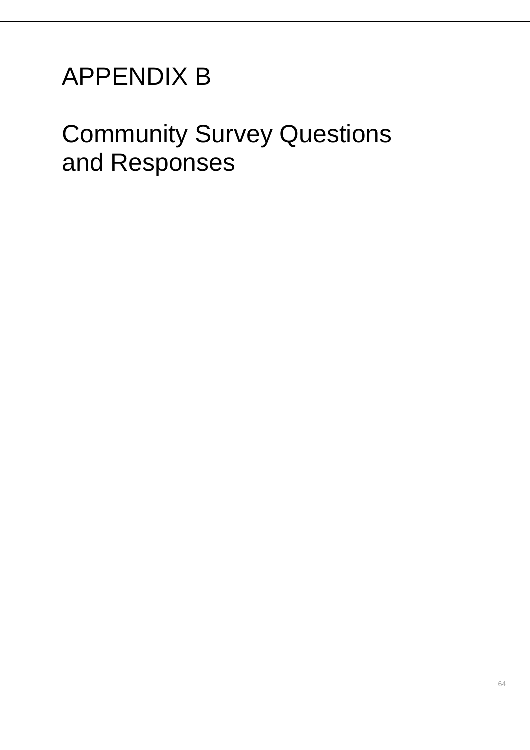# APPENDIX B

# Community Survey Questions and Responses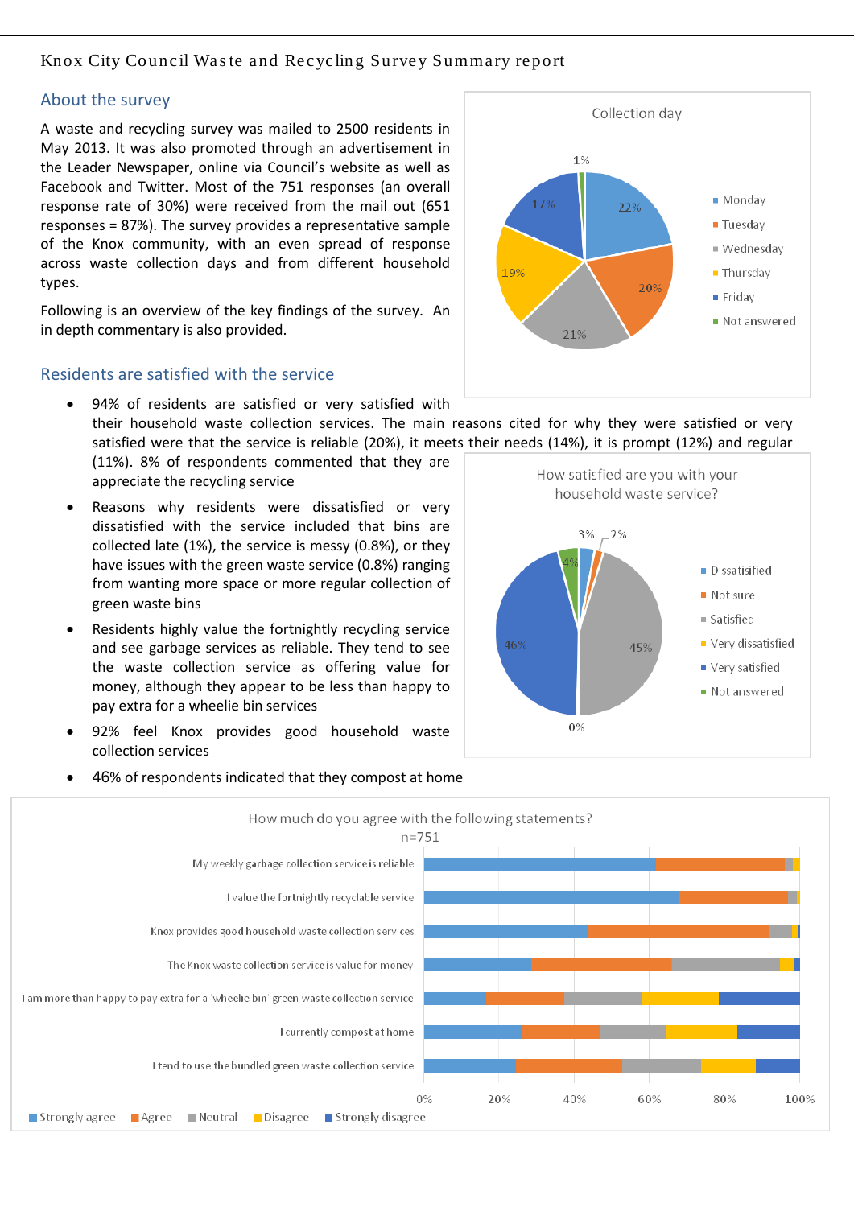Knox City Council Waste and Recycling Survey Summary report

## About the survey

A waste and recycling survey was mailed to 2500 residents in May 2013. It was also promoted through an advertisement in the Leader Newspaper, online via Council's website as well as Facebook and Twitter. Most of the 751 responses (an overall response rate of 30%) were received from the mail out (651 responses = 87%). The survey provides a representative sample of the Knox community, with an even spread of response across waste collection days and from different household types.

Following is an overview of the key findings of the survey. An in depth commentary is also provided.

**Collection day**

| Day | % |
| --- | --- |
| Monday | 22% |
| Tuesday | 20% |
| Wednesday | 21% |
| Thursday | 19% |
| Friday | 17% |
| Not answered | 1% |

## Residents are satisfied with the service

- 94% of residents are satisfied or very satisfied with their household waste collection services. The main reasons cited for why they were satisfied or very satisfied were that the service is reliable (20%), it meets their needs (14%), it is prompt (12%) and regular (11%). 8% of respondents commented that they are appreciate the recycling service
- Reasons why residents were dissatisfied or very dissatisfied with the service included that bins are collected late (1%), the service is messy (0.8%), or they have issues with the green waste service (0.8%) ranging from wanting more space or more regular collection of green waste bins
- Residents highly value the fortnightly recycling service and see garbage services as reliable. They tend to see the waste collection service as offering value for money, although they appear to be less than happy to pay extra for a wheelie bin services
- 92% feel Knox provides good household waste collection services
- 46% of respondents indicated that they compost at home

**How satisfied are you with your household waste service?**

| Response | % |
| --- | --- |
| Dissatisified | 3% |
| Not sure | 2% |
| Satisfied | 45% |
| Very dissatisfied | 0% |
| Very satisfied | 46% |
| Not answered | 4% |

**How much do you agree with the following statements?** n=751

Statements (Strongly agree / Agree / Neutral / Disagree / Strongly disagree):

- My weekly garbage collection service is reliable
- I value the fortnightly recyclable service
- Knox provides good household waste collection services
- The Knox waste collection service is value for money
- I am more than happy to pay extra for a 'wheelie bin' green waste collection service
- I currently compost at home
- I tend to use the bundled green waste collection service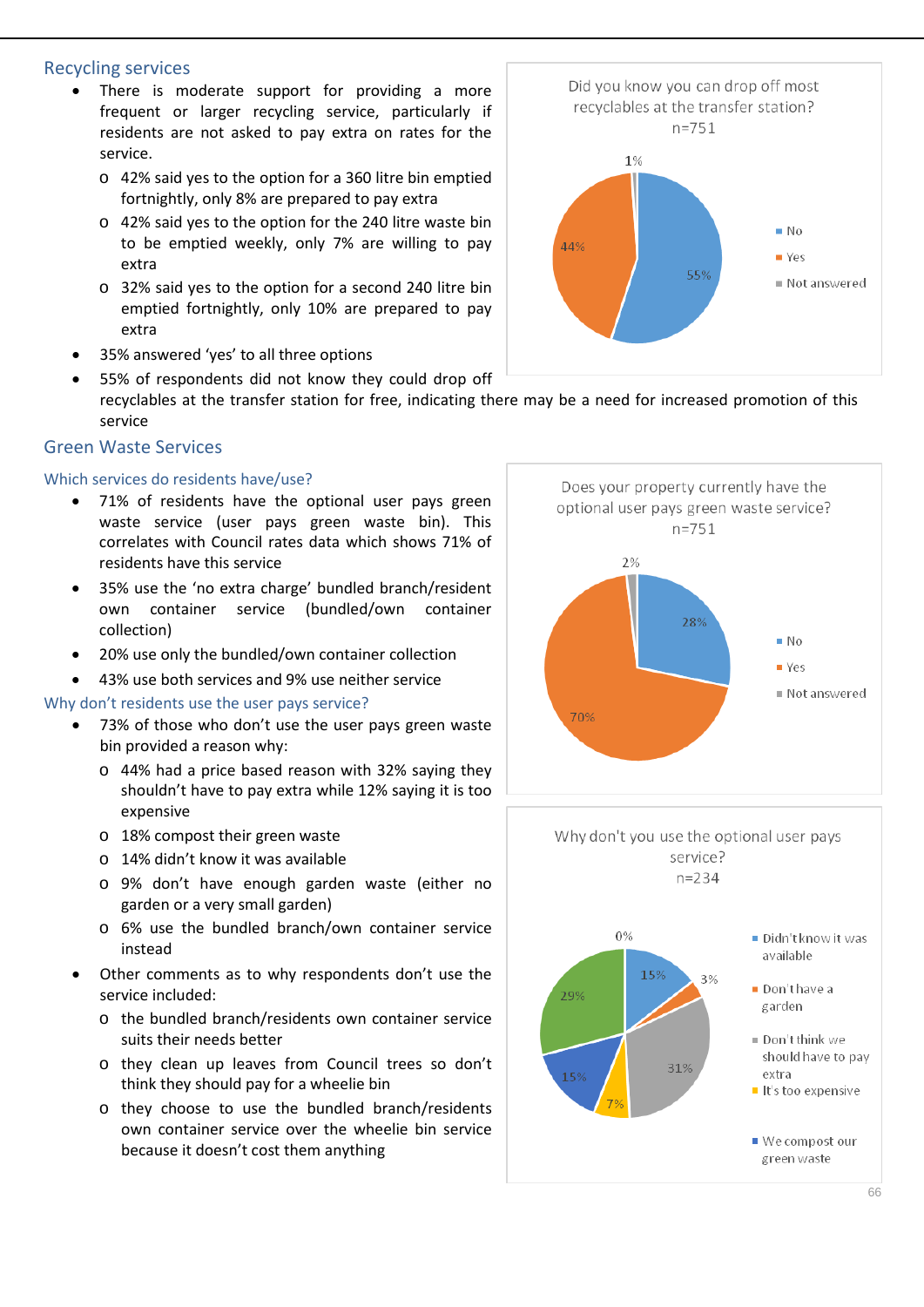## Recycling services

- There is moderate support for providing a more frequent or larger recycling service, particularly if residents are not asked to pay extra on rates for the service.
  - o 42% said yes to the option for a 360 litre bin emptied fortnightly, only 8% are prepared to pay extra
  - o 42% said yes to the option for the 240 litre waste bin to be emptied weekly, only 7% are willing to pay extra
  - o 32% said yes to the option for a second 240 litre bin emptied fortnightly, only 10% are prepared to pay extra
- 35% answered 'yes' to all three options
- 55% of respondents did not know they could drop off recyclables at the transfer station for free, indicating there may be a need for increased promotion of this service

Did you know you can drop off most recyclables at the transfer station?
n=751

| Response | % |
|---|---|
| No | 55% |
| Yes | 44% |
| Not answered | 1% |

## Green Waste Services

### Which services do residents have/use?

- 71% of residents have the optional user pays green waste service (user pays green waste bin). This correlates with Council rates data which shows 71% of residents have this service
- 35% use the 'no extra charge' bundled branch/resident own container service (bundled/own container collection)
- 20% use only the bundled/own container collection
- 43% use both services and 9% use neither service

Does your property currently have the optional user pays green waste service?
n=751

| Response | % |
|---|---|
| No | 28% |
| Yes | 70% |
| Not answered | 2% |

### Why don't residents use the user pays service?

- 73% of those who don't use the user pays green waste bin provided a reason why:
  - o 44% had a price based reason with 32% saying they shouldn't have to pay extra while 12% saying it is too expensive
  - o 18% compost their green waste
  - o 14% didn't know it was available
  - o 9% don't have enough garden waste (either no garden or a very small garden)
  - o 6% use the bundled branch/own container service instead
- Other comments as to why respondents don't use the service included:
  - o the bundled branch/residents own container service suits their needs better
  - o they clean up leaves from Council trees so don't think they should pay for a wheelie bin
  - o they choose to use the bundled branch/residents own container service over the wheelie bin service because it doesn't cost them anything

Why don't you use the optional user pays service?
n=234

| Response | % |
|---|---|
| Didn't know it was available | 15% |
| Don't have a garden | 3% |
| Don't think we should have to pay extra | 31% |
| It's too expensive | 7% |
| We compost our green waste | 15% |
| (unlabelled) | 29% |
| (unlabelled) | 0% |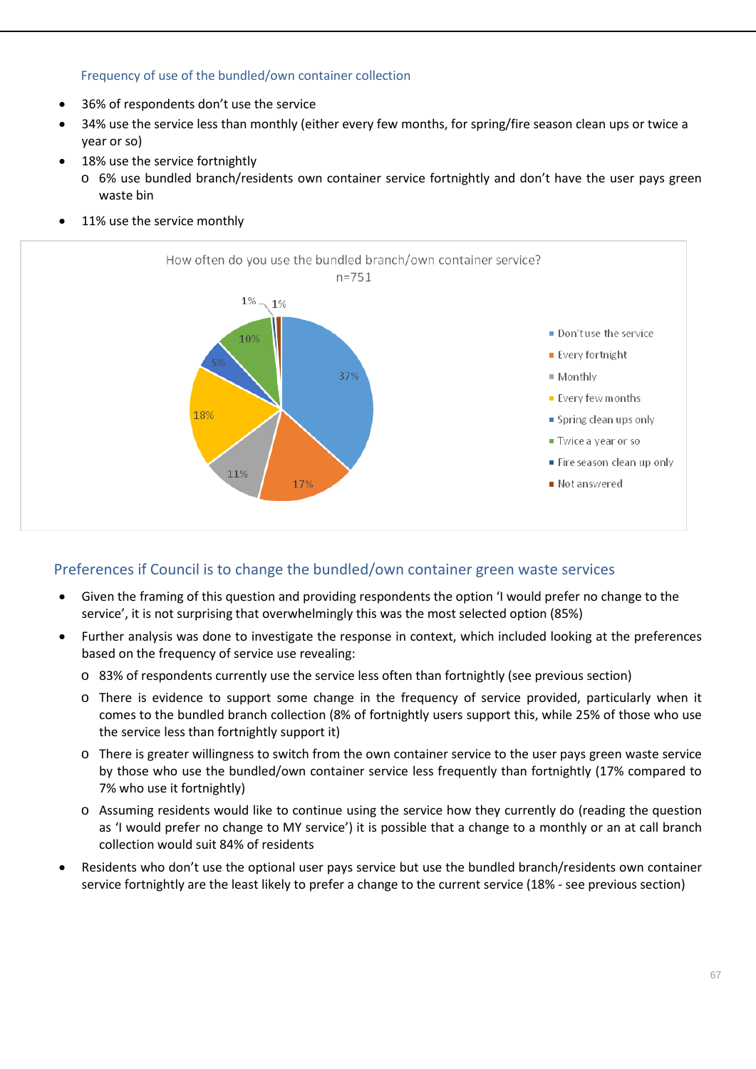### Frequency of use of the bundled/own container collection

- 36% of respondents don't use the service
- 34% use the service less than monthly (either every few months, for spring/fire season clean ups or twice a year or so)
- 18% use the service fortnightly
  - 6% use bundled branch/residents own container service fortnightly and don't have the user pays green waste bin
- 11% use the service monthly

How often do you use the bundled branch/own container service?
n=751

| Response | % |
|---|---|
| Don't use the service | 37% |
| Every fortnight | 17% |
| Monthly | 11% |
| Every few months | 18% |
| Spring clean ups only | 5% |
| Twice a year or so | 10% |
| Fire season clean up only | 1% |
| Not answered | 1% |

## Preferences if Council is to change the bundled/own container green waste services

- Given the framing of this question and providing respondents the option 'I would prefer no change to the service', it is not surprising that overwhelmingly this was the most selected option (85%)
- Further analysis was done to investigate the response in context, which included looking at the preferences based on the frequency of service use revealing:
  - 83% of respondents currently use the service less often than fortnightly (see previous section)
  - There is evidence to support some change in the frequency of service provided, particularly when it comes to the bundled branch collection (8% of fortnightly users support this, while 25% of those who use the service less than fortnightly support it)
  - There is greater willingness to switch from the own container service to the user pays green waste service by those who use the bundled/own container service less frequently than fortnightly (17% compared to 7% who use it fortnightly)
  - Assuming residents would like to continue using the service how they currently do (reading the question as 'I would prefer no change to MY service') it is possible that a change to a monthly or an at call branch collection would suit 84% of residents
- Residents who don't use the optional user pays service but use the bundled branch/residents own container service fortnightly are the least likely to prefer a change to the current service (18% - see previous section)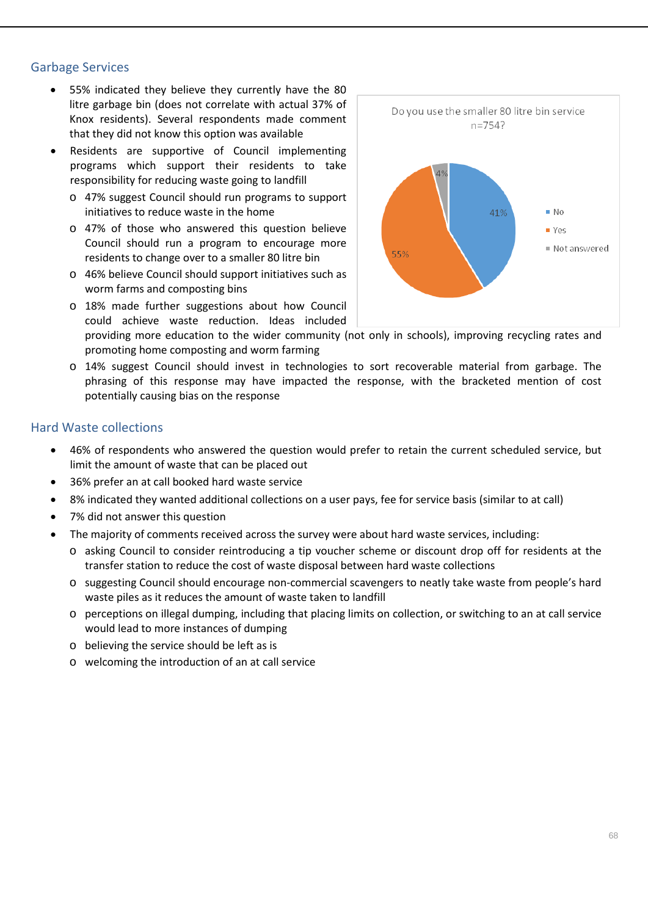## Garbage Services

- 55% indicated they believe they currently have the 80 litre garbage bin (does not correlate with actual 37% of Knox residents). Several respondents made comment that they did not know this option was available
- Residents are supportive of Council implementing programs which support their residents to take responsibility for reducing waste going to landfill
  - 47% suggest Council should run programs to support initiatives to reduce waste in the home
  - 47% of those who answered this question believe Council should run a program to encourage more residents to change over to a smaller 80 litre bin
  - 46% believe Council should support initiatives such as worm farms and composting bins
  - 18% made further suggestions about how Council could achieve waste reduction. Ideas included providing more education to the wider community (not only in schools), improving recycling rates and promoting home composting and worm farming
  - 14% suggest Council should invest in technologies to sort recoverable material from garbage. The phrasing of this response may have impacted the response, with the bracketed mention of cost potentially causing bias on the response

Do you use the smaller 80 litre bin service
n=754?

| Response | % |
|---|---|
| No | 41% |
| Yes | 55% |
| Not answered | 4% |

## Hard Waste collections

- 46% of respondents who answered the question would prefer to retain the current scheduled service, but limit the amount of waste that can be placed out
- 36% prefer an at call booked hard waste service
- 8% indicated they wanted additional collections on a user pays, fee for service basis (similar to at call)
- 7% did not answer this question
- The majority of comments received across the survey were about hard waste services, including:
  - asking Council to consider reintroducing a tip voucher scheme or discount drop off for residents at the transfer station to reduce the cost of waste disposal between hard waste collections
  - suggesting Council should encourage non-commercial scavengers to neatly take waste from people's hard waste piles as it reduces the amount of waste taken to landfill
  - perceptions on illegal dumping, including that placing limits on collection, or switching to an at call service would lead to more instances of dumping
  - believing the service should be left as is
  - welcoming the introduction of an at call service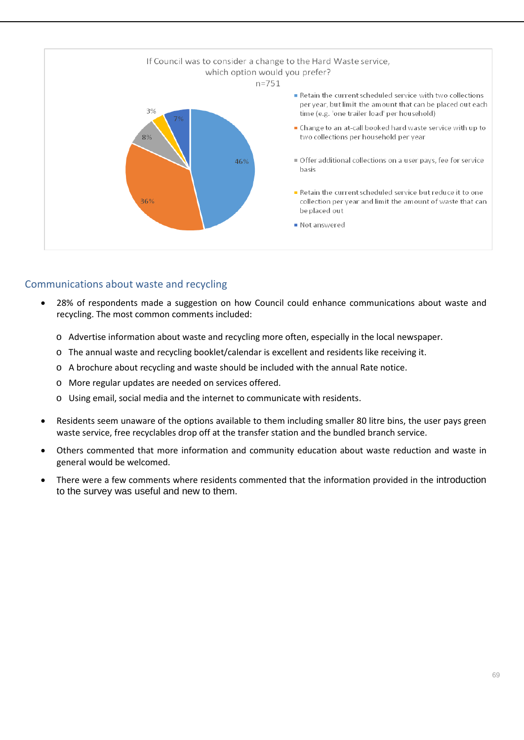If Council was to consider a change to the Hard Waste service, which option would you prefer?
n=751

46%
36%
8%
3%
7%

- Retain the current scheduled service with two collections per year, but limit the amount that can be placed out each time (e.g. 'one trailer load' per household)
- Change to an at-call booked hard waste service with up to two collections per household per year
- Offer additional collections on a user pays, fee for service basis
- Retain the current scheduled service but reduce it to one collection per year and limit the amount of waste that can be placed out
- Not answered

## Communications about waste and recycling

- 28% of respondents made a suggestion on how Council could enhance communications about waste and recycling. The most common comments included:
  - Advertise information about waste and recycling more often, especially in the local newspaper.
  - The annual waste and recycling booklet/calendar is excellent and residents like receiving it.
  - A brochure about recycling and waste should be included with the annual Rate notice.
  - More regular updates are needed on services offered.
  - Using email, social media and the internet to communicate with residents.
- Residents seem unaware of the options available to them including smaller 80 litre bins, the user pays green waste service, free recyclables drop off at the transfer station and the bundled branch service.
- Others commented that more information and community education about waste reduction and waste in general would be welcomed.
- There were a few comments where residents commented that the information provided in the introduction to the survey was useful and new to them.